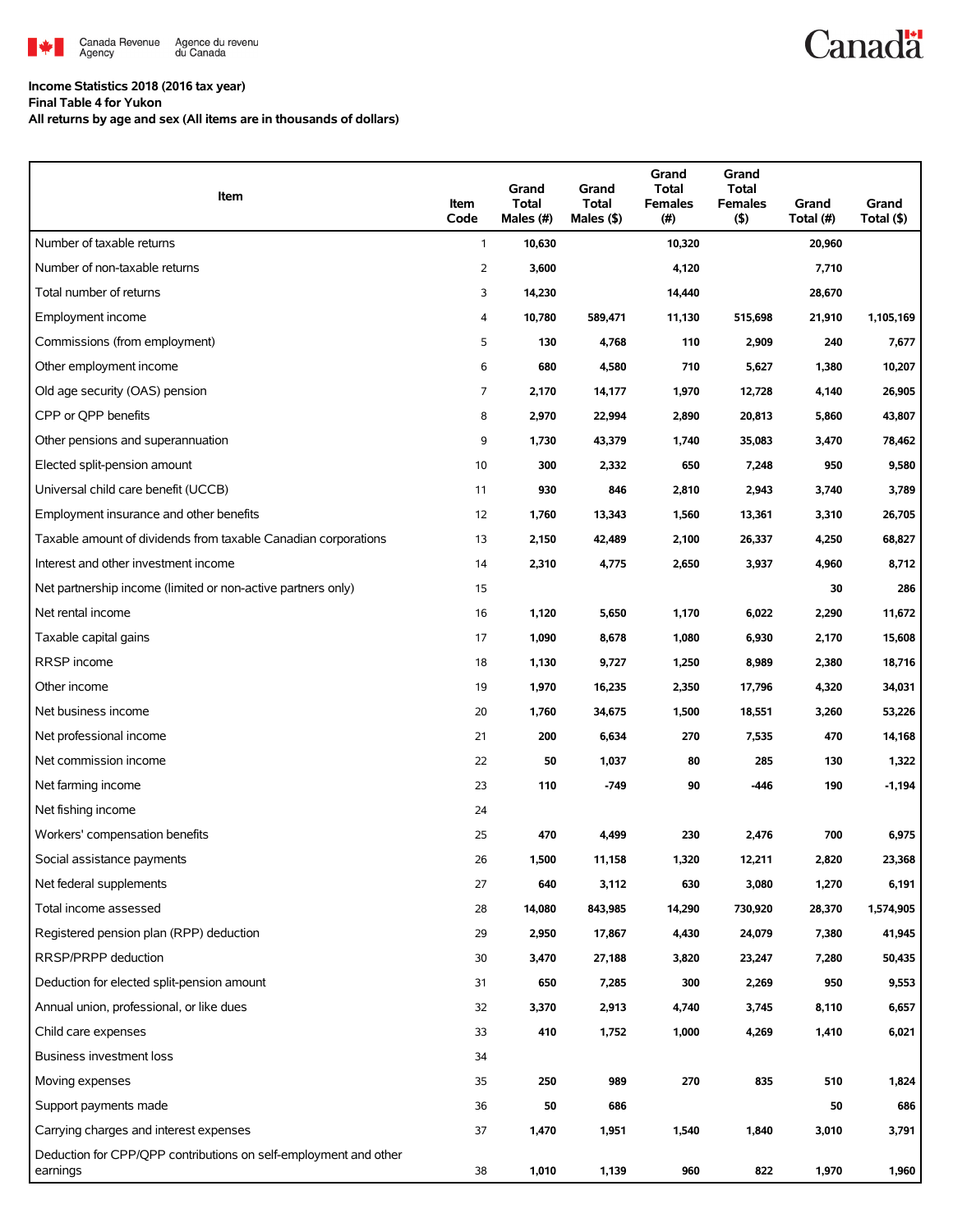Canada Revenue Agency / Agence du revenu du Canada

**Income Statistics 2018 (2016 tax year)**
**Final Table 4 for Yukon**
**All returns by age and sex (All items are in thousands of dollars)**

| Item | Item Code | Grand Total Males (#) | Grand Total Males ($) | Grand Total Females (#) | Grand Total Females ($) | Grand Total (#) | Grand Total ($) |
|---|---|---|---|---|---|---|---|
| Number of taxable returns | 1 | 10,630 | | 10,320 | | 20,960 | |
| Number of non-taxable returns | 2 | 3,600 | | 4,120 | | 7,710 | |
| Total number of returns | 3 | 14,230 | | 14,440 | | 28,670 | |
| Employment income | 4 | 10,780 | 589,471 | 11,130 | 515,698 | 21,910 | 1,105,169 |
| Commissions (from employment) | 5 | 130 | 4,768 | 110 | 2,909 | 240 | 7,677 |
| Other employment income | 6 | 680 | 4,580 | 710 | 5,627 | 1,380 | 10,207 |
| Old age security (OAS) pension | 7 | 2,170 | 14,177 | 1,970 | 12,728 | 4,140 | 26,905 |
| CPP or QPP benefits | 8 | 2,970 | 22,994 | 2,890 | 20,813 | 5,860 | 43,807 |
| Other pensions and superannuation | 9 | 1,730 | 43,379 | 1,740 | 35,083 | 3,470 | 78,462 |
| Elected split-pension amount | 10 | 300 | 2,332 | 650 | 7,248 | 950 | 9,580 |
| Universal child care benefit (UCCB) | 11 | 930 | 846 | 2,810 | 2,943 | 3,740 | 3,789 |
| Employment insurance and other benefits | 12 | 1,760 | 13,343 | 1,560 | 13,361 | 3,310 | 26,705 |
| Taxable amount of dividends from taxable Canadian corporations | 13 | 2,150 | 42,489 | 2,100 | 26,337 | 4,250 | 68,827 |
| Interest and other investment income | 14 | 2,310 | 4,775 | 2,650 | 3,937 | 4,960 | 8,712 |
| Net partnership income (limited or non-active partners only) | 15 | | | | | 30 | 286 |
| Net rental income | 16 | 1,120 | 5,650 | 1,170 | 6,022 | 2,290 | 11,672 |
| Taxable capital gains | 17 | 1,090 | 8,678 | 1,080 | 6,930 | 2,170 | 15,608 |
| RRSP income | 18 | 1,130 | 9,727 | 1,250 | 8,989 | 2,380 | 18,716 |
| Other income | 19 | 1,970 | 16,235 | 2,350 | 17,796 | 4,320 | 34,031 |
| Net business income | 20 | 1,760 | 34,675 | 1,500 | 18,551 | 3,260 | 53,226 |
| Net professional income | 21 | 200 | 6,634 | 270 | 7,535 | 470 | 14,168 |
| Net commission income | 22 | 50 | 1,037 | 80 | 285 | 130 | 1,322 |
| Net farming income | 23 | 110 | -749 | 90 | -446 | 190 | -1,194 |
| Net fishing income | 24 | | | | | | |
| Workers' compensation benefits | 25 | 470 | 4,499 | 230 | 2,476 | 700 | 6,975 |
| Social assistance payments | 26 | 1,500 | 11,158 | 1,320 | 12,211 | 2,820 | 23,368 |
| Net federal supplements | 27 | 640 | 3,112 | 630 | 3,080 | 1,270 | 6,191 |
| Total income assessed | 28 | 14,080 | 843,985 | 14,290 | 730,920 | 28,370 | 1,574,905 |
| Registered pension plan (RPP) deduction | 29 | 2,950 | 17,867 | 4,430 | 24,079 | 7,380 | 41,945 |
| RRSP/PRPP deduction | 30 | 3,470 | 27,188 | 3,820 | 23,247 | 7,280 | 50,435 |
| Deduction for elected split-pension amount | 31 | 650 | 7,285 | 300 | 2,269 | 950 | 9,553 |
| Annual union, professional, or like dues | 32 | 3,370 | 2,913 | 4,740 | 3,745 | 8,110 | 6,657 |
| Child care expenses | 33 | 410 | 1,752 | 1,000 | 4,269 | 1,410 | 6,021 |
| Business investment loss | 34 | | | | | | |
| Moving expenses | 35 | 250 | 989 | 270 | 835 | 510 | 1,824 |
| Support payments made | 36 | 50 | 686 | | | 50 | 686 |
| Carrying charges and interest expenses | 37 | 1,470 | 1,951 | 1,540 | 1,840 | 3,010 | 3,791 |
| Deduction for CPP/QPP contributions on self-employment and other earnings | 38 | 1,010 | 1,139 | 960 | 822 | 1,970 | 1,960 |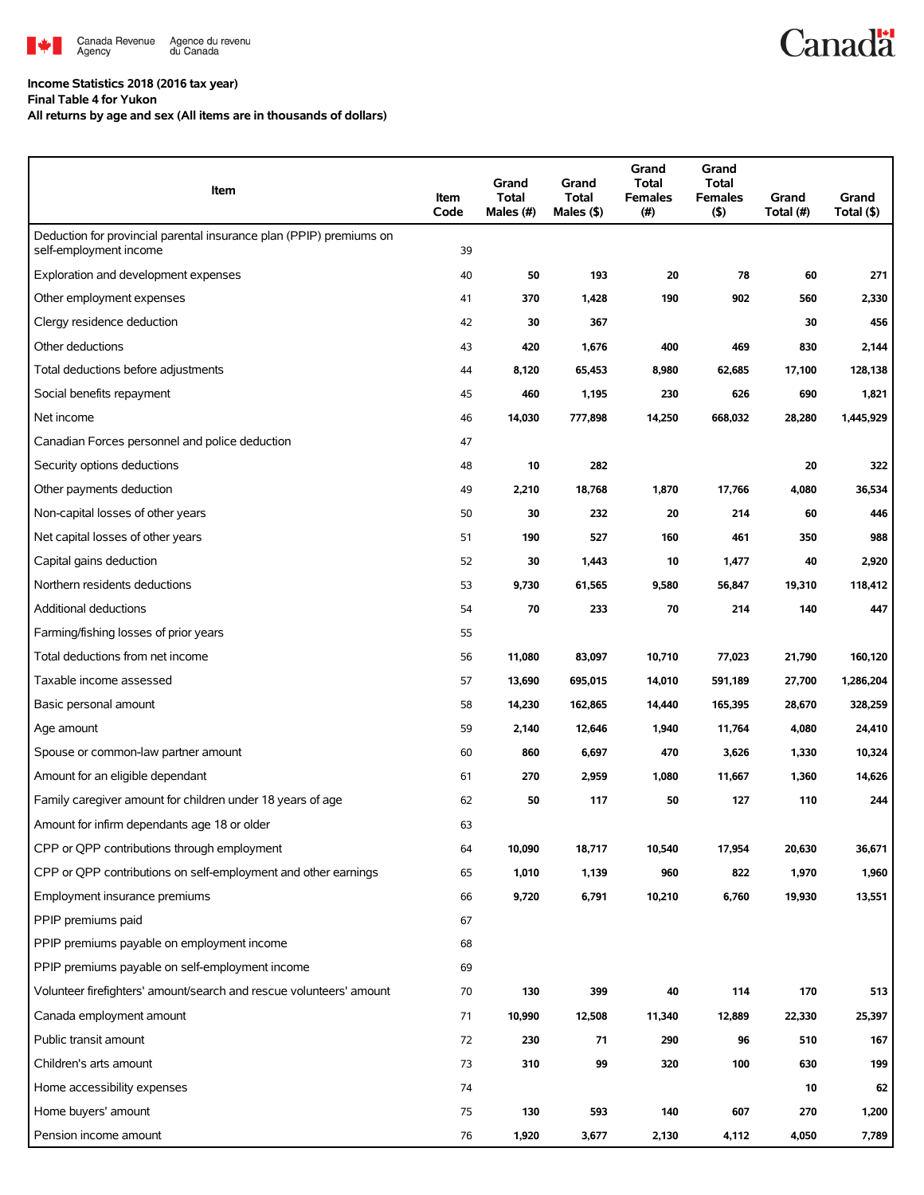**Income Statistics 2018 (2016 tax year)**
**Final Table 4 for Yukon**
**All returns by age and sex (All items are in thousands of dollars)**

| Item | Item Code | Grand Total Males (#) | Grand Total Males ($) | Grand Total Females (#) | Grand Total Females ($) | Grand Total (#) | Grand Total ($) |
|---|---|---|---|---|---|---|---|
| Deduction for provincial parental insurance plan (PPIP) premiums on self-employment income | 39 | | | | | | |
| Exploration and development expenses | 40 | 50 | 193 | 20 | 78 | 60 | 271 |
| Other employment expenses | 41 | 370 | 1,428 | 190 | 902 | 560 | 2,330 |
| Clergy residence deduction | 42 | 30 | 367 | | | 30 | 456 |
| Other deductions | 43 | 420 | 1,676 | 400 | 469 | 830 | 2,144 |
| Total deductions before adjustments | 44 | 8,120 | 65,453 | 8,980 | 62,685 | 17,100 | 128,138 |
| Social benefits repayment | 45 | 460 | 1,195 | 230 | 626 | 690 | 1,821 |
| Net income | 46 | 14,030 | 777,898 | 14,250 | 668,032 | 28,280 | 1,445,929 |
| Canadian Forces personnel and police deduction | 47 | | | | | | |
| Security options deductions | 48 | 10 | 282 | | | 20 | 322 |
| Other payments deduction | 49 | 2,210 | 18,768 | 1,870 | 17,766 | 4,080 | 36,534 |
| Non-capital losses of other years | 50 | 30 | 232 | 20 | 214 | 60 | 446 |
| Net capital losses of other years | 51 | 190 | 527 | 160 | 461 | 350 | 988 |
| Capital gains deduction | 52 | 30 | 1,443 | 10 | 1,477 | 40 | 2,920 |
| Northern residents deductions | 53 | 9,730 | 61,565 | 9,580 | 56,847 | 19,310 | 118,412 |
| Additional deductions | 54 | 70 | 233 | 70 | 214 | 140 | 447 |
| Farming/fishing losses of prior years | 55 | | | | | | |
| Total deductions from net income | 56 | 11,080 | 83,097 | 10,710 | 77,023 | 21,790 | 160,120 |
| Taxable income assessed | 57 | 13,690 | 695,015 | 14,010 | 591,189 | 27,700 | 1,286,204 |
| Basic personal amount | 58 | 14,230 | 162,865 | 14,440 | 165,395 | 28,670 | 328,259 |
| Age amount | 59 | 2,140 | 12,646 | 1,940 | 11,764 | 4,080 | 24,410 |
| Spouse or common-law partner amount | 60 | 860 | 6,697 | 470 | 3,626 | 1,330 | 10,324 |
| Amount for an eligible dependant | 61 | 270 | 2,959 | 1,080 | 11,667 | 1,360 | 14,626 |
| Family caregiver amount for children under 18 years of age | 62 | 50 | 117 | 50 | 127 | 110 | 244 |
| Amount for infirm dependants age 18 or older | 63 | | | | | | |
| CPP or QPP contributions through employment | 64 | 10,090 | 18,717 | 10,540 | 17,954 | 20,630 | 36,671 |
| CPP or QPP contributions on self-employment and other earnings | 65 | 1,010 | 1,139 | 960 | 822 | 1,970 | 1,960 |
| Employment insurance premiums | 66 | 9,720 | 6,791 | 10,210 | 6,760 | 19,930 | 13,551 |
| PPIP premiums paid | 67 | | | | | | |
| PPIP premiums payable on employment income | 68 | | | | | | |
| PPIP premiums payable on self-employment income | 69 | | | | | | |
| Volunteer firefighters' amount/search and rescue volunteers' amount | 70 | 130 | 399 | 40 | 114 | 170 | 513 |
| Canada employment amount | 71 | 10,990 | 12,508 | 11,340 | 12,889 | 22,330 | 25,397 |
| Public transit amount | 72 | 230 | 71 | 290 | 96 | 510 | 167 |
| Children's arts amount | 73 | 310 | 99 | 320 | 100 | 630 | 199 |
| Home accessibility expenses | 74 | | | | | 10 | 62 |
| Home buyers' amount | 75 | 130 | 593 | 140 | 607 | 270 | 1,200 |
| Pension income amount | 76 | 1,920 | 3,677 | 2,130 | 4,112 | 4,050 | 7,789 |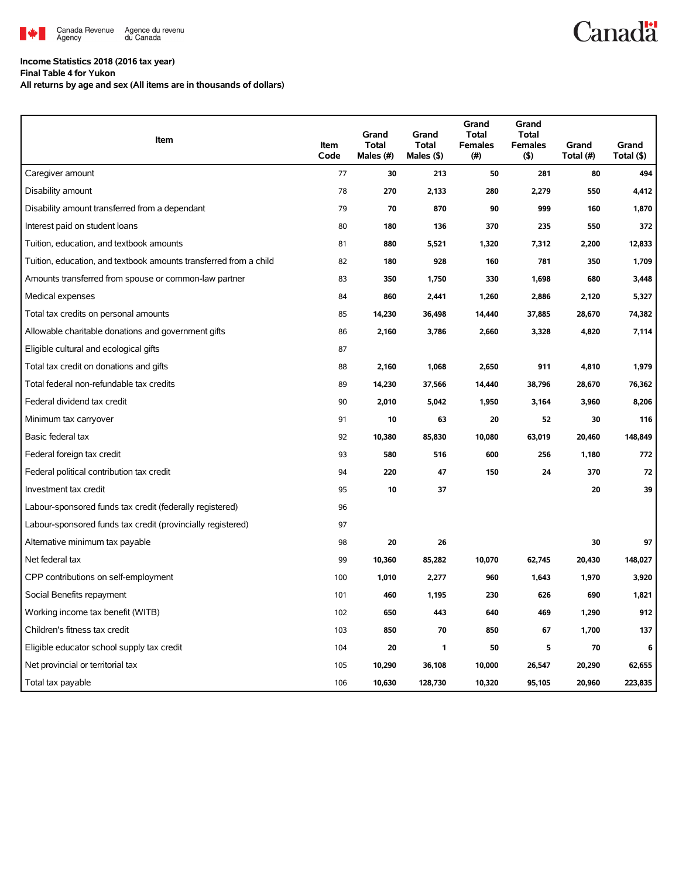Canada Revenue Agency / Agence du revenu du Canada

**Income Statistics 2018 (2016 tax year)**
**Final Table 4 for Yukon**
**All returns by age and sex (All items are in thousands of dollars)**

| Item | Item Code | Grand Total Males (#) | Grand Total Males ($) | Grand Total Females (#) | Grand Total Females ($) | Grand Total (#) | Grand Total ($) |
|---|---|---|---|---|---|---|---|
| Caregiver amount | 77 | 30 | 213 | 50 | 281 | 80 | 494 |
| Disability amount | 78 | 270 | 2,133 | 280 | 2,279 | 550 | 4,412 |
| Disability amount transferred from a dependant | 79 | 70 | 870 | 90 | 999 | 160 | 1,870 |
| Interest paid on student loans | 80 | 180 | 136 | 370 | 235 | 550 | 372 |
| Tuition, education, and textbook amounts | 81 | 880 | 5,521 | 1,320 | 7,312 | 2,200 | 12,833 |
| Tuition, education, and textbook amounts transferred from a child | 82 | 180 | 928 | 160 | 781 | 350 | 1,709 |
| Amounts transferred from spouse or common-law partner | 83 | 350 | 1,750 | 330 | 1,698 | 680 | 3,448 |
| Medical expenses | 84 | 860 | 2,441 | 1,260 | 2,886 | 2,120 | 5,327 |
| Total tax credits on personal amounts | 85 | 14,230 | 36,498 | 14,440 | 37,885 | 28,670 | 74,382 |
| Allowable charitable donations and government gifts | 86 | 2,160 | 3,786 | 2,660 | 3,328 | 4,820 | 7,114 |
| Eligible cultural and ecological gifts | 87 | | | | | | |
| Total tax credit on donations and gifts | 88 | 2,160 | 1,068 | 2,650 | 911 | 4,810 | 1,979 |
| Total federal non-refundable tax credits | 89 | 14,230 | 37,566 | 14,440 | 38,796 | 28,670 | 76,362 |
| Federal dividend tax credit | 90 | 2,010 | 5,042 | 1,950 | 3,164 | 3,960 | 8,206 |
| Minimum tax carryover | 91 | 10 | 63 | 20 | 52 | 30 | 116 |
| Basic federal tax | 92 | 10,380 | 85,830 | 10,080 | 63,019 | 20,460 | 148,849 |
| Federal foreign tax credit | 93 | 580 | 516 | 600 | 256 | 1,180 | 772 |
| Federal political contribution tax credit | 94 | 220 | 47 | 150 | 24 | 370 | 72 |
| Investment tax credit | 95 | 10 | 37 | | | 20 | 39 |
| Labour-sponsored funds tax credit (federally registered) | 96 | | | | | | |
| Labour-sponsored funds tax credit (provincially registered) | 97 | | | | | | |
| Alternative minimum tax payable | 98 | 20 | 26 | | | 30 | 97 |
| Net federal tax | 99 | 10,360 | 85,282 | 10,070 | 62,745 | 20,430 | 148,027 |
| CPP contributions on self-employment | 100 | 1,010 | 2,277 | 960 | 1,643 | 1,970 | 3,920 |
| Social Benefits repayment | 101 | 460 | 1,195 | 230 | 626 | 690 | 1,821 |
| Working income tax benefit (WITB) | 102 | 650 | 443 | 640 | 469 | 1,290 | 912 |
| Children's fitness tax credit | 103 | 850 | 70 | 850 | 67 | 1,700 | 137 |
| Eligible educator school supply tax credit | 104 | 20 | 1 | 50 | 5 | 70 | 6 |
| Net provincial or territorial tax | 105 | 10,290 | 36,108 | 10,000 | 26,547 | 20,290 | 62,655 |
| Total tax payable | 106 | 10,630 | 128,730 | 10,320 | 95,105 | 20,960 | 223,835 |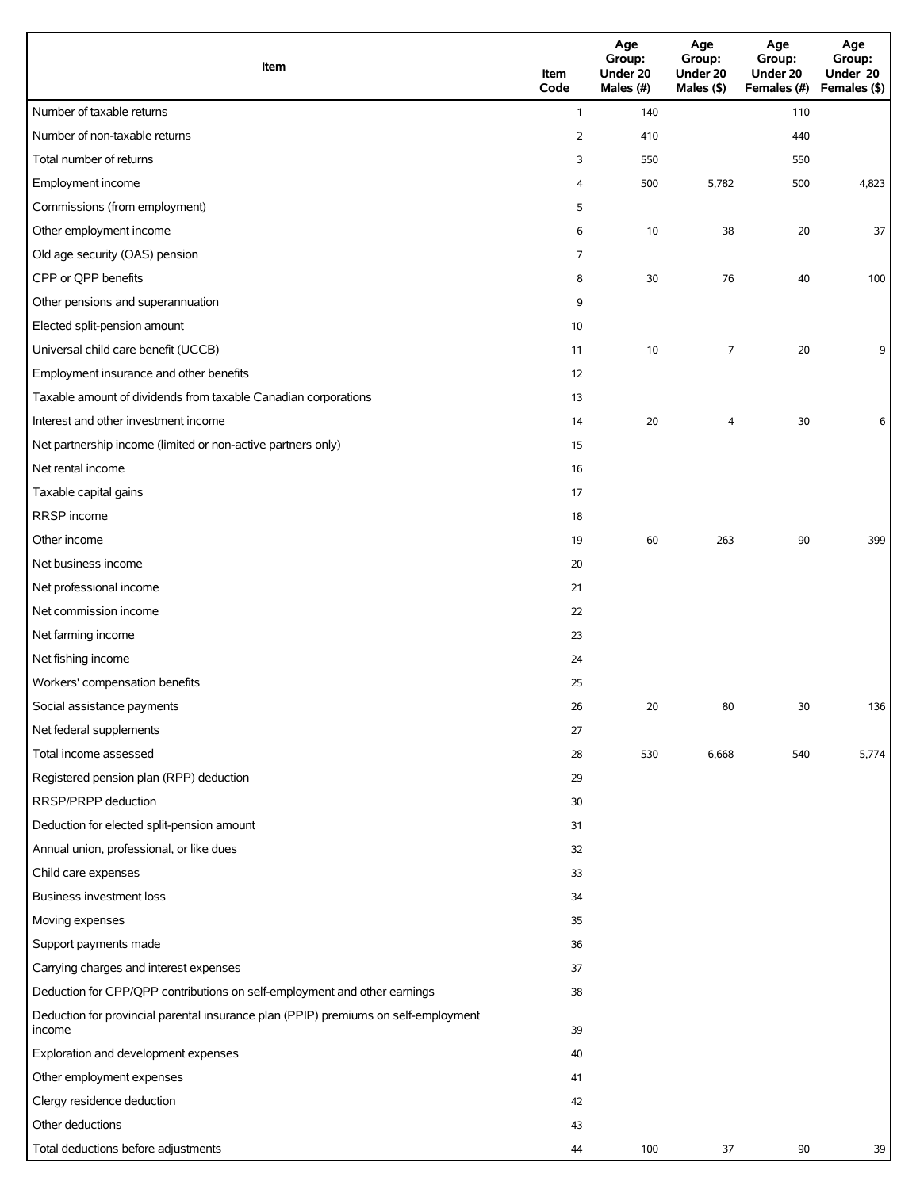| Item | Item Code | Age Group: Under 20 Males (#) | Age Group: Under 20 Males ($) | Age Group: Under 20 Females (#) | Age Group: Under 20 Females ($) |
|---|---|---|---|---|---|
| Number of taxable returns | 1 | 140 | | 110 | |
| Number of non-taxable returns | 2 | 410 | | 440 | |
| Total number of returns | 3 | 550 | | 550 | |
| Employment income | 4 | 500 | 5,782 | 500 | 4,823 |
| Commissions (from employment) | 5 | | | | |
| Other employment income | 6 | 10 | 38 | 20 | 37 |
| Old age security (OAS) pension | 7 | | | | |
| CPP or QPP benefits | 8 | 30 | 76 | 40 | 100 |
| Other pensions and superannuation | 9 | | | | |
| Elected split-pension amount | 10 | | | | |
| Universal child care benefit (UCCB) | 11 | 10 | 7 | 20 | 9 |
| Employment insurance and other benefits | 12 | | | | |
| Taxable amount of dividends from taxable Canadian corporations | 13 | | | | |
| Interest and other investment income | 14 | 20 | 4 | 30 | 6 |
| Net partnership income (limited or non-active partners only) | 15 | | | | |
| Net rental income | 16 | | | | |
| Taxable capital gains | 17 | | | | |
| RRSP income | 18 | | | | |
| Other income | 19 | 60 | 263 | 90 | 399 |
| Net business income | 20 | | | | |
| Net professional income | 21 | | | | |
| Net commission income | 22 | | | | |
| Net farming income | 23 | | | | |
| Net fishing income | 24 | | | | |
| Workers' compensation benefits | 25 | | | | |
| Social assistance payments | 26 | 20 | 80 | 30 | 136 |
| Net federal supplements | 27 | | | | |
| Total income assessed | 28 | 530 | 6,668 | 540 | 5,774 |
| Registered pension plan (RPP) deduction | 29 | | | | |
| RRSP/PRPP deduction | 30 | | | | |
| Deduction for elected split-pension amount | 31 | | | | |
| Annual union, professional, or like dues | 32 | | | | |
| Child care expenses | 33 | | | | |
| Business investment loss | 34 | | | | |
| Moving expenses | 35 | | | | |
| Support payments made | 36 | | | | |
| Carrying charges and interest expenses | 37 | | | | |
| Deduction for CPP/QPP contributions on self-employment and other earnings | 38 | | | | |
| Deduction for provincial parental insurance plan (PPIP) premiums on self-employment income | 39 | | | | |
| Exploration and development expenses | 40 | | | | |
| Other employment expenses | 41 | | | | |
| Clergy residence deduction | 42 | | | | |
| Other deductions | 43 | | | | |
| Total deductions before adjustments | 44 | 100 | 37 | 90 | 39 |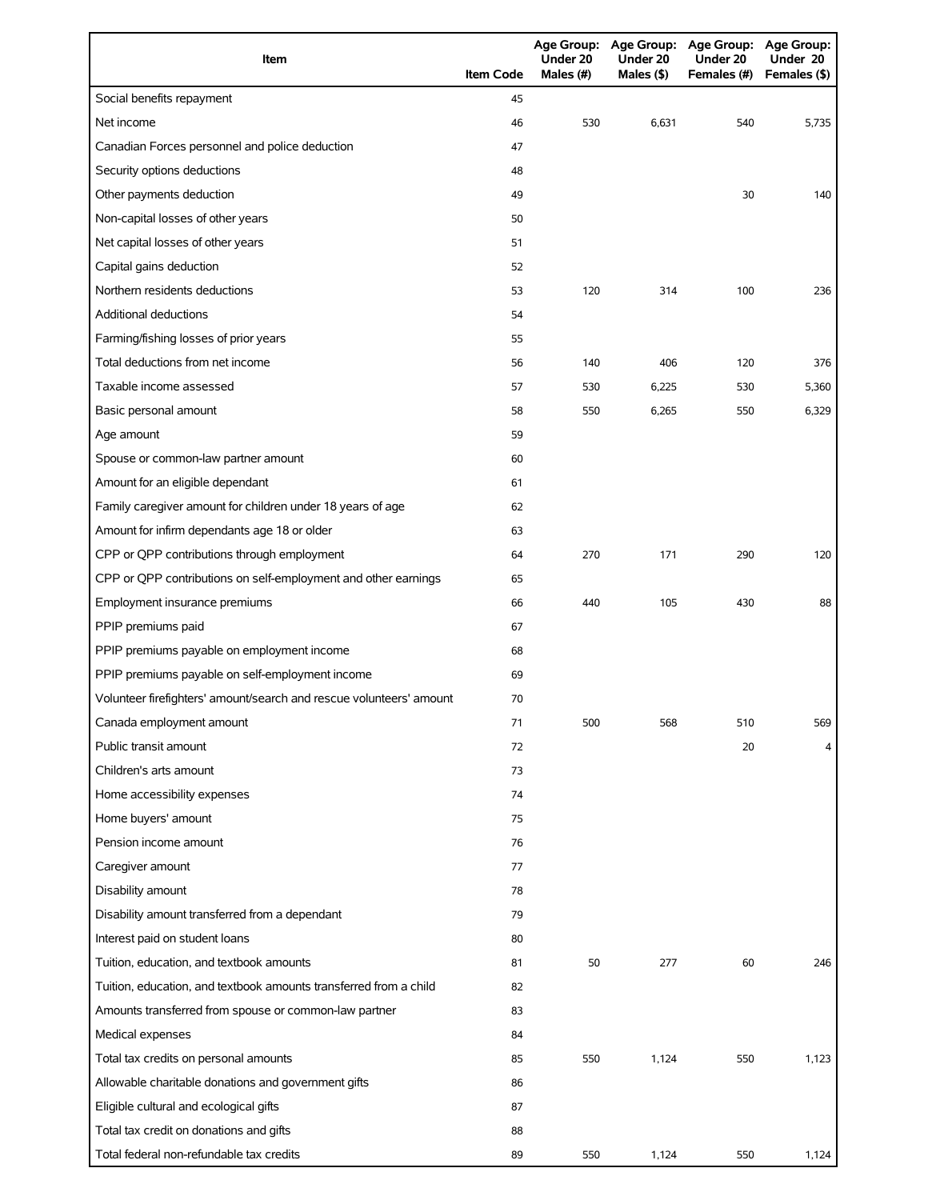| Item | Item Code | Age Group: Under 20 Males (#) | Age Group: Under 20 Males ($) | Age Group: Under 20 Females (#) | Age Group: Under 20 Females ($) |
|---|---|---|---|---|---|
| Social benefits repayment | 45 | | | | |
| Net income | 46 | 530 | 6,631 | 540 | 5,735 |
| Canadian Forces personnel and police deduction | 47 | | | | |
| Security options deductions | 48 | | | | |
| Other payments deduction | 49 | | | 30 | 140 |
| Non-capital losses of other years | 50 | | | | |
| Net capital losses of other years | 51 | | | | |
| Capital gains deduction | 52 | | | | |
| Northern residents deductions | 53 | 120 | 314 | 100 | 236 |
| Additional deductions | 54 | | | | |
| Farming/fishing losses of prior years | 55 | | | | |
| Total deductions from net income | 56 | 140 | 406 | 120 | 376 |
| Taxable income assessed | 57 | 530 | 6,225 | 530 | 5,360 |
| Basic personal amount | 58 | 550 | 6,265 | 550 | 6,329 |
| Age amount | 59 | | | | |
| Spouse or common-law partner amount | 60 | | | | |
| Amount for an eligible dependant | 61 | | | | |
| Family caregiver amount for children under 18 years of age | 62 | | | | |
| Amount for infirm dependants age 18 or older | 63 | | | | |
| CPP or QPP contributions through employment | 64 | 270 | 171 | 290 | 120 |
| CPP or QPP contributions on self-employment and other earnings | 65 | | | | |
| Employment insurance premiums | 66 | 440 | 105 | 430 | 88 |
| PPIP premiums paid | 67 | | | | |
| PPIP premiums payable on employment income | 68 | | | | |
| PPIP premiums payable on self-employment income | 69 | | | | |
| Volunteer firefighters' amount/search and rescue volunteers' amount | 70 | | | | |
| Canada employment amount | 71 | 500 | 568 | 510 | 569 |
| Public transit amount | 72 | | | 20 | 4 |
| Children's arts amount | 73 | | | | |
| Home accessibility expenses | 74 | | | | |
| Home buyers' amount | 75 | | | | |
| Pension income amount | 76 | | | | |
| Caregiver amount | 77 | | | | |
| Disability amount | 78 | | | | |
| Disability amount transferred from a dependant | 79 | | | | |
| Interest paid on student loans | 80 | | | | |
| Tuition, education, and textbook amounts | 81 | 50 | 277 | 60 | 246 |
| Tuition, education, and textbook amounts transferred from a child | 82 | | | | |
| Amounts transferred from spouse or common-law partner | 83 | | | | |
| Medical expenses | 84 | | | | |
| Total tax credits on personal amounts | 85 | 550 | 1,124 | 550 | 1,123 |
| Allowable charitable donations and government gifts | 86 | | | | |
| Eligible cultural and ecological gifts | 87 | | | | |
| Total tax credit on donations and gifts | 88 | | | | |
| Total federal non-refundable tax credits | 89 | 550 | 1,124 | 550 | 1,124 |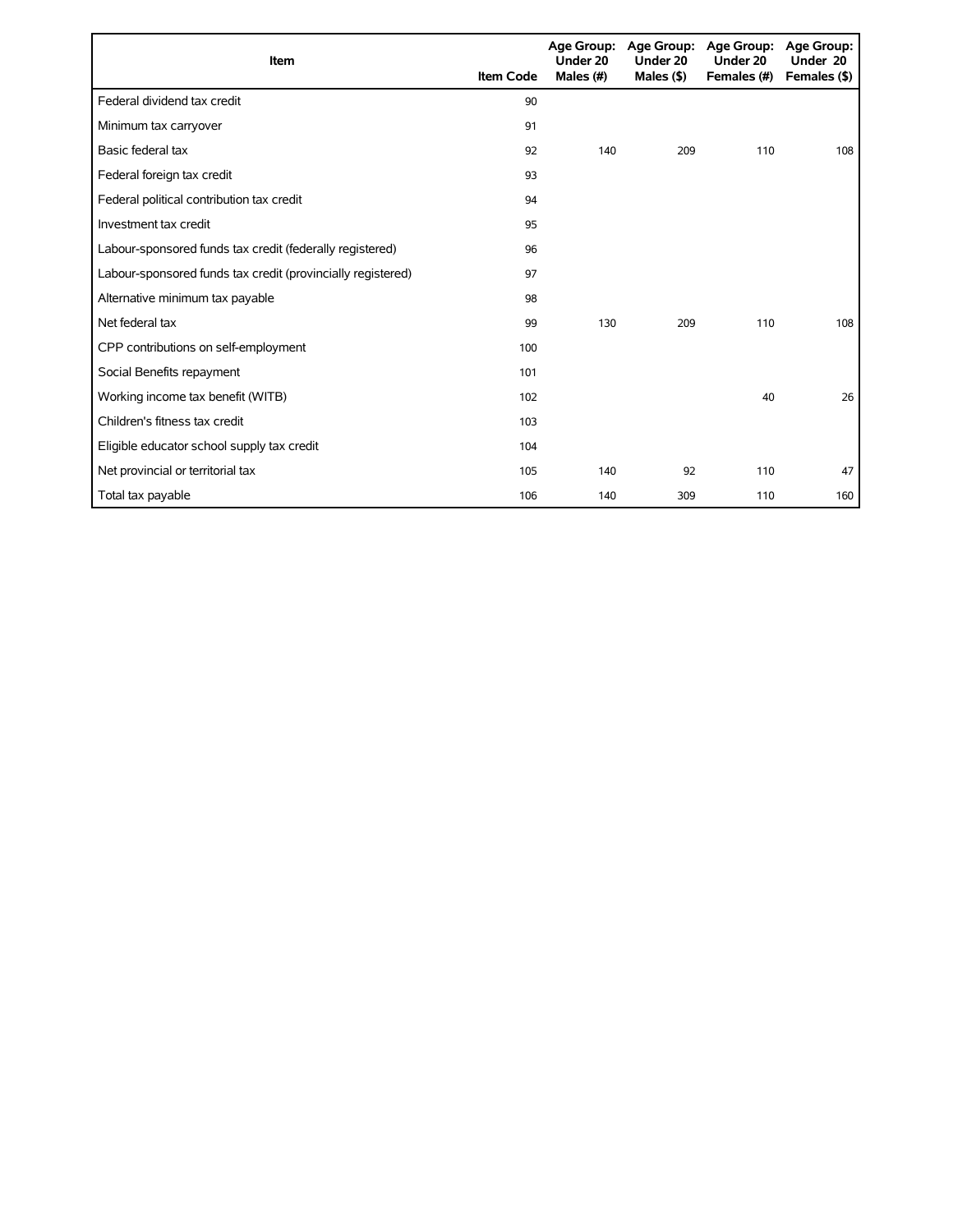| Item | Item Code | Age Group: Under 20 Males (#) | Age Group: Under 20 Males ($) | Age Group: Under 20 Females (#) | Age Group: Under 20 Females ($) |
|---|---|---|---|---|---|
| Federal dividend tax credit | 90 | | | | |
| Minimum tax carryover | 91 | | | | |
| Basic federal tax | 92 | 140 | 209 | 110 | 108 |
| Federal foreign tax credit | 93 | | | | |
| Federal political contribution tax credit | 94 | | | | |
| Investment tax credit | 95 | | | | |
| Labour-sponsored funds tax credit (federally registered) | 96 | | | | |
| Labour-sponsored funds tax credit (provincially registered) | 97 | | | | |
| Alternative minimum tax payable | 98 | | | | |
| Net federal tax | 99 | 130 | 209 | 110 | 108 |
| CPP contributions on self-employment | 100 | | | | |
| Social Benefits repayment | 101 | | | | |
| Working income tax benefit (WITB) | 102 | | | 40 | 26 |
| Children's fitness tax credit | 103 | | | | |
| Eligible educator school supply tax credit | 104 | | | | |
| Net provincial or territorial tax | 105 | 140 | 92 | 110 | 47 |
| Total tax payable | 106 | 140 | 309 | 110 | 160 |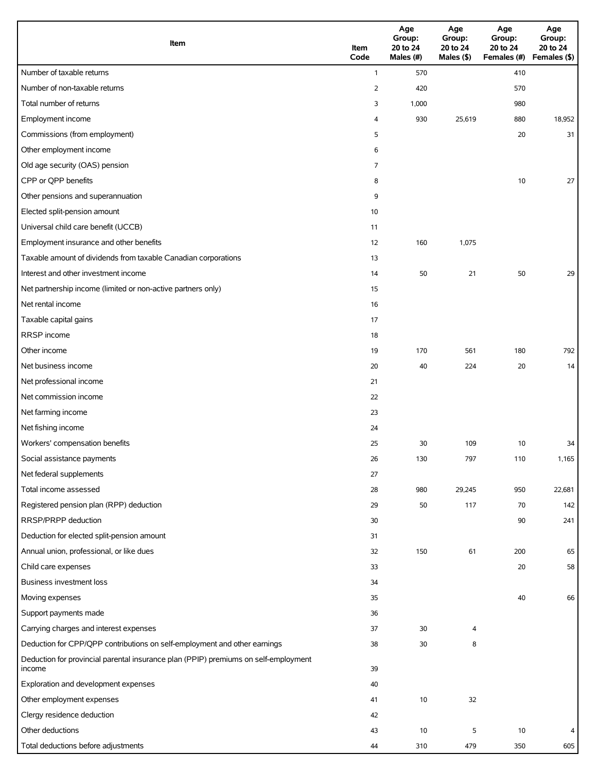| Item | Item Code | Age Group: 20 to 24 Males (#) | Age Group: 20 to 24 Males ($) | Age Group: 20 to 24 Females (#) | Age Group: 20 to 24 Females ($) |
|---|---|---|---|---|---|
| Number of taxable returns | 1 | 570 | | 410 | |
| Number of non-taxable returns | 2 | 420 | | 570 | |
| Total number of returns | 3 | 1,000 | | 980 | |
| Employment income | 4 | 930 | 25,619 | 880 | 18,952 |
| Commissions (from employment) | 5 | | | 20 | 31 |
| Other employment income | 6 | | | | |
| Old age security (OAS) pension | 7 | | | | |
| CPP or QPP benefits | 8 | | | 10 | 27 |
| Other pensions and superannuation | 9 | | | | |
| Elected split-pension amount | 10 | | | | |
| Universal child care benefit (UCCB) | 11 | | | | |
| Employment insurance and other benefits | 12 | 160 | 1,075 | | |
| Taxable amount of dividends from taxable Canadian corporations | 13 | | | | |
| Interest and other investment income | 14 | 50 | 21 | 50 | 29 |
| Net partnership income (limited or non-active partners only) | 15 | | | | |
| Net rental income | 16 | | | | |
| Taxable capital gains | 17 | | | | |
| RRSP income | 18 | | | | |
| Other income | 19 | 170 | 561 | 180 | 792 |
| Net business income | 20 | 40 | 224 | 20 | 14 |
| Net professional income | 21 | | | | |
| Net commission income | 22 | | | | |
| Net farming income | 23 | | | | |
| Net fishing income | 24 | | | | |
| Workers' compensation benefits | 25 | 30 | 109 | 10 | 34 |
| Social assistance payments | 26 | 130 | 797 | 110 | 1,165 |
| Net federal supplements | 27 | | | | |
| Total income assessed | 28 | 980 | 29,245 | 950 | 22,681 |
| Registered pension plan (RPP) deduction | 29 | 50 | 117 | 70 | 142 |
| RRSP/PRPP deduction | 30 | | | 90 | 241 |
| Deduction for elected split-pension amount | 31 | | | | |
| Annual union, professional, or like dues | 32 | 150 | 61 | 200 | 65 |
| Child care expenses | 33 | | | 20 | 58 |
| Business investment loss | 34 | | | | |
| Moving expenses | 35 | | | 40 | 66 |
| Support payments made | 36 | | | | |
| Carrying charges and interest expenses | 37 | 30 | 4 | | |
| Deduction for CPP/QPP contributions on self-employment and other earnings | 38 | 30 | 8 | | |
| Deduction for provincial parental insurance plan (PPIP) premiums on self-employment income | 39 | | | | |
| Exploration and development expenses | 40 | | | | |
| Other employment expenses | 41 | 10 | 32 | | |
| Clergy residence deduction | 42 | | | | |
| Other deductions | 43 | 10 | 5 | 10 | 4 |
| Total deductions before adjustments | 44 | 310 | 479 | 350 | 605 |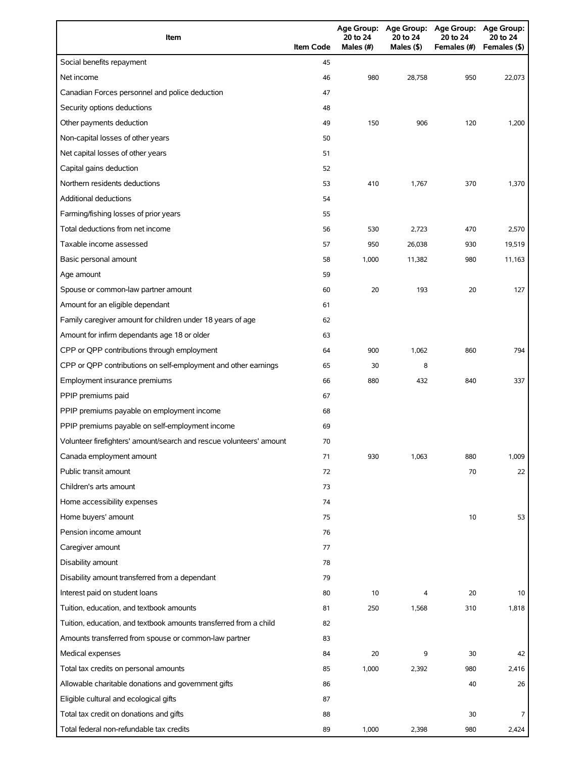| Item | Item Code | Age Group: 20 to 24 Males (#) | Age Group: 20 to 24 Males ($) | Age Group: 20 to 24 Females (#) | Age Group: 20 to 24 Females ($) |
|---|---|---|---|---|---|
| Social benefits repayment | 45 | | | | |
| Net income | 46 | 980 | 28,758 | 950 | 22,073 |
| Canadian Forces personnel and police deduction | 47 | | | | |
| Security options deductions | 48 | | | | |
| Other payments deduction | 49 | 150 | 906 | 120 | 1,200 |
| Non-capital losses of other years | 50 | | | | |
| Net capital losses of other years | 51 | | | | |
| Capital gains deduction | 52 | | | | |
| Northern residents deductions | 53 | 410 | 1,767 | 370 | 1,370 |
| Additional deductions | 54 | | | | |
| Farming/fishing losses of prior years | 55 | | | | |
| Total deductions from net income | 56 | 530 | 2,723 | 470 | 2,570 |
| Taxable income assessed | 57 | 950 | 26,038 | 930 | 19,519 |
| Basic personal amount | 58 | 1,000 | 11,382 | 980 | 11,163 |
| Age amount | 59 | | | | |
| Spouse or common-law partner amount | 60 | 20 | 193 | 20 | 127 |
| Amount for an eligible dependant | 61 | | | | |
| Family caregiver amount for children under 18 years of age | 62 | | | | |
| Amount for infirm dependants age 18 or older | 63 | | | | |
| CPP or QPP contributions through employment | 64 | 900 | 1,062 | 860 | 794 |
| CPP or QPP contributions on self-employment and other earnings | 65 | 30 | 8 | | |
| Employment insurance premiums | 66 | 880 | 432 | 840 | 337 |
| PPIP premiums paid | 67 | | | | |
| PPIP premiums payable on employment income | 68 | | | | |
| PPIP premiums payable on self-employment income | 69 | | | | |
| Volunteer firefighters' amount/search and rescue volunteers' amount | 70 | | | | |
| Canada employment amount | 71 | 930 | 1,063 | 880 | 1,009 |
| Public transit amount | 72 | | | 70 | 22 |
| Children's arts amount | 73 | | | | |
| Home accessibility expenses | 74 | | | | |
| Home buyers' amount | 75 | | | 10 | 53 |
| Pension income amount | 76 | | | | |
| Caregiver amount | 77 | | | | |
| Disability amount | 78 | | | | |
| Disability amount transferred from a dependant | 79 | | | | |
| Interest paid on student loans | 80 | 10 | 4 | 20 | 10 |
| Tuition, education, and textbook amounts | 81 | 250 | 1,568 | 310 | 1,818 |
| Tuition, education, and textbook amounts transferred from a child | 82 | | | | |
| Amounts transferred from spouse or common-law partner | 83 | | | | |
| Medical expenses | 84 | 20 | 9 | 30 | 42 |
| Total tax credits on personal amounts | 85 | 1,000 | 2,392 | 980 | 2,416 |
| Allowable charitable donations and government gifts | 86 | | | 40 | 26 |
| Eligible cultural and ecological gifts | 87 | | | | |
| Total tax credit on donations and gifts | 88 | | | 30 | 7 |
| Total federal non-refundable tax credits | 89 | 1,000 | 2,398 | 980 | 2,424 |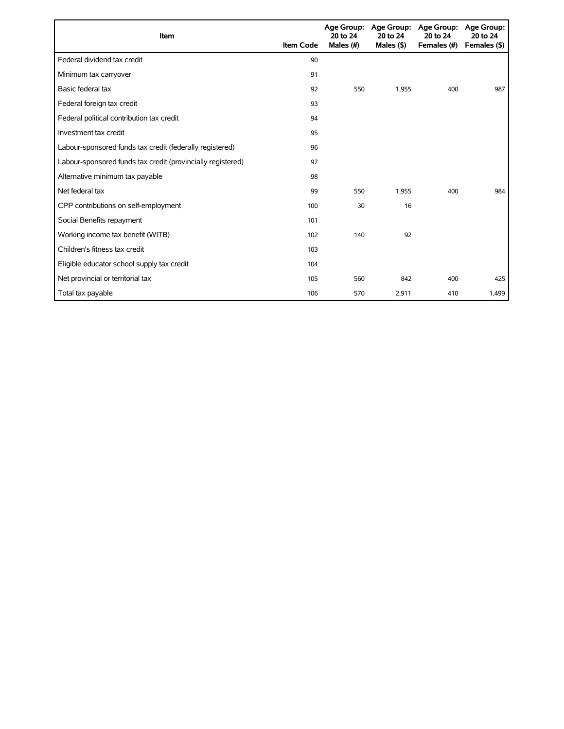| Item | Item Code | Age Group: 20 to 24 Males (#) | Age Group: 20 to 24 Males ($) | Age Group: 20 to 24 Females (#) | Age Group: 20 to 24 Females ($) |
|---|---|---|---|---|---|
| Federal dividend tax credit | 90 | | | | |
| Minimum tax carryover | 91 | | | | |
| Basic federal tax | 92 | 550 | 1,955 | 400 | 987 |
| Federal foreign tax credit | 93 | | | | |
| Federal political contribution tax credit | 94 | | | | |
| Investment tax credit | 95 | | | | |
| Labour-sponsored funds tax credit (federally registered) | 96 | | | | |
| Labour-sponsored funds tax credit (provincially registered) | 97 | | | | |
| Alternative minimum tax payable | 98 | | | | |
| Net federal tax | 99 | 550 | 1,955 | 400 | 984 |
| CPP contributions on self-employment | 100 | 30 | 16 | | |
| Social Benefits repayment | 101 | | | | |
| Working income tax benefit (WITB) | 102 | 140 | 92 | | |
| Children's fitness tax credit | 103 | | | | |
| Eligible educator school supply tax credit | 104 | | | | |
| Net provincial or territorial tax | 105 | 560 | 842 | 400 | 425 |
| Total tax payable | 106 | 570 | 2,911 | 410 | 1,499 |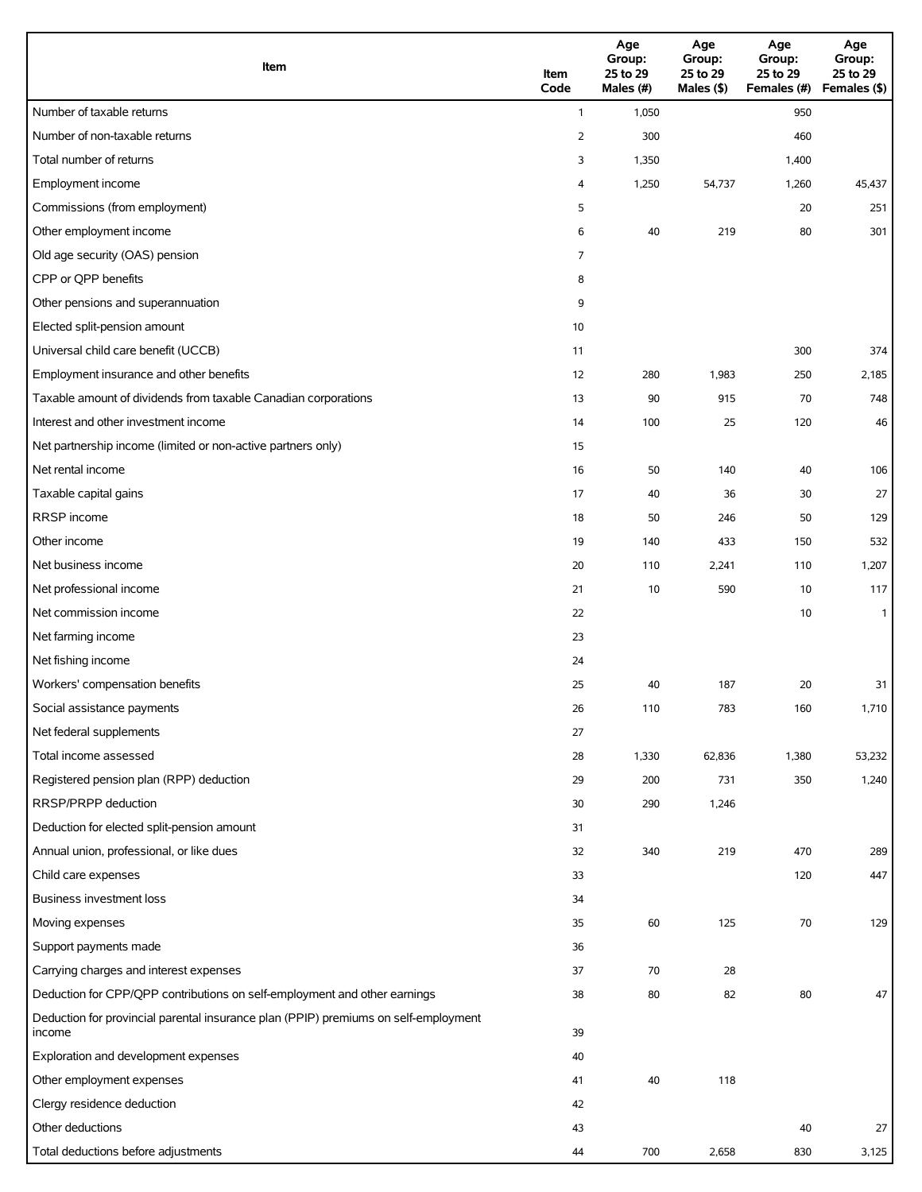| Item | Item Code | Age Group: 25 to 29 Males (#) | Age Group: 25 to 29 Males ($) | Age Group: 25 to 29 Females (#) | Age Group: 25 to 29 Females ($) |
| --- | --- | --- | --- | --- | --- |
| Number of taxable returns | 1 | 1,050 | | 950 | |
| Number of non-taxable returns | 2 | 300 | | 460 | |
| Total number of returns | 3 | 1,350 | | 1,400 | |
| Employment income | 4 | 1,250 | 54,737 | 1,260 | 45,437 |
| Commissions (from employment) | 5 | | | 20 | 251 |
| Other employment income | 6 | 40 | 219 | 80 | 301 |
| Old age security (OAS) pension | 7 | | | | |
| CPP or QPP benefits | 8 | | | | |
| Other pensions and superannuation | 9 | | | | |
| Elected split-pension amount | 10 | | | | |
| Universal child care benefit (UCCB) | 11 | | | 300 | 374 |
| Employment insurance and other benefits | 12 | 280 | 1,983 | 250 | 2,185 |
| Taxable amount of dividends from taxable Canadian corporations | 13 | 90 | 915 | 70 | 748 |
| Interest and other investment income | 14 | 100 | 25 | 120 | 46 |
| Net partnership income (limited or non-active partners only) | 15 | | | | |
| Net rental income | 16 | 50 | 140 | 40 | 106 |
| Taxable capital gains | 17 | 40 | 36 | 30 | 27 |
| RRSP income | 18 | 50 | 246 | 50 | 129 |
| Other income | 19 | 140 | 433 | 150 | 532 |
| Net business income | 20 | 110 | 2,241 | 110 | 1,207 |
| Net professional income | 21 | 10 | 590 | 10 | 117 |
| Net commission income | 22 | | | 10 | 1 |
| Net farming income | 23 | | | | |
| Net fishing income | 24 | | | | |
| Workers' compensation benefits | 25 | 40 | 187 | 20 | 31 |
| Social assistance payments | 26 | 110 | 783 | 160 | 1,710 |
| Net federal supplements | 27 | | | | |
| Total income assessed | 28 | 1,330 | 62,836 | 1,380 | 53,232 |
| Registered pension plan (RPP) deduction | 29 | 200 | 731 | 350 | 1,240 |
| RRSP/PRPP deduction | 30 | 290 | 1,246 | | |
| Deduction for elected split-pension amount | 31 | | | | |
| Annual union, professional, or like dues | 32 | 340 | 219 | 470 | 289 |
| Child care expenses | 33 | | | 120 | 447 |
| Business investment loss | 34 | | | | |
| Moving expenses | 35 | 60 | 125 | 70 | 129 |
| Support payments made | 36 | | | | |
| Carrying charges and interest expenses | 37 | 70 | 28 | | |
| Deduction for CPP/QPP contributions on self-employment and other earnings | 38 | 80 | 82 | 80 | 47 |
| Deduction for provincial parental insurance plan (PPIP) premiums on self-employment income | 39 | | | | |
| Exploration and development expenses | 40 | | | | |
| Other employment expenses | 41 | 40 | 118 | | |
| Clergy residence deduction | 42 | | | | |
| Other deductions | 43 | | | 40 | 27 |
| Total deductions before adjustments | 44 | 700 | 2,658 | 830 | 3,125 |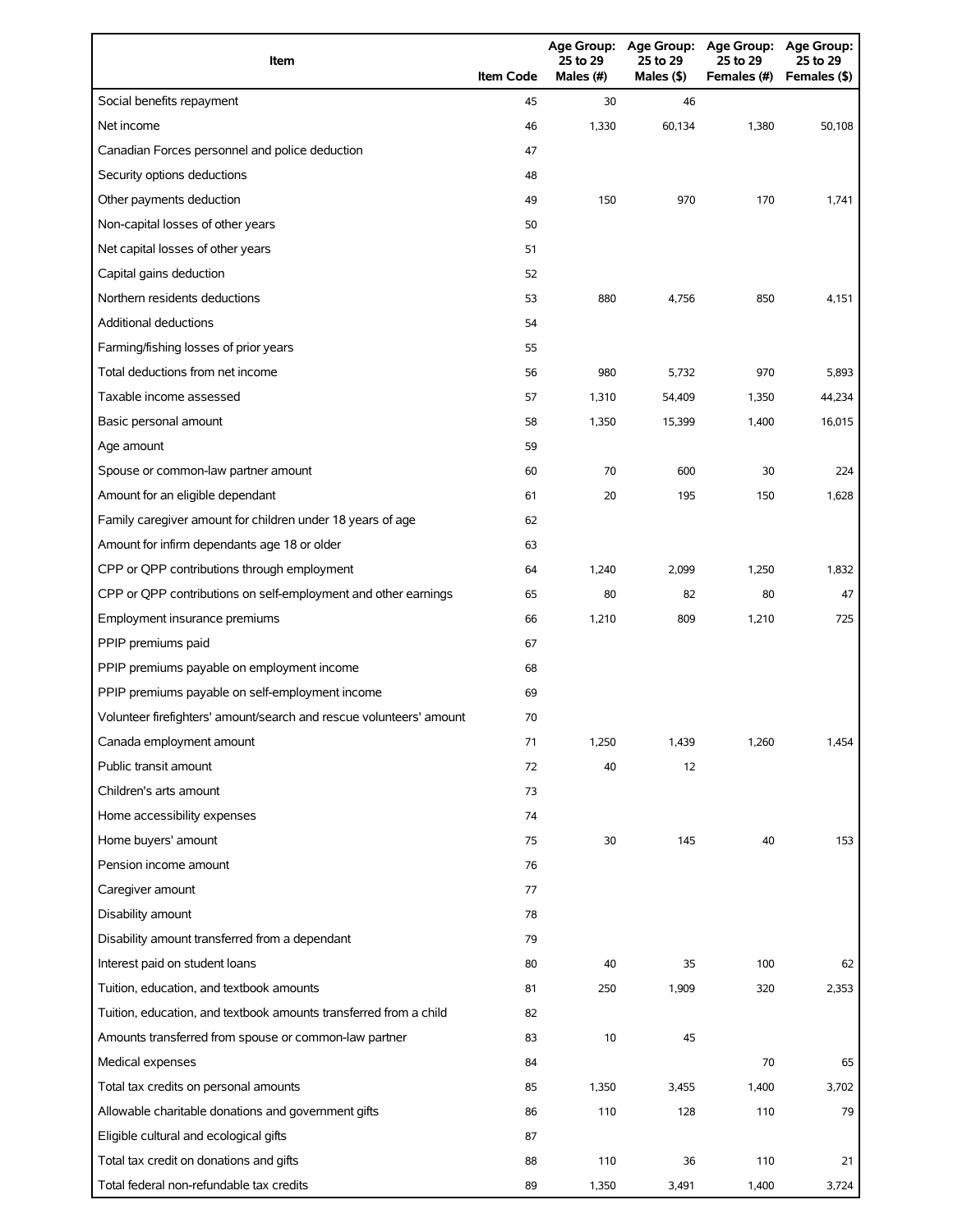| Item | Item Code | Age Group: 25 to 29 Males (#) | Age Group: 25 to 29 Males ($) | Age Group: 25 to 29 Females (#) | Age Group: 25 to 29 Females ($) |
|---|---|---|---|---|---|
| Social benefits repayment | 45 | 30 | 46 | | |
| Net income | 46 | 1,330 | 60,134 | 1,380 | 50,108 |
| Canadian Forces personnel and police deduction | 47 | | | | |
| Security options deductions | 48 | | | | |
| Other payments deduction | 49 | 150 | 970 | 170 | 1,741 |
| Non-capital losses of other years | 50 | | | | |
| Net capital losses of other years | 51 | | | | |
| Capital gains deduction | 52 | | | | |
| Northern residents deductions | 53 | 880 | 4,756 | 850 | 4,151 |
| Additional deductions | 54 | | | | |
| Farming/fishing losses of prior years | 55 | | | | |
| Total deductions from net income | 56 | 980 | 5,732 | 970 | 5,893 |
| Taxable income assessed | 57 | 1,310 | 54,409 | 1,350 | 44,234 |
| Basic personal amount | 58 | 1,350 | 15,399 | 1,400 | 16,015 |
| Age amount | 59 | | | | |
| Spouse or common-law partner amount | 60 | 70 | 600 | 30 | 224 |
| Amount for an eligible dependant | 61 | 20 | 195 | 150 | 1,628 |
| Family caregiver amount for children under 18 years of age | 62 | | | | |
| Amount for infirm dependants age 18 or older | 63 | | | | |
| CPP or QPP contributions through employment | 64 | 1,240 | 2,099 | 1,250 | 1,832 |
| CPP or QPP contributions on self-employment and other earnings | 65 | 80 | 82 | 80 | 47 |
| Employment insurance premiums | 66 | 1,210 | 809 | 1,210 | 725 |
| PPIP premiums paid | 67 | | | | |
| PPIP premiums payable on employment income | 68 | | | | |
| PPIP premiums payable on self-employment income | 69 | | | | |
| Volunteer firefighters' amount/search and rescue volunteers' amount | 70 | | | | |
| Canada employment amount | 71 | 1,250 | 1,439 | 1,260 | 1,454 |
| Public transit amount | 72 | 40 | 12 | | |
| Children's arts amount | 73 | | | | |
| Home accessibility expenses | 74 | | | | |
| Home buyers' amount | 75 | 30 | 145 | 40 | 153 |
| Pension income amount | 76 | | | | |
| Caregiver amount | 77 | | | | |
| Disability amount | 78 | | | | |
| Disability amount transferred from a dependant | 79 | | | | |
| Interest paid on student loans | 80 | 40 | 35 | 100 | 62 |
| Tuition, education, and textbook amounts | 81 | 250 | 1,909 | 320 | 2,353 |
| Tuition, education, and textbook amounts transferred from a child | 82 | | | | |
| Amounts transferred from spouse or common-law partner | 83 | 10 | 45 | | |
| Medical expenses | 84 | | | 70 | 65 |
| Total tax credits on personal amounts | 85 | 1,350 | 3,455 | 1,400 | 3,702 |
| Allowable charitable donations and government gifts | 86 | 110 | 128 | 110 | 79 |
| Eligible cultural and ecological gifts | 87 | | | | |
| Total tax credit on donations and gifts | 88 | 110 | 36 | 110 | 21 |
| Total federal non-refundable tax credits | 89 | 1,350 | 3,491 | 1,400 | 3,724 |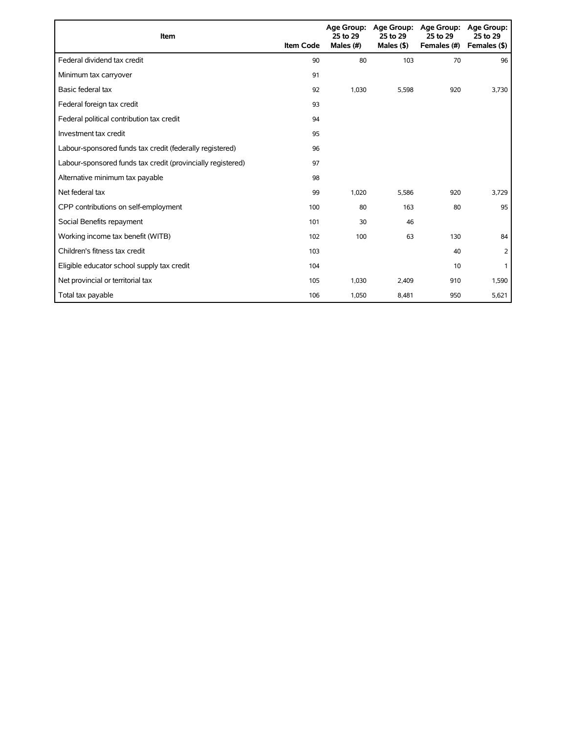| Item | Item Code | Age Group: 25 to 29 Males (#) | Age Group: 25 to 29 Males ($) | Age Group: 25 to 29 Females (#) | Age Group: 25 to 29 Females ($) |
|---|---|---|---|---|---|
| Federal dividend tax credit | 90 | 80 | 103 | 70 | 96 |
| Minimum tax carryover | 91 | | | | |
| Basic federal tax | 92 | 1,030 | 5,598 | 920 | 3,730 |
| Federal foreign tax credit | 93 | | | | |
| Federal political contribution tax credit | 94 | | | | |
| Investment tax credit | 95 | | | | |
| Labour-sponsored funds tax credit (federally registered) | 96 | | | | |
| Labour-sponsored funds tax credit (provincially registered) | 97 | | | | |
| Alternative minimum tax payable | 98 | | | | |
| Net federal tax | 99 | 1,020 | 5,586 | 920 | 3,729 |
| CPP contributions on self-employment | 100 | 80 | 163 | 80 | 95 |
| Social Benefits repayment | 101 | 30 | 46 | | |
| Working income tax benefit (WITB) | 102 | 100 | 63 | 130 | 84 |
| Children's fitness tax credit | 103 | | | 40 | 2 |
| Eligible educator school supply tax credit | 104 | | | 10 | 1 |
| Net provincial or territorial tax | 105 | 1,030 | 2,409 | 910 | 1,590 |
| Total tax payable | 106 | 1,050 | 8,481 | 950 | 5,621 |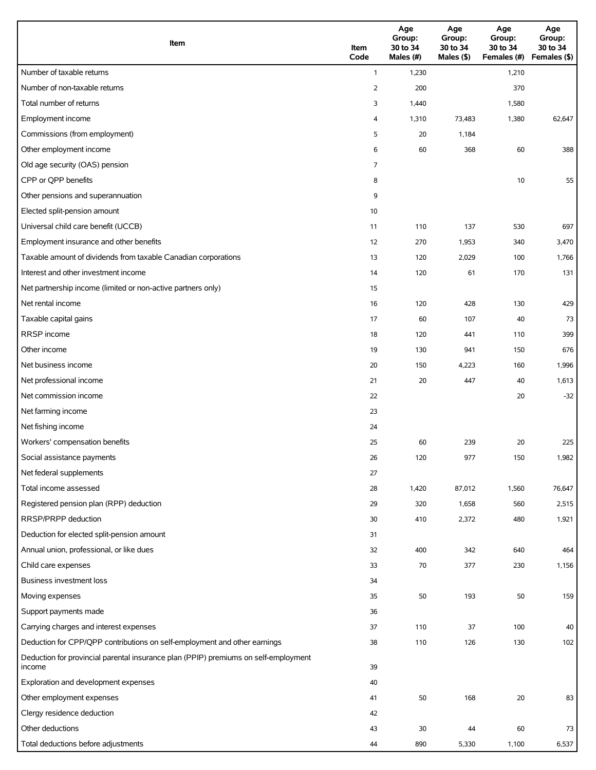| Item | Item Code | Age Group: 30 to 34 Males (#) | Age Group: 30 to 34 Males ($) | Age Group: 30 to 34 Females (#) | Age Group: 30 to 34 Females ($) |
|---|---|---|---|---|---|
| Number of taxable returns | 1 | 1,230 | | 1,210 | |
| Number of non-taxable returns | 2 | 200 | | 370 | |
| Total number of returns | 3 | 1,440 | | 1,580 | |
| Employment income | 4 | 1,310 | 73,483 | 1,380 | 62,647 |
| Commissions (from employment) | 5 | 20 | 1,184 | | |
| Other employment income | 6 | 60 | 368 | 60 | 388 |
| Old age security (OAS) pension | 7 | | | | |
| CPP or QPP benefits | 8 | | | 10 | 55 |
| Other pensions and superannuation | 9 | | | | |
| Elected split-pension amount | 10 | | | | |
| Universal child care benefit (UCCB) | 11 | 110 | 137 | 530 | 697 |
| Employment insurance and other benefits | 12 | 270 | 1,953 | 340 | 3,470 |
| Taxable amount of dividends from taxable Canadian corporations | 13 | 120 | 2,029 | 100 | 1,766 |
| Interest and other investment income | 14 | 120 | 61 | 170 | 131 |
| Net partnership income (limited or non-active partners only) | 15 | | | | |
| Net rental income | 16 | 120 | 428 | 130 | 429 |
| Taxable capital gains | 17 | 60 | 107 | 40 | 73 |
| RRSP income | 18 | 120 | 441 | 110 | 399 |
| Other income | 19 | 130 | 941 | 150 | 676 |
| Net business income | 20 | 150 | 4,223 | 160 | 1,996 |
| Net professional income | 21 | 20 | 447 | 40 | 1,613 |
| Net commission income | 22 | | | 20 | -32 |
| Net farming income | 23 | | | | |
| Net fishing income | 24 | | | | |
| Workers' compensation benefits | 25 | 60 | 239 | 20 | 225 |
| Social assistance payments | 26 | 120 | 977 | 150 | 1,982 |
| Net federal supplements | 27 | | | | |
| Total income assessed | 28 | 1,420 | 87,012 | 1,560 | 76,647 |
| Registered pension plan (RPP) deduction | 29 | 320 | 1,658 | 560 | 2,515 |
| RRSP/PRPP deduction | 30 | 410 | 2,372 | 480 | 1,921 |
| Deduction for elected split-pension amount | 31 | | | | |
| Annual union, professional, or like dues | 32 | 400 | 342 | 640 | 464 |
| Child care expenses | 33 | 70 | 377 | 230 | 1,156 |
| Business investment loss | 34 | | | | |
| Moving expenses | 35 | 50 | 193 | 50 | 159 |
| Support payments made | 36 | | | | |
| Carrying charges and interest expenses | 37 | 110 | 37 | 100 | 40 |
| Deduction for CPP/QPP contributions on self-employment and other earnings | 38 | 110 | 126 | 130 | 102 |
| Deduction for provincial parental insurance plan (PPIP) premiums on self-employment income | 39 | | | | |
| Exploration and development expenses | 40 | | | | |
| Other employment expenses | 41 | 50 | 168 | 20 | 83 |
| Clergy residence deduction | 42 | | | | |
| Other deductions | 43 | 30 | 44 | 60 | 73 |
| Total deductions before adjustments | 44 | 890 | 5,330 | 1,100 | 6,537 |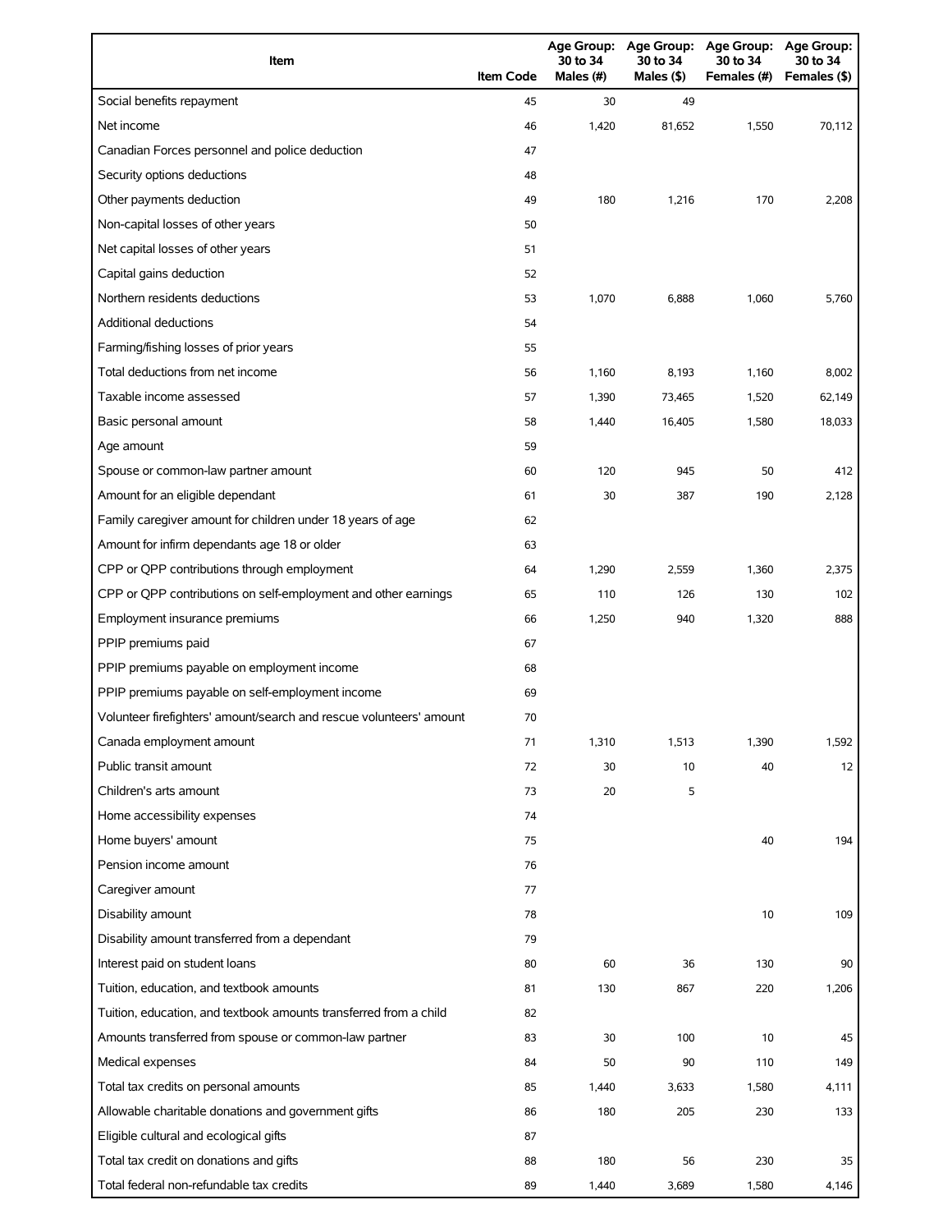| Item | Item Code | Age Group: 30 to 34 Males (#) | Age Group: 30 to 34 Males ($) | Age Group: 30 to 34 Females (#) | Age Group: 30 to 34 Females ($) |
|---|---|---|---|---|---|
| Social benefits repayment | 45 | 30 | 49 | | |
| Net income | 46 | 1,420 | 81,652 | 1,550 | 70,112 |
| Canadian Forces personnel and police deduction | 47 | | | | |
| Security options deductions | 48 | | | | |
| Other payments deduction | 49 | 180 | 1,216 | 170 | 2,208 |
| Non-capital losses of other years | 50 | | | | |
| Net capital losses of other years | 51 | | | | |
| Capital gains deduction | 52 | | | | |
| Northern residents deductions | 53 | 1,070 | 6,888 | 1,060 | 5,760 |
| Additional deductions | 54 | | | | |
| Farming/fishing losses of prior years | 55 | | | | |
| Total deductions from net income | 56 | 1,160 | 8,193 | 1,160 | 8,002 |
| Taxable income assessed | 57 | 1,390 | 73,465 | 1,520 | 62,149 |
| Basic personal amount | 58 | 1,440 | 16,405 | 1,580 | 18,033 |
| Age amount | 59 | | | | |
| Spouse or common-law partner amount | 60 | 120 | 945 | 50 | 412 |
| Amount for an eligible dependant | 61 | 30 | 387 | 190 | 2,128 |
| Family caregiver amount for children under 18 years of age | 62 | | | | |
| Amount for infirm dependants age 18 or older | 63 | | | | |
| CPP or QPP contributions through employment | 64 | 1,290 | 2,559 | 1,360 | 2,375 |
| CPP or QPP contributions on self-employment and other earnings | 65 | 110 | 126 | 130 | 102 |
| Employment insurance premiums | 66 | 1,250 | 940 | 1,320 | 888 |
| PPIP premiums paid | 67 | | | | |
| PPIP premiums payable on employment income | 68 | | | | |
| PPIP premiums payable on self-employment income | 69 | | | | |
| Volunteer firefighters' amount/search and rescue volunteers' amount | 70 | | | | |
| Canada employment amount | 71 | 1,310 | 1,513 | 1,390 | 1,592 |
| Public transit amount | 72 | 30 | 10 | 40 | 12 |
| Children's arts amount | 73 | 20 | 5 | | |
| Home accessibility expenses | 74 | | | | |
| Home buyers' amount | 75 | | | 40 | 194 |
| Pension income amount | 76 | | | | |
| Caregiver amount | 77 | | | | |
| Disability amount | 78 | | | 10 | 109 |
| Disability amount transferred from a dependant | 79 | | | | |
| Interest paid on student loans | 80 | 60 | 36 | 130 | 90 |
| Tuition, education, and textbook amounts | 81 | 130 | 867 | 220 | 1,206 |
| Tuition, education, and textbook amounts transferred from a child | 82 | | | | |
| Amounts transferred from spouse or common-law partner | 83 | 30 | 100 | 10 | 45 |
| Medical expenses | 84 | 50 | 90 | 110 | 149 |
| Total tax credits on personal amounts | 85 | 1,440 | 3,633 | 1,580 | 4,111 |
| Allowable charitable donations and government gifts | 86 | 180 | 205 | 230 | 133 |
| Eligible cultural and ecological gifts | 87 | | | | |
| Total tax credit on donations and gifts | 88 | 180 | 56 | 230 | 35 |
| Total federal non-refundable tax credits | 89 | 1,440 | 3,689 | 1,580 | 4,146 |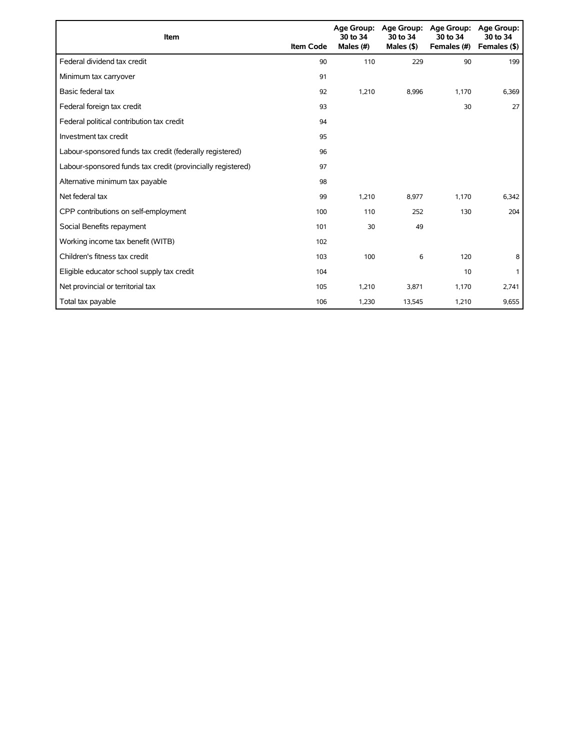| Item | Item Code | Age Group: 30 to 34 Males (#) | Age Group: 30 to 34 Males ($) | Age Group: 30 to 34 Females (#) | Age Group: 30 to 34 Females ($) |
|---|---|---|---|---|---|
| Federal dividend tax credit | 90 | 110 | 229 | 90 | 199 |
| Minimum tax carryover | 91 | | | | |
| Basic federal tax | 92 | 1,210 | 8,996 | 1,170 | 6,369 |
| Federal foreign tax credit | 93 | | | 30 | 27 |
| Federal political contribution tax credit | 94 | | | | |
| Investment tax credit | 95 | | | | |
| Labour-sponsored funds tax credit (federally registered) | 96 | | | | |
| Labour-sponsored funds tax credit (provincially registered) | 97 | | | | |
| Alternative minimum tax payable | 98 | | | | |
| Net federal tax | 99 | 1,210 | 8,977 | 1,170 | 6,342 |
| CPP contributions on self-employment | 100 | 110 | 252 | 130 | 204 |
| Social Benefits repayment | 101 | 30 | 49 | | |
| Working income tax benefit (WITB) | 102 | | | | |
| Children's fitness tax credit | 103 | 100 | 6 | 120 | 8 |
| Eligible educator school supply tax credit | 104 | | | 10 | 1 |
| Net provincial or territorial tax | 105 | 1,210 | 3,871 | 1,170 | 2,741 |
| Total tax payable | 106 | 1,230 | 13,545 | 1,210 | 9,655 |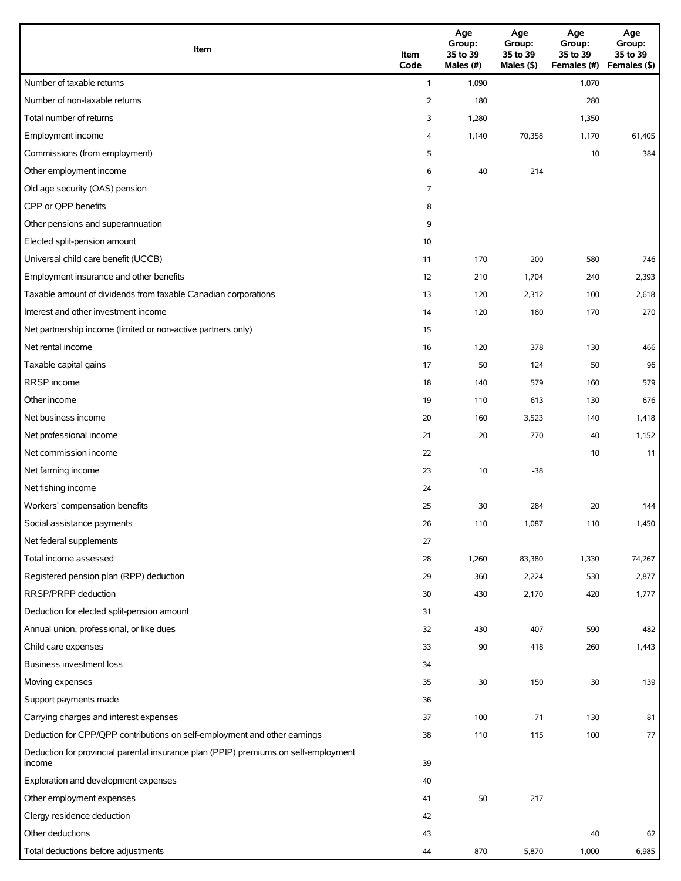| Item | Item Code | Age Group: 35 to 39 Males (#) | Age Group: 35 to 39 Males ($) | Age Group: 35 to 39 Females (#) | Age Group: 35 to 39 Females ($) |
|---|---|---|---|---|---|
| Number of taxable returns | 1 | 1,090 | | 1,070 | |
| Number of non-taxable returns | 2 | 180 | | 280 | |
| Total number of returns | 3 | 1,280 | | 1,350 | |
| Employment income | 4 | 1,140 | 70,358 | 1,170 | 61,405 |
| Commissions (from employment) | 5 | | | 10 | 384 |
| Other employment income | 6 | 40 | 214 | | |
| Old age security (OAS) pension | 7 | | | | |
| CPP or QPP benefits | 8 | | | | |
| Other pensions and superannuation | 9 | | | | |
| Elected split-pension amount | 10 | | | | |
| Universal child care benefit (UCCB) | 11 | 170 | 200 | 580 | 746 |
| Employment insurance and other benefits | 12 | 210 | 1,704 | 240 | 2,393 |
| Taxable amount of dividends from taxable Canadian corporations | 13 | 120 | 2,312 | 100 | 2,618 |
| Interest and other investment income | 14 | 120 | 180 | 170 | 270 |
| Net partnership income (limited or non-active partners only) | 15 | | | | |
| Net rental income | 16 | 120 | 378 | 130 | 466 |
| Taxable capital gains | 17 | 50 | 124 | 50 | 96 |
| RRSP income | 18 | 140 | 579 | 160 | 579 |
| Other income | 19 | 110 | 613 | 130 | 676 |
| Net business income | 20 | 160 | 3,523 | 140 | 1,418 |
| Net professional income | 21 | 20 | 770 | 40 | 1,152 |
| Net commission income | 22 | | | 10 | 11 |
| Net farming income | 23 | 10 | -38 | | |
| Net fishing income | 24 | | | | |
| Workers' compensation benefits | 25 | 30 | 284 | 20 | 144 |
| Social assistance payments | 26 | 110 | 1,087 | 110 | 1,450 |
| Net federal supplements | 27 | | | | |
| Total income assessed | 28 | 1,260 | 83,380 | 1,330 | 74,267 |
| Registered pension plan (RPP) deduction | 29 | 360 | 2,224 | 530 | 2,877 |
| RRSP/PRPP deduction | 30 | 430 | 2,170 | 420 | 1,777 |
| Deduction for elected split-pension amount | 31 | | | | |
| Annual union, professional, or like dues | 32 | 430 | 407 | 590 | 482 |
| Child care expenses | 33 | 90 | 418 | 260 | 1,443 |
| Business investment loss | 34 | | | | |
| Moving expenses | 35 | 30 | 150 | 30 | 139 |
| Support payments made | 36 | | | | |
| Carrying charges and interest expenses | 37 | 100 | 71 | 130 | 81 |
| Deduction for CPP/QPP contributions on self-employment and other earnings | 38 | 110 | 115 | 100 | 77 |
| Deduction for provincial parental insurance plan (PPIP) premiums on self-employment income | 39 | | | | |
| Exploration and development expenses | 40 | | | | |
| Other employment expenses | 41 | 50 | 217 | | |
| Clergy residence deduction | 42 | | | | |
| Other deductions | 43 | | | 40 | 62 |
| Total deductions before adjustments | 44 | 870 | 5,870 | 1,000 | 6,985 |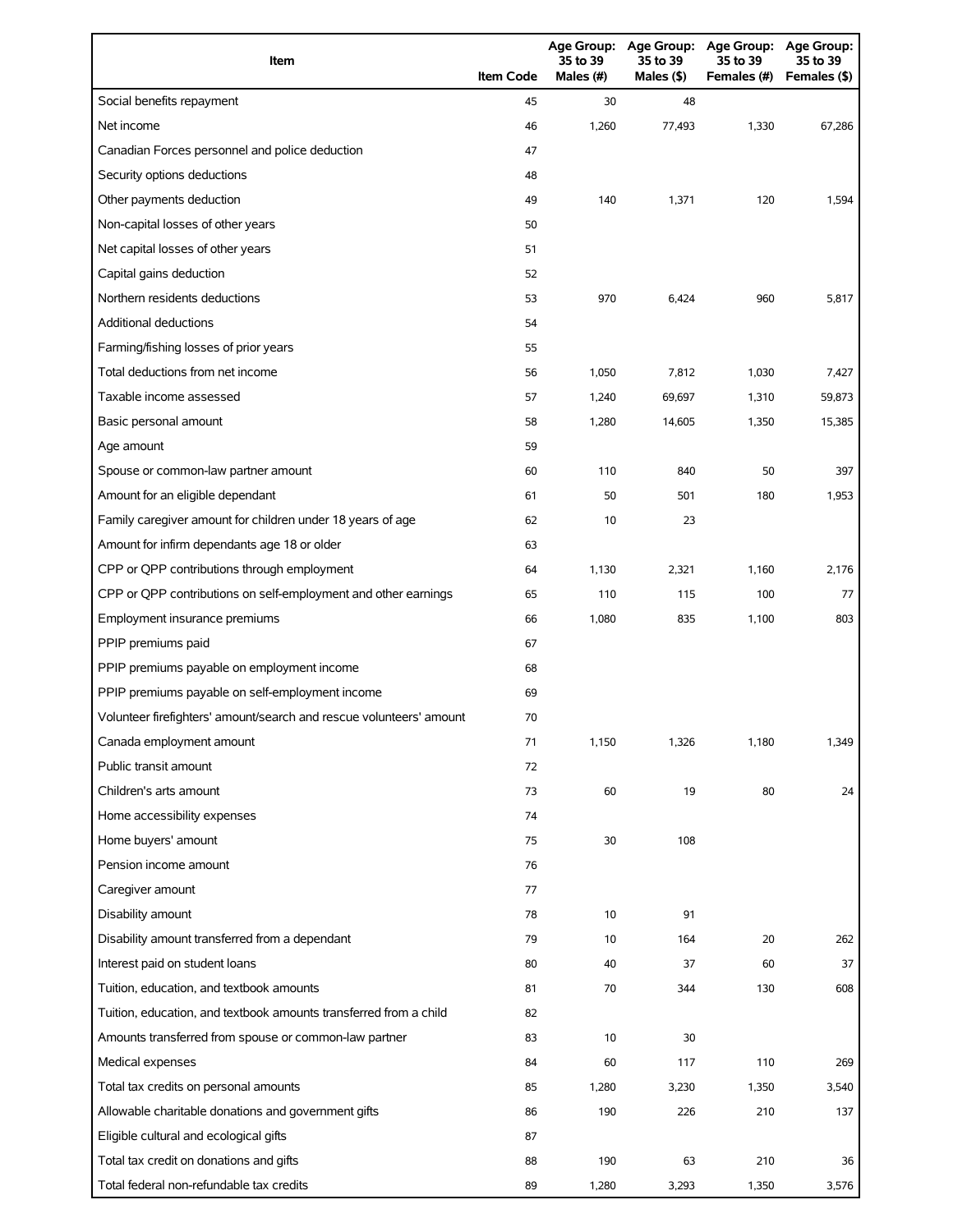| Item | Item Code | Age Group: 35 to 39 Males (#) | Age Group: 35 to 39 Males ($) | Age Group: 35 to 39 Females (#) | Age Group: 35 to 39 Females ($) |
|---|---|---|---|---|---|
| Social benefits repayment | 45 | 30 | 48 | | |
| Net income | 46 | 1,260 | 77,493 | 1,330 | 67,286 |
| Canadian Forces personnel and police deduction | 47 | | | | |
| Security options deductions | 48 | | | | |
| Other payments deduction | 49 | 140 | 1,371 | 120 | 1,594 |
| Non-capital losses of other years | 50 | | | | |
| Net capital losses of other years | 51 | | | | |
| Capital gains deduction | 52 | | | | |
| Northern residents deductions | 53 | 970 | 6,424 | 960 | 5,817 |
| Additional deductions | 54 | | | | |
| Farming/fishing losses of prior years | 55 | | | | |
| Total deductions from net income | 56 | 1,050 | 7,812 | 1,030 | 7,427 |
| Taxable income assessed | 57 | 1,240 | 69,697 | 1,310 | 59,873 |
| Basic personal amount | 58 | 1,280 | 14,605 | 1,350 | 15,385 |
| Age amount | 59 | | | | |
| Spouse or common-law partner amount | 60 | 110 | 840 | 50 | 397 |
| Amount for an eligible dependant | 61 | 50 | 501 | 180 | 1,953 |
| Family caregiver amount for children under 18 years of age | 62 | 10 | 23 | | |
| Amount for infirm dependants age 18 or older | 63 | | | | |
| CPP or QPP contributions through employment | 64 | 1,130 | 2,321 | 1,160 | 2,176 |
| CPP or QPP contributions on self-employment and other earnings | 65 | 110 | 115 | 100 | 77 |
| Employment insurance premiums | 66 | 1,080 | 835 | 1,100 | 803 |
| PPIP premiums paid | 67 | | | | |
| PPIP premiums payable on employment income | 68 | | | | |
| PPIP premiums payable on self-employment income | 69 | | | | |
| Volunteer firefighters' amount/search and rescue volunteers' amount | 70 | | | | |
| Canada employment amount | 71 | 1,150 | 1,326 | 1,180 | 1,349 |
| Public transit amount | 72 | | | | |
| Children's arts amount | 73 | 60 | 19 | 80 | 24 |
| Home accessibility expenses | 74 | | | | |
| Home buyers' amount | 75 | 30 | 108 | | |
| Pension income amount | 76 | | | | |
| Caregiver amount | 77 | | | | |
| Disability amount | 78 | 10 | 91 | | |
| Disability amount transferred from a dependant | 79 | 10 | 164 | 20 | 262 |
| Interest paid on student loans | 80 | 40 | 37 | 60 | 37 |
| Tuition, education, and textbook amounts | 81 | 70 | 344 | 130 | 608 |
| Tuition, education, and textbook amounts transferred from a child | 82 | | | | |
| Amounts transferred from spouse or common-law partner | 83 | 10 | 30 | | |
| Medical expenses | 84 | 60 | 117 | 110 | 269 |
| Total tax credits on personal amounts | 85 | 1,280 | 3,230 | 1,350 | 3,540 |
| Allowable charitable donations and government gifts | 86 | 190 | 226 | 210 | 137 |
| Eligible cultural and ecological gifts | 87 | | | | |
| Total tax credit on donations and gifts | 88 | 190 | 63 | 210 | 36 |
| Total federal non-refundable tax credits | 89 | 1,280 | 3,293 | 1,350 | 3,576 |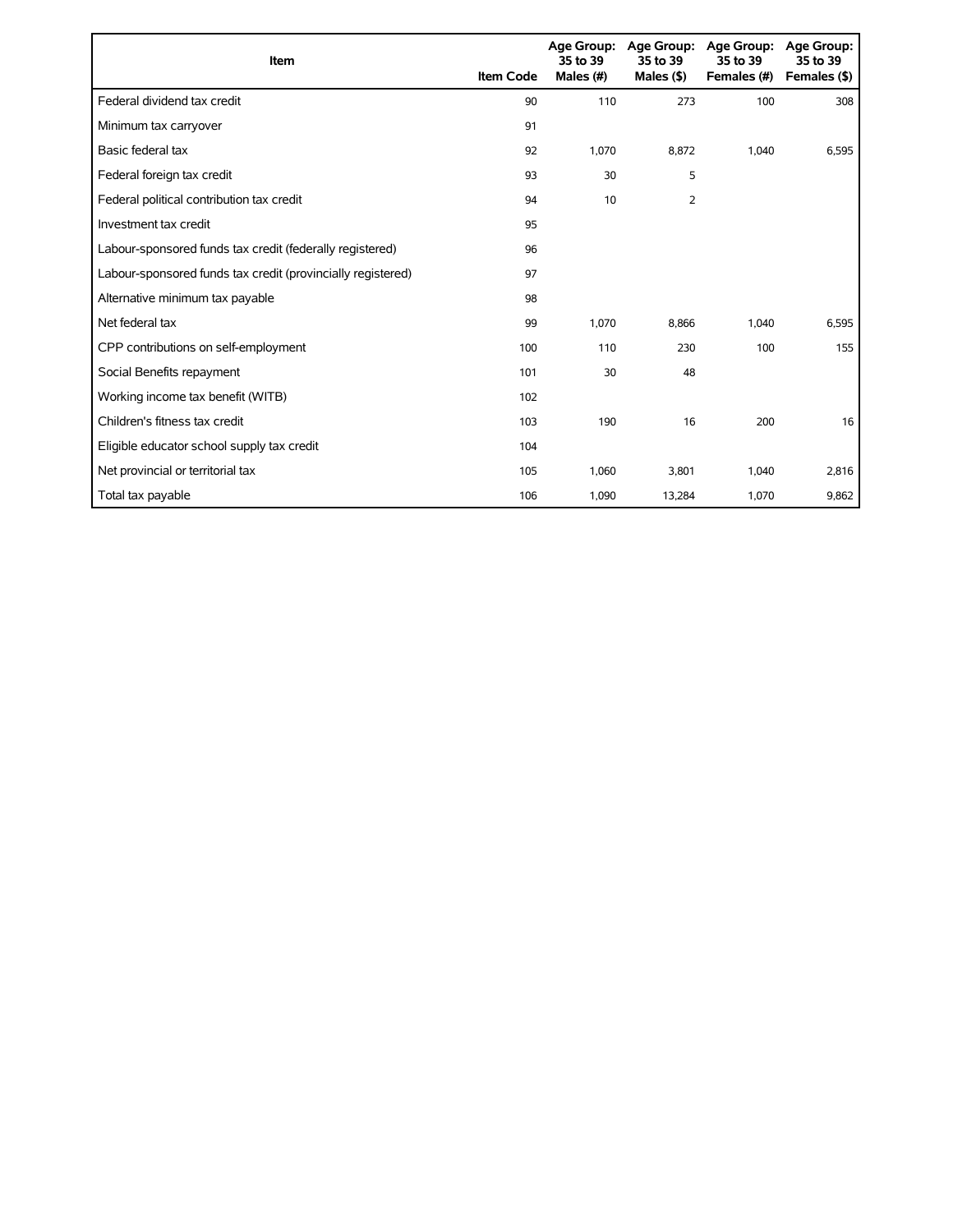| Item | Item Code | Age Group: 35 to 39 Males (#) | Age Group: 35 to 39 Males ($) | Age Group: 35 to 39 Females (#) | Age Group: 35 to 39 Females ($) |
| --- | --- | --- | --- | --- | --- |
| Federal dividend tax credit | 90 | 110 | 273 | 100 | 308 |
| Minimum tax carryover | 91 | | | | |
| Basic federal tax | 92 | 1,070 | 8,872 | 1,040 | 6,595 |
| Federal foreign tax credit | 93 | 30 | 5 | | |
| Federal political contribution tax credit | 94 | 10 | 2 | | |
| Investment tax credit | 95 | | | | |
| Labour-sponsored funds tax credit (federally registered) | 96 | | | | |
| Labour-sponsored funds tax credit (provincially registered) | 97 | | | | |
| Alternative minimum tax payable | 98 | | | | |
| Net federal tax | 99 | 1,070 | 8,866 | 1,040 | 6,595 |
| CPP contributions on self-employment | 100 | 110 | 230 | 100 | 155 |
| Social Benefits repayment | 101 | 30 | 48 | | |
| Working income tax benefit (WITB) | 102 | | | | |
| Children's fitness tax credit | 103 | 190 | 16 | 200 | 16 |
| Eligible educator school supply tax credit | 104 | | | | |
| Net provincial or territorial tax | 105 | 1,060 | 3,801 | 1,040 | 2,816 |
| Total tax payable | 106 | 1,090 | 13,284 | 1,070 | 9,862 |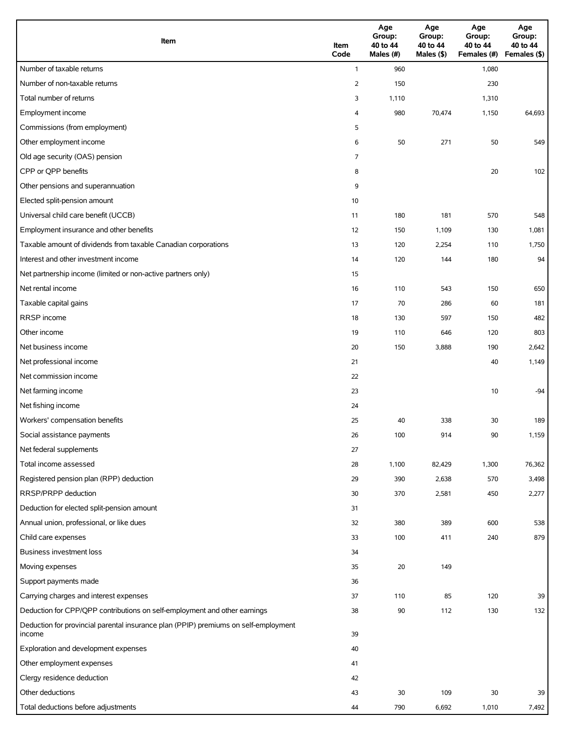| Item | Item Code | Age Group: 40 to 44 Males (#) | Age Group: 40 to 44 Males ($) | Age Group: 40 to 44 Females (#) | Age Group: 40 to 44 Females ($) |
|---|---|---|---|---|---|
| Number of taxable returns | 1 | 960 | | 1,080 | |
| Number of non-taxable returns | 2 | 150 | | 230 | |
| Total number of returns | 3 | 1,110 | | 1,310 | |
| Employment income | 4 | 980 | 70,474 | 1,150 | 64,693 |
| Commissions (from employment) | 5 | | | | |
| Other employment income | 6 | 50 | 271 | 50 | 549 |
| Old age security (OAS) pension | 7 | | | | |
| CPP or QPP benefits | 8 | | | 20 | 102 |
| Other pensions and superannuation | 9 | | | | |
| Elected split-pension amount | 10 | | | | |
| Universal child care benefit (UCCB) | 11 | 180 | 181 | 570 | 548 |
| Employment insurance and other benefits | 12 | 150 | 1,109 | 130 | 1,081 |
| Taxable amount of dividends from taxable Canadian corporations | 13 | 120 | 2,254 | 110 | 1,750 |
| Interest and other investment income | 14 | 120 | 144 | 180 | 94 |
| Net partnership income (limited or non-active partners only) | 15 | | | | |
| Net rental income | 16 | 110 | 543 | 150 | 650 |
| Taxable capital gains | 17 | 70 | 286 | 60 | 181 |
| RRSP income | 18 | 130 | 597 | 150 | 482 |
| Other income | 19 | 110 | 646 | 120 | 803 |
| Net business income | 20 | 150 | 3,888 | 190 | 2,642 |
| Net professional income | 21 | | | 40 | 1,149 |
| Net commission income | 22 | | | | |
| Net farming income | 23 | | | 10 | -94 |
| Net fishing income | 24 | | | | |
| Workers' compensation benefits | 25 | 40 | 338 | 30 | 189 |
| Social assistance payments | 26 | 100 | 914 | 90 | 1,159 |
| Net federal supplements | 27 | | | | |
| Total income assessed | 28 | 1,100 | 82,429 | 1,300 | 76,362 |
| Registered pension plan (RPP) deduction | 29 | 390 | 2,638 | 570 | 3,498 |
| RRSP/PRPP deduction | 30 | 370 | 2,581 | 450 | 2,277 |
| Deduction for elected split-pension amount | 31 | | | | |
| Annual union, professional, or like dues | 32 | 380 | 389 | 600 | 538 |
| Child care expenses | 33 | 100 | 411 | 240 | 879 |
| Business investment loss | 34 | | | | |
| Moving expenses | 35 | 20 | 149 | | |
| Support payments made | 36 | | | | |
| Carrying charges and interest expenses | 37 | 110 | 85 | 120 | 39 |
| Deduction for CPP/QPP contributions on self-employment and other earnings | 38 | 90 | 112 | 130 | 132 |
| Deduction for provincial parental insurance plan (PPIP) premiums on self-employment income | 39 | | | | |
| Exploration and development expenses | 40 | | | | |
| Other employment expenses | 41 | | | | |
| Clergy residence deduction | 42 | | | | |
| Other deductions | 43 | 30 | 109 | 30 | 39 |
| Total deductions before adjustments | 44 | 790 | 6,692 | 1,010 | 7,492 |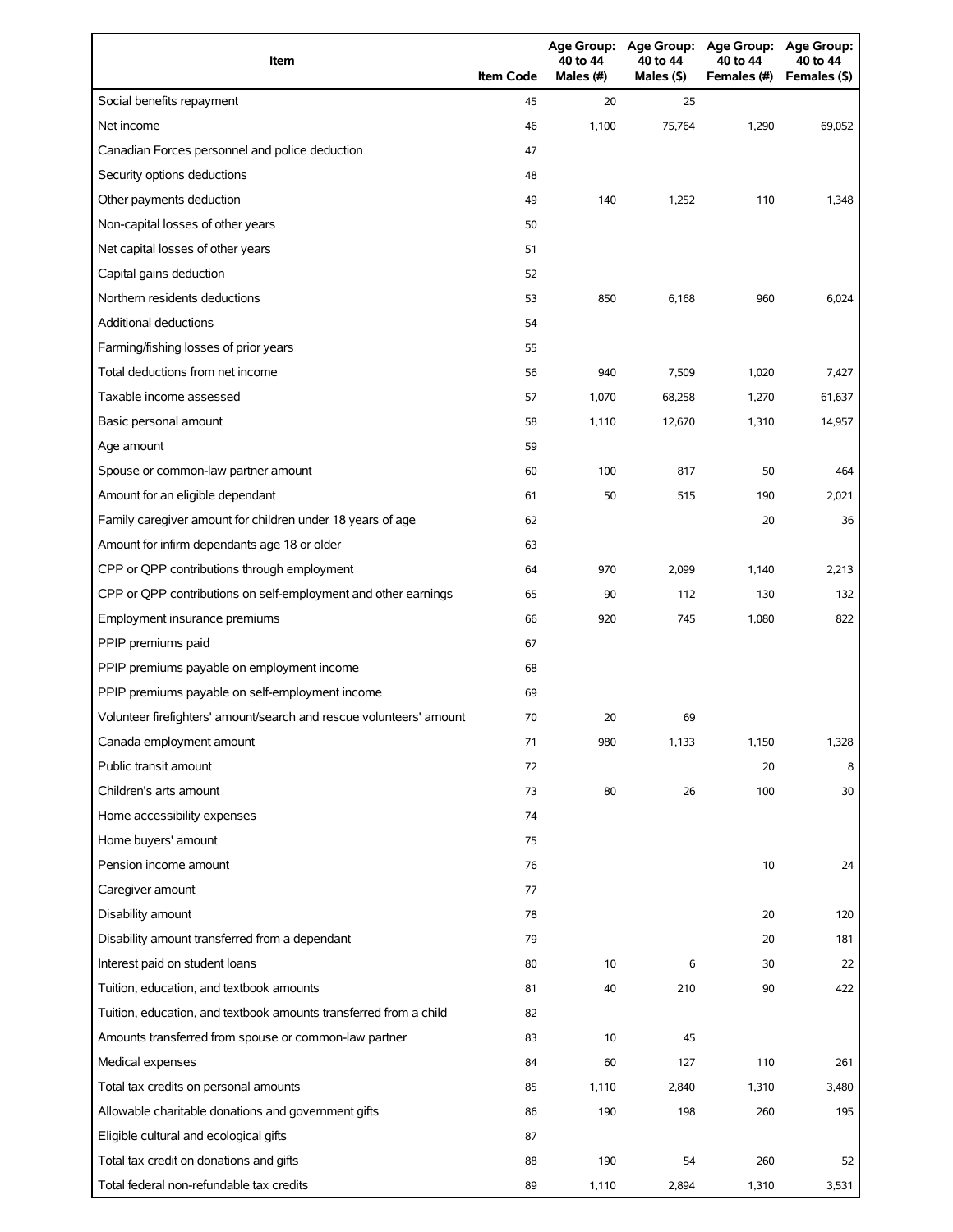| Item | Item Code | Age Group: 40 to 44 Males (#) | Age Group: 40 to 44 Males ($) | Age Group: 40 to 44 Females (#) | Age Group: 40 to 44 Females ($) |
|---|---|---|---|---|---|
| Social benefits repayment | 45 | 20 | 25 | | |
| Net income | 46 | 1,100 | 75,764 | 1,290 | 69,052 |
| Canadian Forces personnel and police deduction | 47 | | | | |
| Security options deductions | 48 | | | | |
| Other payments deduction | 49 | 140 | 1,252 | 110 | 1,348 |
| Non-capital losses of other years | 50 | | | | |
| Net capital losses of other years | 51 | | | | |
| Capital gains deduction | 52 | | | | |
| Northern residents deductions | 53 | 850 | 6,168 | 960 | 6,024 |
| Additional deductions | 54 | | | | |
| Farming/fishing losses of prior years | 55 | | | | |
| Total deductions from net income | 56 | 940 | 7,509 | 1,020 | 7,427 |
| Taxable income assessed | 57 | 1,070 | 68,258 | 1,270 | 61,637 |
| Basic personal amount | 58 | 1,110 | 12,670 | 1,310 | 14,957 |
| Age amount | 59 | | | | |
| Spouse or common-law partner amount | 60 | 100 | 817 | 50 | 464 |
| Amount for an eligible dependant | 61 | 50 | 515 | 190 | 2,021 |
| Family caregiver amount for children under 18 years of age | 62 | | | 20 | 36 |
| Amount for infirm dependants age 18 or older | 63 | | | | |
| CPP or QPP contributions through employment | 64 | 970 | 2,099 | 1,140 | 2,213 |
| CPP or QPP contributions on self-employment and other earnings | 65 | 90 | 112 | 130 | 132 |
| Employment insurance premiums | 66 | 920 | 745 | 1,080 | 822 |
| PPIP premiums paid | 67 | | | | |
| PPIP premiums payable on employment income | 68 | | | | |
| PPIP premiums payable on self-employment income | 69 | | | | |
| Volunteer firefighters' amount/search and rescue volunteers' amount | 70 | 20 | 69 | | |
| Canada employment amount | 71 | 980 | 1,133 | 1,150 | 1,328 |
| Public transit amount | 72 | | | 20 | 8 |
| Children's arts amount | 73 | 80 | 26 | 100 | 30 |
| Home accessibility expenses | 74 | | | | |
| Home buyers' amount | 75 | | | | |
| Pension income amount | 76 | | | 10 | 24 |
| Caregiver amount | 77 | | | | |
| Disability amount | 78 | | | 20 | 120 |
| Disability amount transferred from a dependant | 79 | | | 20 | 181 |
| Interest paid on student loans | 80 | 10 | 6 | 30 | 22 |
| Tuition, education, and textbook amounts | 81 | 40 | 210 | 90 | 422 |
| Tuition, education, and textbook amounts transferred from a child | 82 | | | | |
| Amounts transferred from spouse or common-law partner | 83 | 10 | 45 | | |
| Medical expenses | 84 | 60 | 127 | 110 | 261 |
| Total tax credits on personal amounts | 85 | 1,110 | 2,840 | 1,310 | 3,480 |
| Allowable charitable donations and government gifts | 86 | 190 | 198 | 260 | 195 |
| Eligible cultural and ecological gifts | 87 | | | | |
| Total tax credit on donations and gifts | 88 | 190 | 54 | 260 | 52 |
| Total federal non-refundable tax credits | 89 | 1,110 | 2,894 | 1,310 | 3,531 |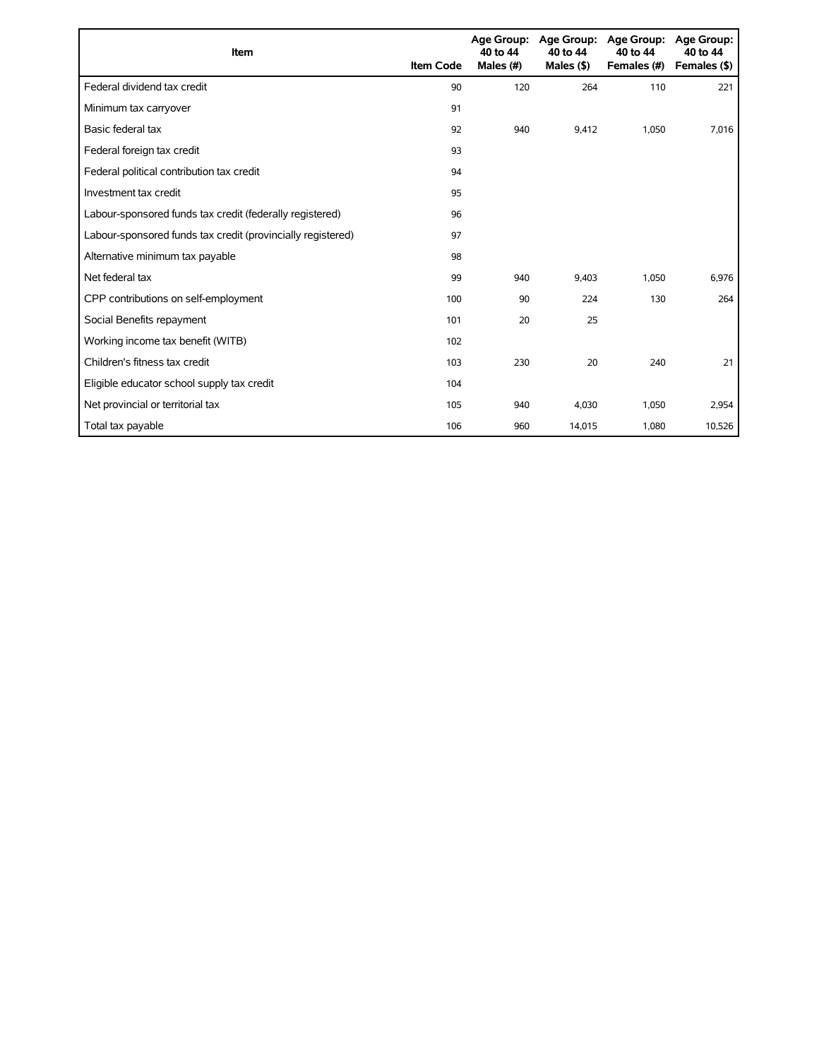| Item | Item Code | Age Group: 40 to 44 Males (#) | Age Group: 40 to 44 Males ($) | Age Group: 40 to 44 Females (#) | Age Group: 40 to 44 Females ($) |
|---|---|---|---|---|---|
| Federal dividend tax credit | 90 | 120 | 264 | 110 | 221 |
| Minimum tax carryover | 91 | | | | |
| Basic federal tax | 92 | 940 | 9,412 | 1,050 | 7,016 |
| Federal foreign tax credit | 93 | | | | |
| Federal political contribution tax credit | 94 | | | | |
| Investment tax credit | 95 | | | | |
| Labour-sponsored funds tax credit (federally registered) | 96 | | | | |
| Labour-sponsored funds tax credit (provincially registered) | 97 | | | | |
| Alternative minimum tax payable | 98 | | | | |
| Net federal tax | 99 | 940 | 9,403 | 1,050 | 6,976 |
| CPP contributions on self-employment | 100 | 90 | 224 | 130 | 264 |
| Social Benefits repayment | 101 | 20 | 25 | | |
| Working income tax benefit (WITB) | 102 | | | | |
| Children's fitness tax credit | 103 | 230 | 20 | 240 | 21 |
| Eligible educator school supply tax credit | 104 | | | | |
| Net provincial or territorial tax | 105 | 940 | 4,030 | 1,050 | 2,954 |
| Total tax payable | 106 | 960 | 14,015 | 1,080 | 10,526 |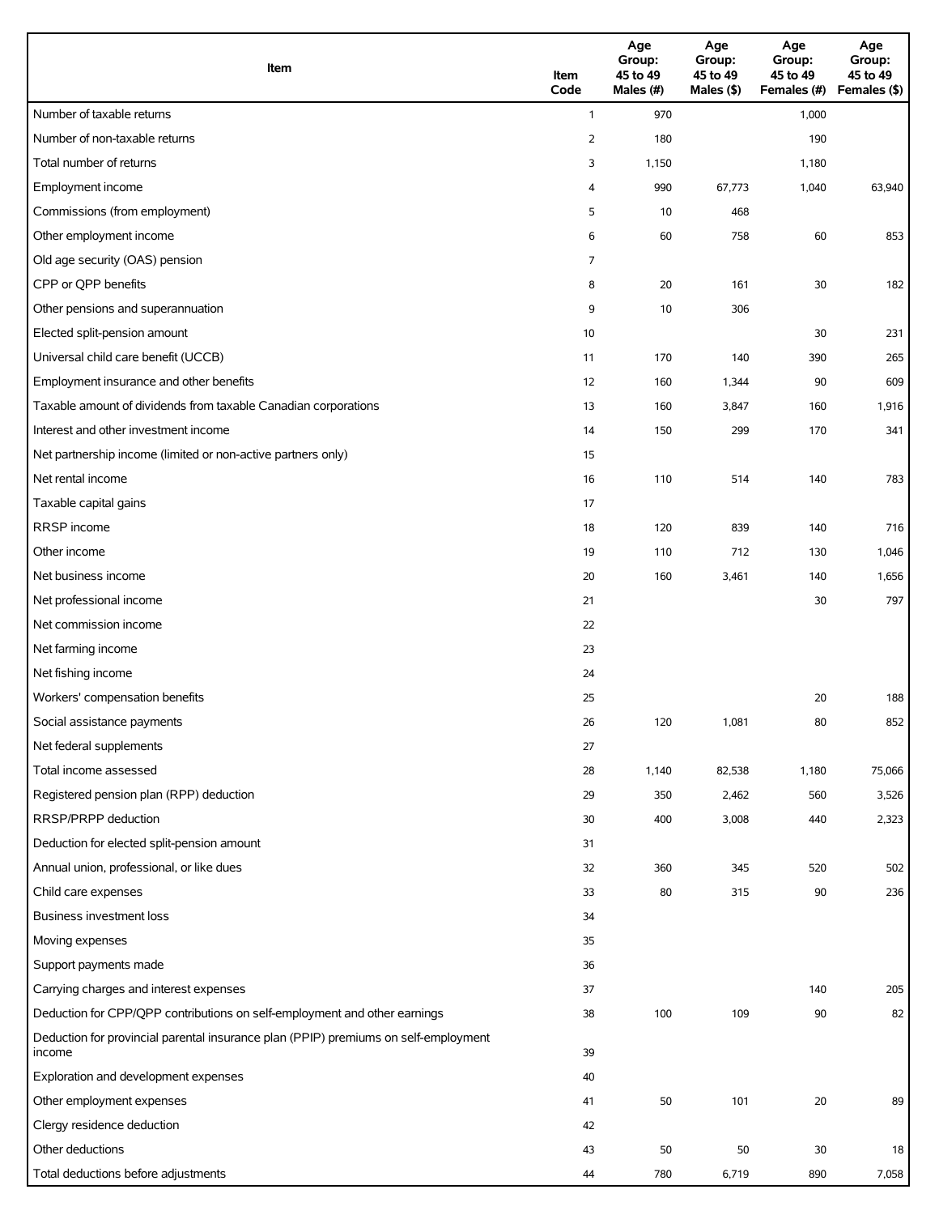| Item | Item Code | Age Group: 45 to 49 Males (#) | Age Group: 45 to 49 Males ($) | Age Group: 45 to 49 Females (#) | Age Group: 45 to 49 Females ($) |
|---|---|---|---|---|---|
| Number of taxable returns | 1 | 970 | | 1,000 | |
| Number of non-taxable returns | 2 | 180 | | 190 | |
| Total number of returns | 3 | 1,150 | | 1,180 | |
| Employment income | 4 | 990 | 67,773 | 1,040 | 63,940 |
| Commissions (from employment) | 5 | 10 | 468 | | |
| Other employment income | 6 | 60 | 758 | 60 | 853 |
| Old age security (OAS) pension | 7 | | | | |
| CPP or QPP benefits | 8 | 20 | 161 | 30 | 182 |
| Other pensions and superannuation | 9 | 10 | 306 | | |
| Elected split-pension amount | 10 | | | 30 | 231 |
| Universal child care benefit (UCCB) | 11 | 170 | 140 | 390 | 265 |
| Employment insurance and other benefits | 12 | 160 | 1,344 | 90 | 609 |
| Taxable amount of dividends from taxable Canadian corporations | 13 | 160 | 3,847 | 160 | 1,916 |
| Interest and other investment income | 14 | 150 | 299 | 170 | 341 |
| Net partnership income (limited or non-active partners only) | 15 | | | | |
| Net rental income | 16 | 110 | 514 | 140 | 783 |
| Taxable capital gains | 17 | | | | |
| RRSP income | 18 | 120 | 839 | 140 | 716 |
| Other income | 19 | 110 | 712 | 130 | 1,046 |
| Net business income | 20 | 160 | 3,461 | 140 | 1,656 |
| Net professional income | 21 | | | 30 | 797 |
| Net commission income | 22 | | | | |
| Net farming income | 23 | | | | |
| Net fishing income | 24 | | | | |
| Workers' compensation benefits | 25 | | | 20 | 188 |
| Social assistance payments | 26 | 120 | 1,081 | 80 | 852 |
| Net federal supplements | 27 | | | | |
| Total income assessed | 28 | 1,140 | 82,538 | 1,180 | 75,066 |
| Registered pension plan (RPP) deduction | 29 | 350 | 2,462 | 560 | 3,526 |
| RRSP/PRPP deduction | 30 | 400 | 3,008 | 440 | 2,323 |
| Deduction for elected split-pension amount | 31 | | | | |
| Annual union, professional, or like dues | 32 | 360 | 345 | 520 | 502 |
| Child care expenses | 33 | 80 | 315 | 90 | 236 |
| Business investment loss | 34 | | | | |
| Moving expenses | 35 | | | | |
| Support payments made | 36 | | | | |
| Carrying charges and interest expenses | 37 | | | 140 | 205 |
| Deduction for CPP/QPP contributions on self-employment and other earnings | 38 | 100 | 109 | 90 | 82 |
| Deduction for provincial parental insurance plan (PPIP) premiums on self-employment income | 39 | | | | |
| Exploration and development expenses | 40 | | | | |
| Other employment expenses | 41 | 50 | 101 | 20 | 89 |
| Clergy residence deduction | 42 | | | | |
| Other deductions | 43 | 50 | 50 | 30 | 18 |
| Total deductions before adjustments | 44 | 780 | 6,719 | 890 | 7,058 |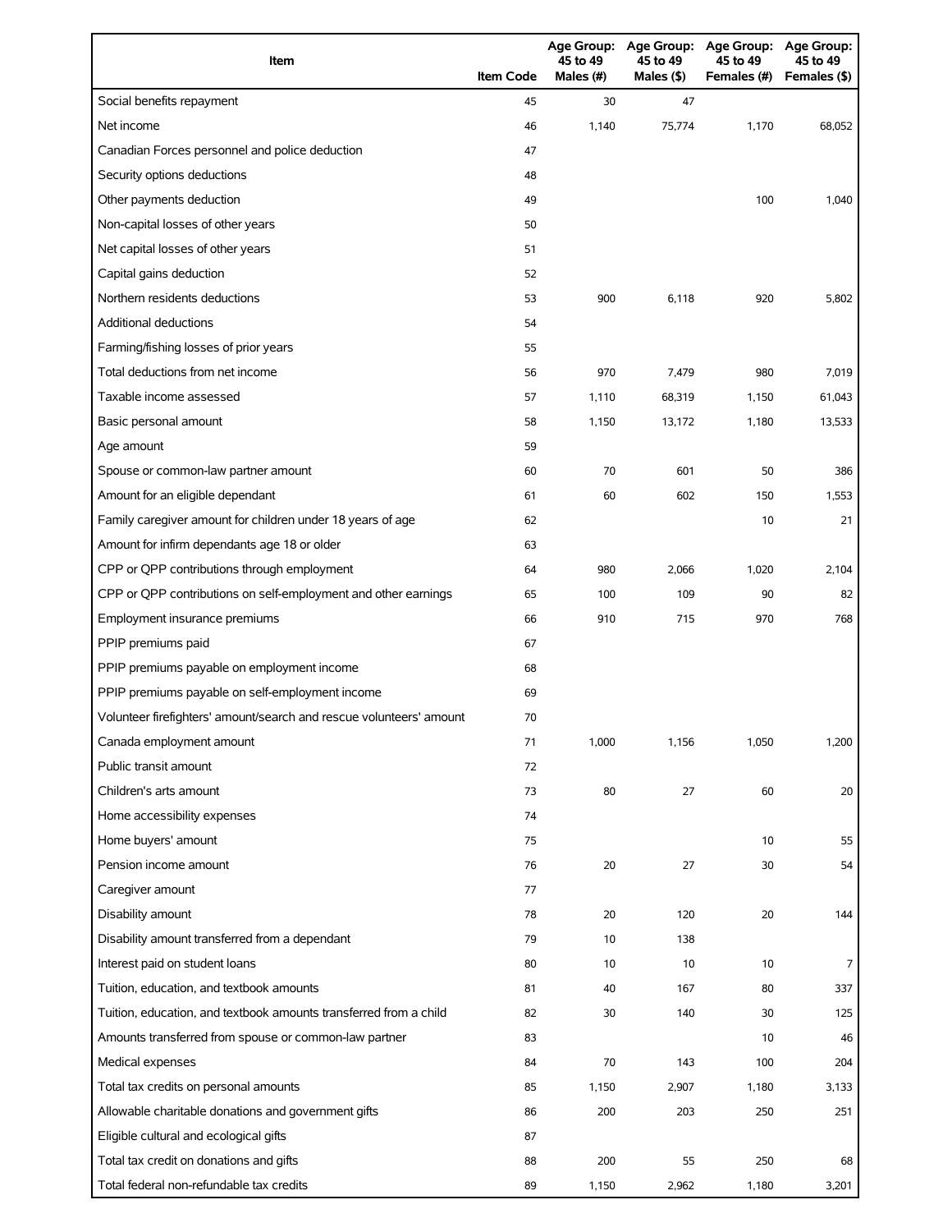| Item | Item Code | Age Group: 45 to 49 Males (#) | Age Group: 45 to 49 Males ($) | Age Group: 45 to 49 Females (#) | Age Group: 45 to 49 Females ($) |
|---|---|---|---|---|---|
| Social benefits repayment | 45 | 30 | 47 | | |
| Net income | 46 | 1,140 | 75,774 | 1,170 | 68,052 |
| Canadian Forces personnel and police deduction | 47 | | | | |
| Security options deductions | 48 | | | | |
| Other payments deduction | 49 | | | 100 | 1,040 |
| Non-capital losses of other years | 50 | | | | |
| Net capital losses of other years | 51 | | | | |
| Capital gains deduction | 52 | | | | |
| Northern residents deductions | 53 | 900 | 6,118 | 920 | 5,802 |
| Additional deductions | 54 | | | | |
| Farming/fishing losses of prior years | 55 | | | | |
| Total deductions from net income | 56 | 970 | 7,479 | 980 | 7,019 |
| Taxable income assessed | 57 | 1,110 | 68,319 | 1,150 | 61,043 |
| Basic personal amount | 58 | 1,150 | 13,172 | 1,180 | 13,533 |
| Age amount | 59 | | | | |
| Spouse or common-law partner amount | 60 | 70 | 601 | 50 | 386 |
| Amount for an eligible dependant | 61 | 60 | 602 | 150 | 1,553 |
| Family caregiver amount for children under 18 years of age | 62 | | | 10 | 21 |
| Amount for infirm dependants age 18 or older | 63 | | | | |
| CPP or QPP contributions through employment | 64 | 980 | 2,066 | 1,020 | 2,104 |
| CPP or QPP contributions on self-employment and other earnings | 65 | 100 | 109 | 90 | 82 |
| Employment insurance premiums | 66 | 910 | 715 | 970 | 768 |
| PPIP premiums paid | 67 | | | | |
| PPIP premiums payable on employment income | 68 | | | | |
| PPIP premiums payable on self-employment income | 69 | | | | |
| Volunteer firefighters' amount/search and rescue volunteers' amount | 70 | | | | |
| Canada employment amount | 71 | 1,000 | 1,156 | 1,050 | 1,200 |
| Public transit amount | 72 | | | | |
| Children's arts amount | 73 | 80 | 27 | 60 | 20 |
| Home accessibility expenses | 74 | | | | |
| Home buyers' amount | 75 | | | 10 | 55 |
| Pension income amount | 76 | 20 | 27 | 30 | 54 |
| Caregiver amount | 77 | | | | |
| Disability amount | 78 | 20 | 120 | 20 | 144 |
| Disability amount transferred from a dependant | 79 | 10 | 138 | | |
| Interest paid on student loans | 80 | 10 | 10 | 10 | 7 |
| Tuition, education, and textbook amounts | 81 | 40 | 167 | 80 | 337 |
| Tuition, education, and textbook amounts transferred from a child | 82 | 30 | 140 | 30 | 125 |
| Amounts transferred from spouse or common-law partner | 83 | | | 10 | 46 |
| Medical expenses | 84 | 70 | 143 | 100 | 204 |
| Total tax credits on personal amounts | 85 | 1,150 | 2,907 | 1,180 | 3,133 |
| Allowable charitable donations and government gifts | 86 | 200 | 203 | 250 | 251 |
| Eligible cultural and ecological gifts | 87 | | | | |
| Total tax credit on donations and gifts | 88 | 200 | 55 | 250 | 68 |
| Total federal non-refundable tax credits | 89 | 1,150 | 2,962 | 1,180 | 3,201 |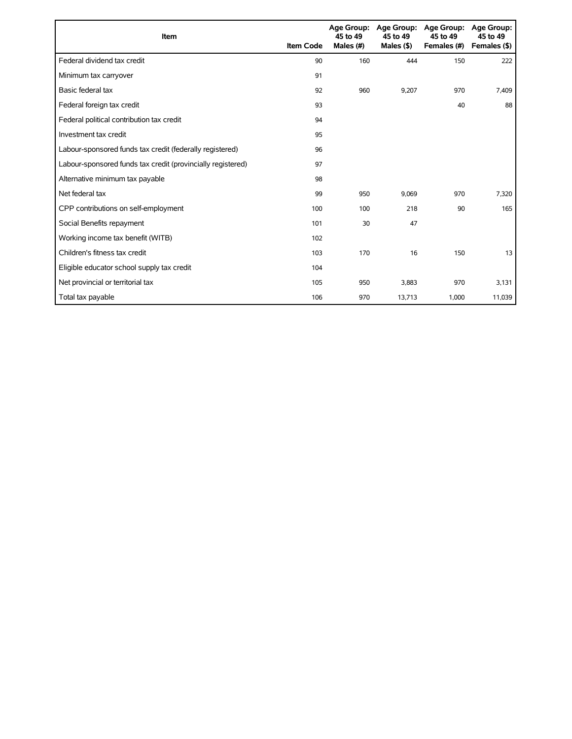| Item | Item Code | Age Group: 45 to 49 Males (#) | Age Group: 45 to 49 Males ($) | Age Group: 45 to 49 Females (#) | Age Group: 45 to 49 Females ($) |
| --- | --- | --- | --- | --- | --- |
| Federal dividend tax credit | 90 | 160 | 444 | 150 | 222 |
| Minimum tax carryover | 91 | | | | |
| Basic federal tax | 92 | 960 | 9,207 | 970 | 7,409 |
| Federal foreign tax credit | 93 | | | 40 | 88 |
| Federal political contribution tax credit | 94 | | | | |
| Investment tax credit | 95 | | | | |
| Labour-sponsored funds tax credit (federally registered) | 96 | | | | |
| Labour-sponsored funds tax credit (provincially registered) | 97 | | | | |
| Alternative minimum tax payable | 98 | | | | |
| Net federal tax | 99 | 950 | 9,069 | 970 | 7,320 |
| CPP contributions on self-employment | 100 | 100 | 218 | 90 | 165 |
| Social Benefits repayment | 101 | 30 | 47 | | |
| Working income tax benefit (WITB) | 102 | | | | |
| Children's fitness tax credit | 103 | 170 | 16 | 150 | 13 |
| Eligible educator school supply tax credit | 104 | | | | |
| Net provincial or territorial tax | 105 | 950 | 3,883 | 970 | 3,131 |
| Total tax payable | 106 | 970 | 13,713 | 1,000 | 11,039 |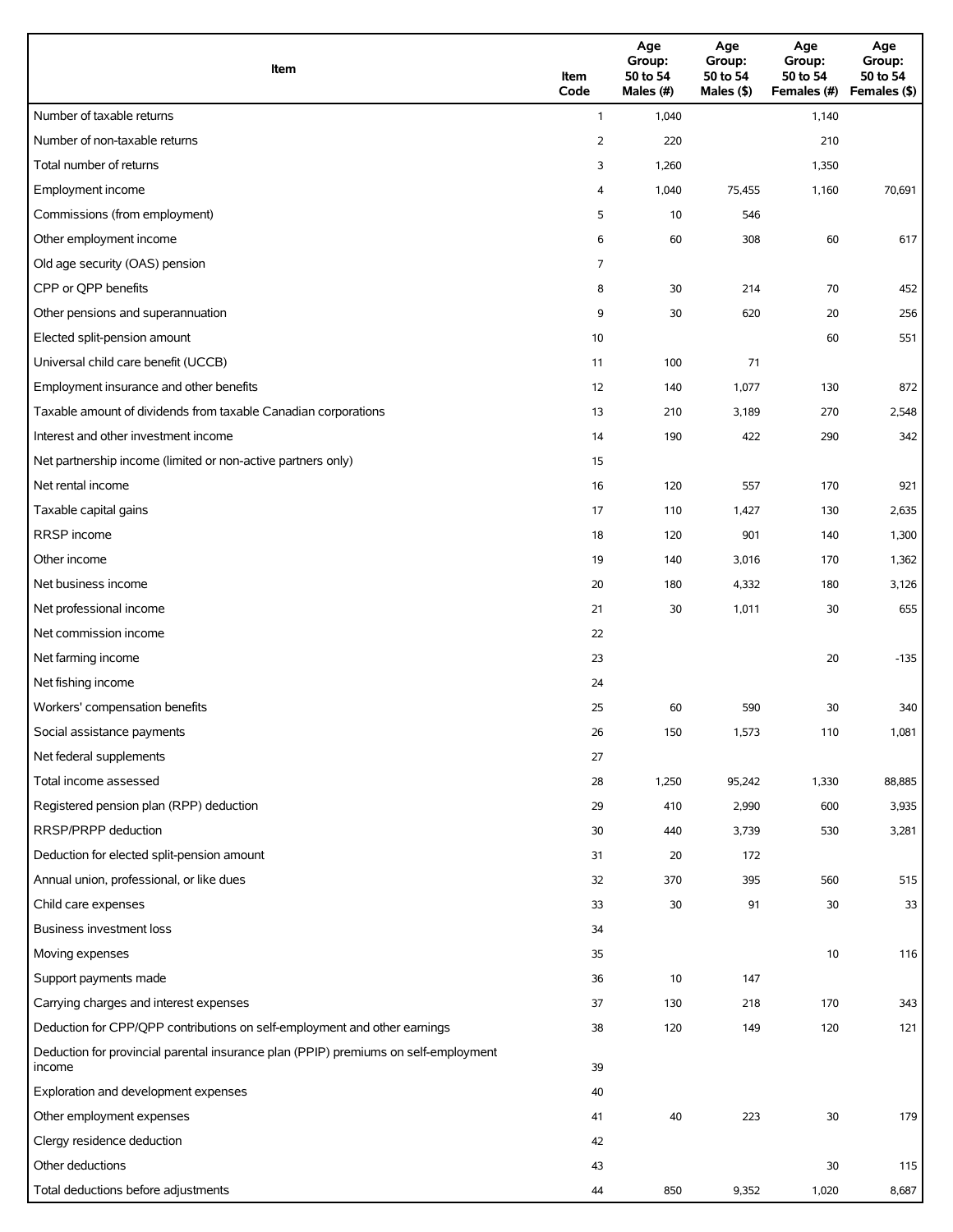| Item | Item Code | Age Group: 50 to 54 Males (#) | Age Group: 50 to 54 Males ($) | Age Group: 50 to 54 Females (#) | Age Group: 50 to 54 Females ($) |
|---|---|---|---|---|---|
| Number of taxable returns | 1 | 1,040 | | 1,140 | |
| Number of non-taxable returns | 2 | 220 | | 210 | |
| Total number of returns | 3 | 1,260 | | 1,350 | |
| Employment income | 4 | 1,040 | 75,455 | 1,160 | 70,691 |
| Commissions (from employment) | 5 | 10 | 546 | | |
| Other employment income | 6 | 60 | 308 | 60 | 617 |
| Old age security (OAS) pension | 7 | | | | |
| CPP or QPP benefits | 8 | 30 | 214 | 70 | 452 |
| Other pensions and superannuation | 9 | 30 | 620 | 20 | 256 |
| Elected split-pension amount | 10 | | | 60 | 551 |
| Universal child care benefit (UCCB) | 11 | 100 | 71 | | |
| Employment insurance and other benefits | 12 | 140 | 1,077 | 130 | 872 |
| Taxable amount of dividends from taxable Canadian corporations | 13 | 210 | 3,189 | 270 | 2,548 |
| Interest and other investment income | 14 | 190 | 422 | 290 | 342 |
| Net partnership income (limited or non-active partners only) | 15 | | | | |
| Net rental income | 16 | 120 | 557 | 170 | 921 |
| Taxable capital gains | 17 | 110 | 1,427 | 130 | 2,635 |
| RRSP income | 18 | 120 | 901 | 140 | 1,300 |
| Other income | 19 | 140 | 3,016 | 170 | 1,362 |
| Net business income | 20 | 180 | 4,332 | 180 | 3,126 |
| Net professional income | 21 | 30 | 1,011 | 30 | 655 |
| Net commission income | 22 | | | | |
| Net farming income | 23 | | | 20 | -135 |
| Net fishing income | 24 | | | | |
| Workers' compensation benefits | 25 | 60 | 590 | 30 | 340 |
| Social assistance payments | 26 | 150 | 1,573 | 110 | 1,081 |
| Net federal supplements | 27 | | | | |
| Total income assessed | 28 | 1,250 | 95,242 | 1,330 | 88,885 |
| Registered pension plan (RPP) deduction | 29 | 410 | 2,990 | 600 | 3,935 |
| RRSP/PRPP deduction | 30 | 440 | 3,739 | 530 | 3,281 |
| Deduction for elected split-pension amount | 31 | 20 | 172 | | |
| Annual union, professional, or like dues | 32 | 370 | 395 | 560 | 515 |
| Child care expenses | 33 | 30 | 91 | 30 | 33 |
| Business investment loss | 34 | | | | |
| Moving expenses | 35 | | | 10 | 116 |
| Support payments made | 36 | 10 | 147 | | |
| Carrying charges and interest expenses | 37 | 130 | 218 | 170 | 343 |
| Deduction for CPP/QPP contributions on self-employment and other earnings | 38 | 120 | 149 | 120 | 121 |
| Deduction for provincial parental insurance plan (PPIP) premiums on self-employment income | 39 | | | | |
| Exploration and development expenses | 40 | | | | |
| Other employment expenses | 41 | 40 | 223 | 30 | 179 |
| Clergy residence deduction | 42 | | | | |
| Other deductions | 43 | | | 30 | 115 |
| Total deductions before adjustments | 44 | 850 | 9,352 | 1,020 | 8,687 |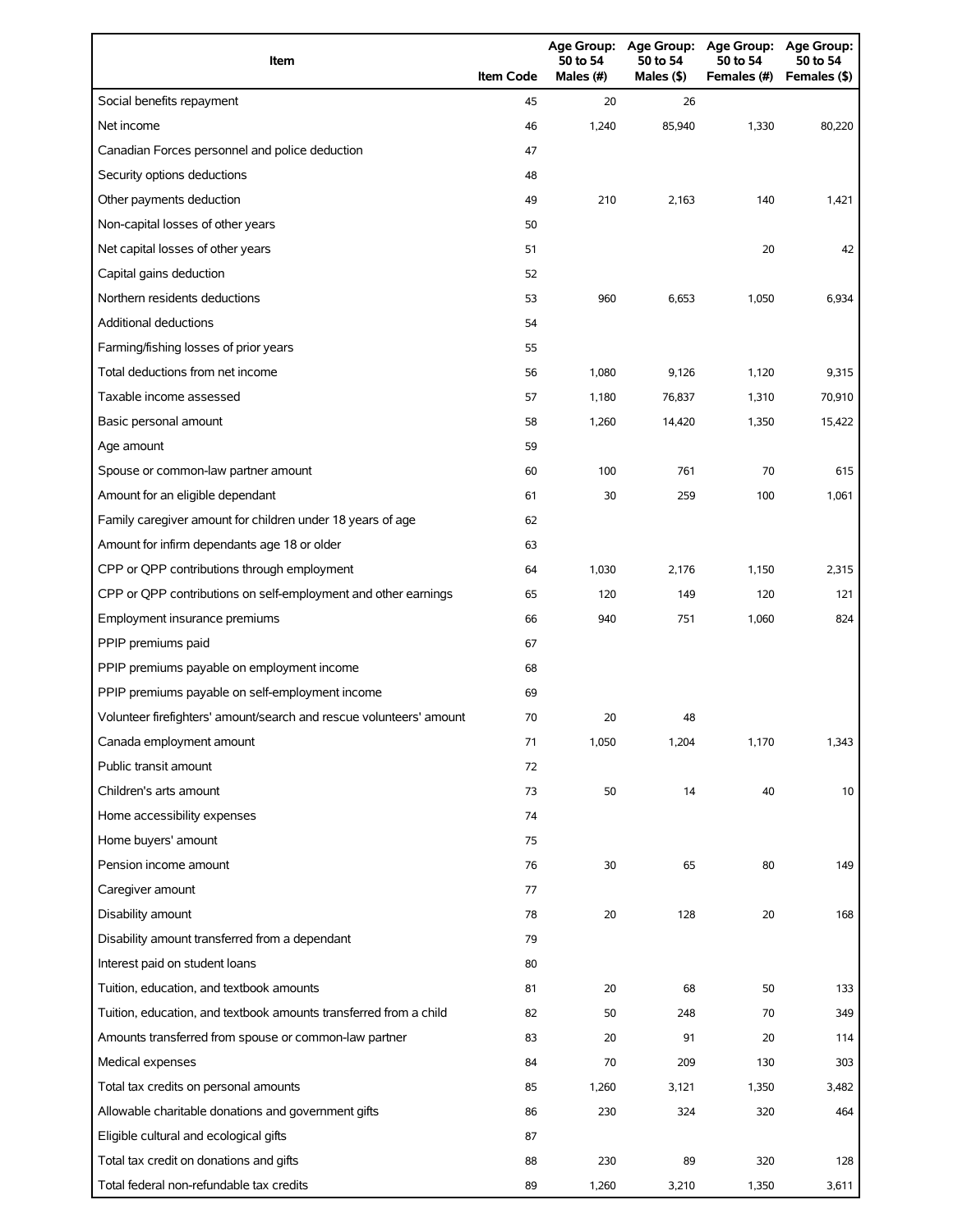| Item | Item Code | Age Group: 50 to 54 Males (#) | Age Group: 50 to 54 Males ($) | Age Group: 50 to 54 Females (#) | Age Group: 50 to 54 Females ($) |
|---|---|---|---|---|---|
| Social benefits repayment | 45 | 20 | 26 | | |
| Net income | 46 | 1,240 | 85,940 | 1,330 | 80,220 |
| Canadian Forces personnel and police deduction | 47 | | | | |
| Security options deductions | 48 | | | | |
| Other payments deduction | 49 | 210 | 2,163 | 140 | 1,421 |
| Non-capital losses of other years | 50 | | | | |
| Net capital losses of other years | 51 | | | 20 | 42 |
| Capital gains deduction | 52 | | | | |
| Northern residents deductions | 53 | 960 | 6,653 | 1,050 | 6,934 |
| Additional deductions | 54 | | | | |
| Farming/fishing losses of prior years | 55 | | | | |
| Total deductions from net income | 56 | 1,080 | 9,126 | 1,120 | 9,315 |
| Taxable income assessed | 57 | 1,180 | 76,837 | 1,310 | 70,910 |
| Basic personal amount | 58 | 1,260 | 14,420 | 1,350 | 15,422 |
| Age amount | 59 | | | | |
| Spouse or common-law partner amount | 60 | 100 | 761 | 70 | 615 |
| Amount for an eligible dependant | 61 | 30 | 259 | 100 | 1,061 |
| Family caregiver amount for children under 18 years of age | 62 | | | | |
| Amount for infirm dependants age 18 or older | 63 | | | | |
| CPP or QPP contributions through employment | 64 | 1,030 | 2,176 | 1,150 | 2,315 |
| CPP or QPP contributions on self-employment and other earnings | 65 | 120 | 149 | 120 | 121 |
| Employment insurance premiums | 66 | 940 | 751 | 1,060 | 824 |
| PPIP premiums paid | 67 | | | | |
| PPIP premiums payable on employment income | 68 | | | | |
| PPIP premiums payable on self-employment income | 69 | | | | |
| Volunteer firefighters' amount/search and rescue volunteers' amount | 70 | 20 | 48 | | |
| Canada employment amount | 71 | 1,050 | 1,204 | 1,170 | 1,343 |
| Public transit amount | 72 | | | | |
| Children's arts amount | 73 | 50 | 14 | 40 | 10 |
| Home accessibility expenses | 74 | | | | |
| Home buyers' amount | 75 | | | | |
| Pension income amount | 76 | 30 | 65 | 80 | 149 |
| Caregiver amount | 77 | | | | |
| Disability amount | 78 | 20 | 128 | 20 | 168 |
| Disability amount transferred from a dependant | 79 | | | | |
| Interest paid on student loans | 80 | | | | |
| Tuition, education, and textbook amounts | 81 | 20 | 68 | 50 | 133 |
| Tuition, education, and textbook amounts transferred from a child | 82 | 50 | 248 | 70 | 349 |
| Amounts transferred from spouse or common-law partner | 83 | 20 | 91 | 20 | 114 |
| Medical expenses | 84 | 70 | 209 | 130 | 303 |
| Total tax credits on personal amounts | 85 | 1,260 | 3,121 | 1,350 | 3,482 |
| Allowable charitable donations and government gifts | 86 | 230 | 324 | 320 | 464 |
| Eligible cultural and ecological gifts | 87 | | | | |
| Total tax credit on donations and gifts | 88 | 230 | 89 | 320 | 128 |
| Total federal non-refundable tax credits | 89 | 1,260 | 3,210 | 1,350 | 3,611 |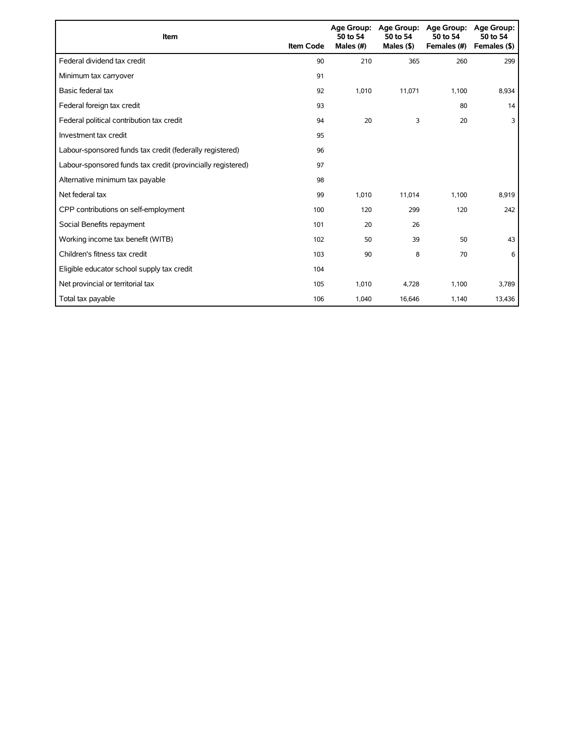| Item | Item Code | Age Group: 50 to 54 Males (#) | Age Group: 50 to 54 Males ($) | Age Group: 50 to 54 Females (#) | Age Group: 50 to 54 Females ($) |
|---|---|---|---|---|---|
| Federal dividend tax credit | 90 | 210 | 365 | 260 | 299 |
| Minimum tax carryover | 91 | | | | |
| Basic federal tax | 92 | 1,010 | 11,071 | 1,100 | 8,934 |
| Federal foreign tax credit | 93 | | | 80 | 14 |
| Federal political contribution tax credit | 94 | 20 | 3 | 20 | 3 |
| Investment tax credit | 95 | | | | |
| Labour-sponsored funds tax credit (federally registered) | 96 | | | | |
| Labour-sponsored funds tax credit (provincially registered) | 97 | | | | |
| Alternative minimum tax payable | 98 | | | | |
| Net federal tax | 99 | 1,010 | 11,014 | 1,100 | 8,919 |
| CPP contributions on self-employment | 100 | 120 | 299 | 120 | 242 |
| Social Benefits repayment | 101 | 20 | 26 | | |
| Working income tax benefit (WITB) | 102 | 50 | 39 | 50 | 43 |
| Children's fitness tax credit | 103 | 90 | 8 | 70 | 6 |
| Eligible educator school supply tax credit | 104 | | | | |
| Net provincial or territorial tax | 105 | 1,010 | 4,728 | 1,100 | 3,789 |
| Total tax payable | 106 | 1,040 | 16,646 | 1,140 | 13,436 |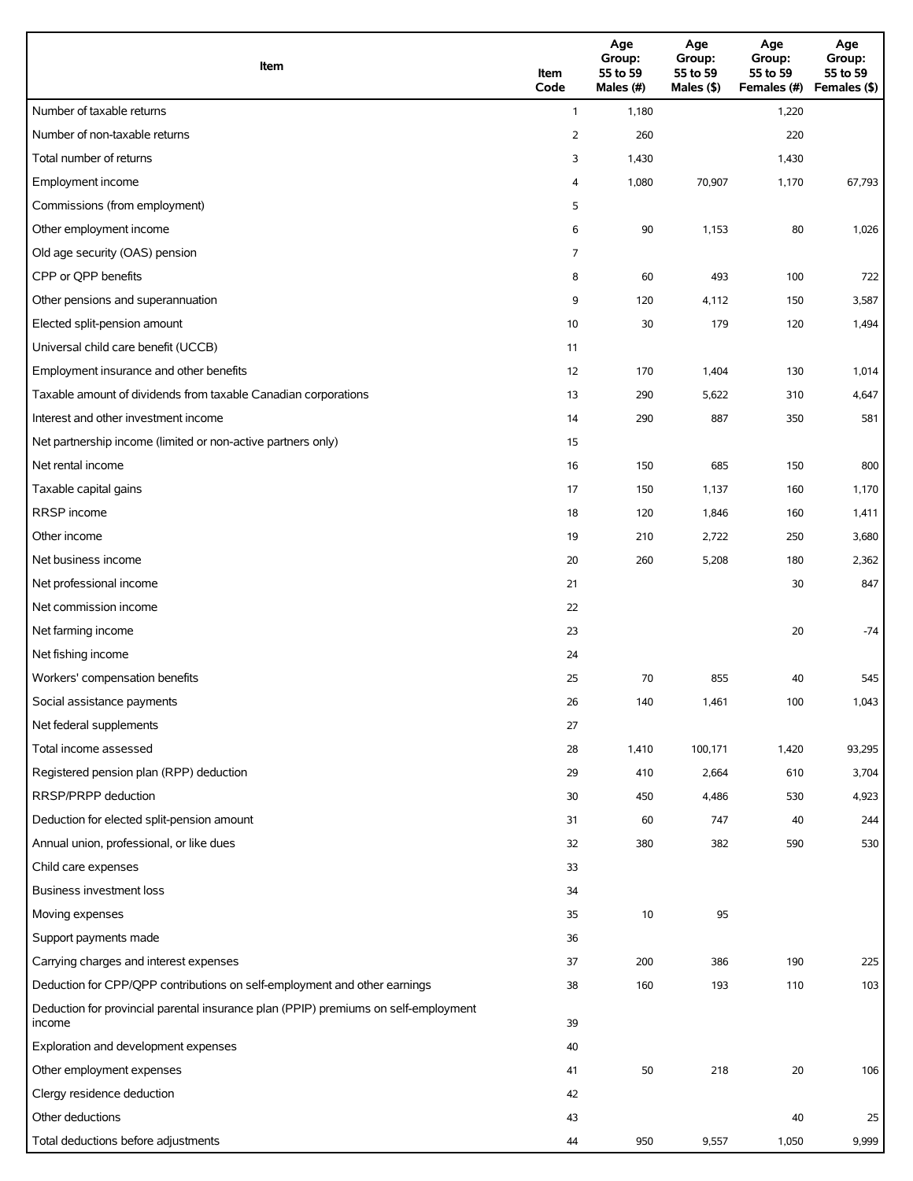| Item | Item Code | Age Group: 55 to 59 Males (#) | Age Group: 55 to 59 Males ($) | Age Group: 55 to 59 Females (#) | Age Group: 55 to 59 Females ($) |
|---|---|---|---|---|---|
| Number of taxable returns | 1 | 1,180 | | 1,220 | |
| Number of non-taxable returns | 2 | 260 | | 220 | |
| Total number of returns | 3 | 1,430 | | 1,430 | |
| Employment income | 4 | 1,080 | 70,907 | 1,170 | 67,793 |
| Commissions (from employment) | 5 | | | | |
| Other employment income | 6 | 90 | 1,153 | 80 | 1,026 |
| Old age security (OAS) pension | 7 | | | | |
| CPP or QPP benefits | 8 | 60 | 493 | 100 | 722 |
| Other pensions and superannuation | 9 | 120 | 4,112 | 150 | 3,587 |
| Elected split-pension amount | 10 | 30 | 179 | 120 | 1,494 |
| Universal child care benefit (UCCB) | 11 | | | | |
| Employment insurance and other benefits | 12 | 170 | 1,404 | 130 | 1,014 |
| Taxable amount of dividends from taxable Canadian corporations | 13 | 290 | 5,622 | 310 | 4,647 |
| Interest and other investment income | 14 | 290 | 887 | 350 | 581 |
| Net partnership income (limited or non-active partners only) | 15 | | | | |
| Net rental income | 16 | 150 | 685 | 150 | 800 |
| Taxable capital gains | 17 | 150 | 1,137 | 160 | 1,170 |
| RRSP income | 18 | 120 | 1,846 | 160 | 1,411 |
| Other income | 19 | 210 | 2,722 | 250 | 3,680 |
| Net business income | 20 | 260 | 5,208 | 180 | 2,362 |
| Net professional income | 21 | | | 30 | 847 |
| Net commission income | 22 | | | | |
| Net farming income | 23 | | | 20 | -74 |
| Net fishing income | 24 | | | | |
| Workers' compensation benefits | 25 | 70 | 855 | 40 | 545 |
| Social assistance payments | 26 | 140 | 1,461 | 100 | 1,043 |
| Net federal supplements | 27 | | | | |
| Total income assessed | 28 | 1,410 | 100,171 | 1,420 | 93,295 |
| Registered pension plan (RPP) deduction | 29 | 410 | 2,664 | 610 | 3,704 |
| RRSP/PRPP deduction | 30 | 450 | 4,486 | 530 | 4,923 |
| Deduction for elected split-pension amount | 31 | 60 | 747 | 40 | 244 |
| Annual union, professional, or like dues | 32 | 380 | 382 | 590 | 530 |
| Child care expenses | 33 | | | | |
| Business investment loss | 34 | | | | |
| Moving expenses | 35 | 10 | 95 | | |
| Support payments made | 36 | | | | |
| Carrying charges and interest expenses | 37 | 200 | 386 | 190 | 225 |
| Deduction for CPP/QPP contributions on self-employment and other earnings | 38 | 160 | 193 | 110 | 103 |
| Deduction for provincial parental insurance plan (PPIP) premiums on self-employment income | 39 | | | | |
| Exploration and development expenses | 40 | | | | |
| Other employment expenses | 41 | 50 | 218 | 20 | 106 |
| Clergy residence deduction | 42 | | | | |
| Other deductions | 43 | | | 40 | 25 |
| Total deductions before adjustments | 44 | 950 | 9,557 | 1,050 | 9,999 |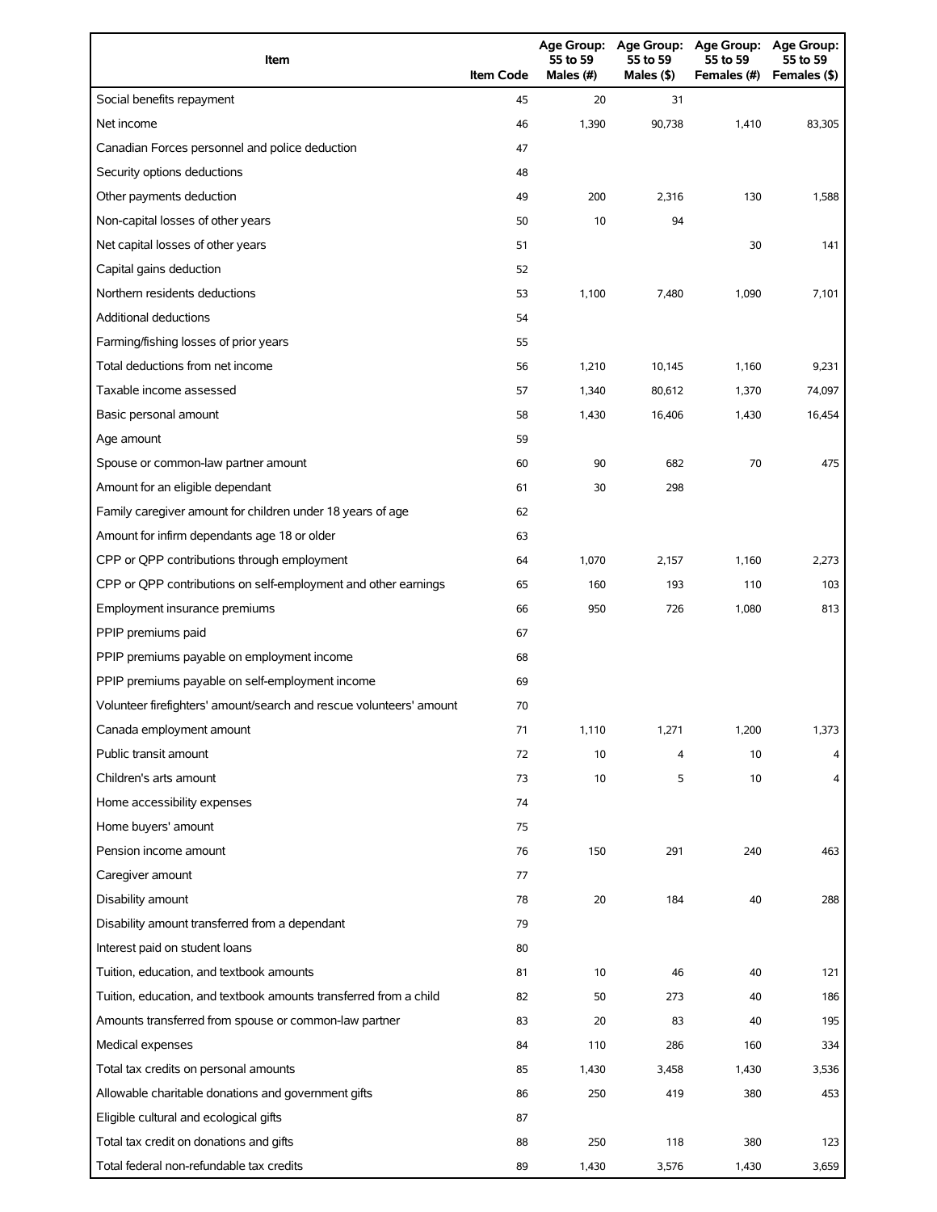| Item | Item Code | Age Group: 55 to 59 Males (#) | Age Group: 55 to 59 Males ($) | Age Group: 55 to 59 Females (#) | Age Group: 55 to 59 Females ($) |
| --- | --- | --- | --- | --- | --- |
| Social benefits repayment | 45 | 20 | 31 | | |
| Net income | 46 | 1,390 | 90,738 | 1,410 | 83,305 |
| Canadian Forces personnel and police deduction | 47 | | | | |
| Security options deductions | 48 | | | | |
| Other payments deduction | 49 | 200 | 2,316 | 130 | 1,588 |
| Non-capital losses of other years | 50 | 10 | 94 | | |
| Net capital losses of other years | 51 | | | 30 | 141 |
| Capital gains deduction | 52 | | | | |
| Northern residents deductions | 53 | 1,100 | 7,480 | 1,090 | 7,101 |
| Additional deductions | 54 | | | | |
| Farming/fishing losses of prior years | 55 | | | | |
| Total deductions from net income | 56 | 1,210 | 10,145 | 1,160 | 9,231 |
| Taxable income assessed | 57 | 1,340 | 80,612 | 1,370 | 74,097 |
| Basic personal amount | 58 | 1,430 | 16,406 | 1,430 | 16,454 |
| Age amount | 59 | | | | |
| Spouse or common-law partner amount | 60 | 90 | 682 | 70 | 475 |
| Amount for an eligible dependant | 61 | 30 | 298 | | |
| Family caregiver amount for children under 18 years of age | 62 | | | | |
| Amount for infirm dependants age 18 or older | 63 | | | | |
| CPP or QPP contributions through employment | 64 | 1,070 | 2,157 | 1,160 | 2,273 |
| CPP or QPP contributions on self-employment and other earnings | 65 | 160 | 193 | 110 | 103 |
| Employment insurance premiums | 66 | 950 | 726 | 1,080 | 813 |
| PPIP premiums paid | 67 | | | | |
| PPIP premiums payable on employment income | 68 | | | | |
| PPIP premiums payable on self-employment income | 69 | | | | |
| Volunteer firefighters' amount/search and rescue volunteers' amount | 70 | | | | |
| Canada employment amount | 71 | 1,110 | 1,271 | 1,200 | 1,373 |
| Public transit amount | 72 | 10 | 4 | 10 | 4 |
| Children's arts amount | 73 | 10 | 5 | 10 | 4 |
| Home accessibility expenses | 74 | | | | |
| Home buyers' amount | 75 | | | | |
| Pension income amount | 76 | 150 | 291 | 240 | 463 |
| Caregiver amount | 77 | | | | |
| Disability amount | 78 | 20 | 184 | 40 | 288 |
| Disability amount transferred from a dependant | 79 | | | | |
| Interest paid on student loans | 80 | | | | |
| Tuition, education, and textbook amounts | 81 | 10 | 46 | 40 | 121 |
| Tuition, education, and textbook amounts transferred from a child | 82 | 50 | 273 | 40 | 186 |
| Amounts transferred from spouse or common-law partner | 83 | 20 | 83 | 40 | 195 |
| Medical expenses | 84 | 110 | 286 | 160 | 334 |
| Total tax credits on personal amounts | 85 | 1,430 | 3,458 | 1,430 | 3,536 |
| Allowable charitable donations and government gifts | 86 | 250 | 419 | 380 | 453 |
| Eligible cultural and ecological gifts | 87 | | | | |
| Total tax credit on donations and gifts | 88 | 250 | 118 | 380 | 123 |
| Total federal non-refundable tax credits | 89 | 1,430 | 3,576 | 1,430 | 3,659 |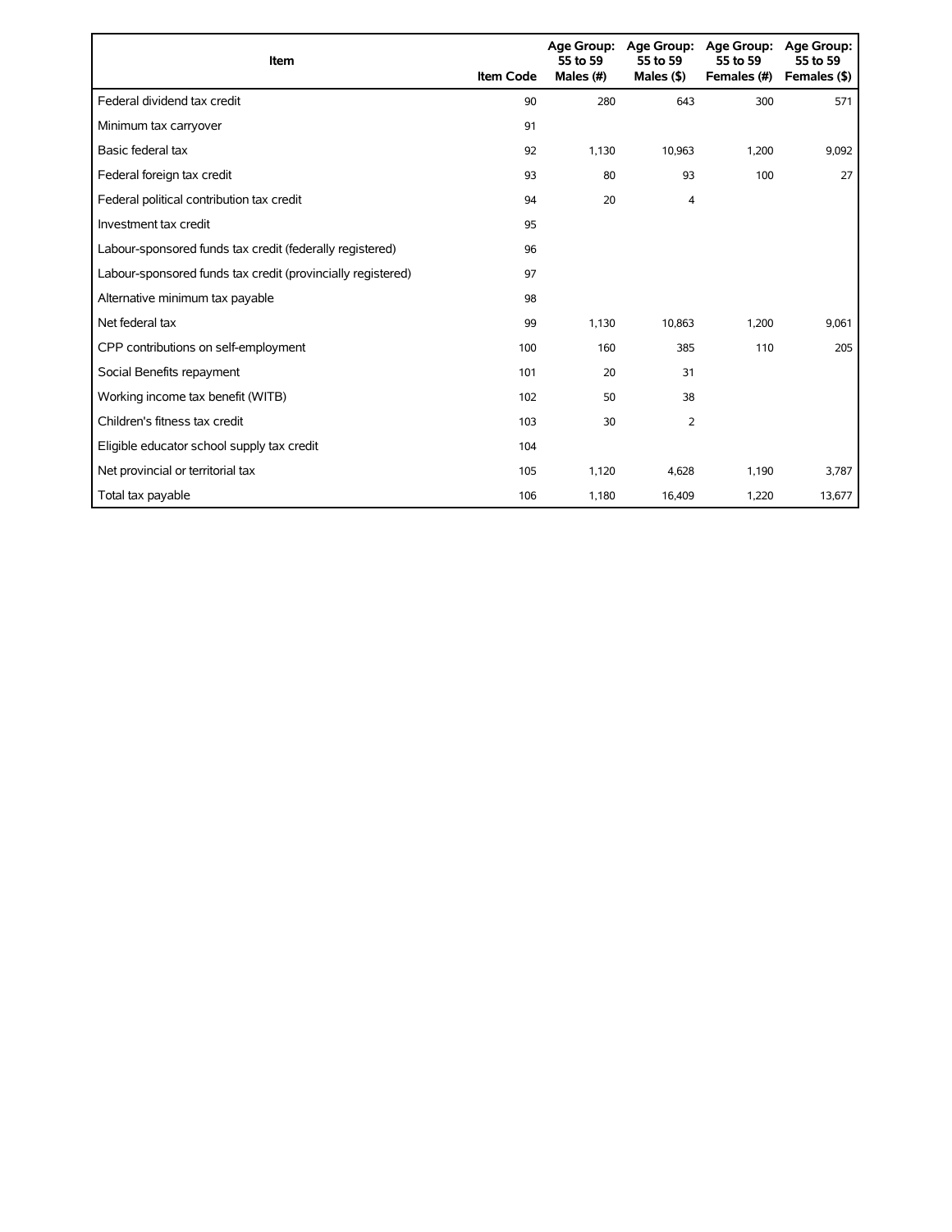| Item | Item Code | Age Group: 55 to 59 Males (#) | Age Group: 55 to 59 Males ($) | Age Group: 55 to 59 Females (#) | Age Group: 55 to 59 Females ($) |
|---|---|---|---|---|---|
| Federal dividend tax credit | 90 | 280 | 643 | 300 | 571 |
| Minimum tax carryover | 91 | | | | |
| Basic federal tax | 92 | 1,130 | 10,963 | 1,200 | 9,092 |
| Federal foreign tax credit | 93 | 80 | 93 | 100 | 27 |
| Federal political contribution tax credit | 94 | 20 | 4 | | |
| Investment tax credit | 95 | | | | |
| Labour-sponsored funds tax credit (federally registered) | 96 | | | | |
| Labour-sponsored funds tax credit (provincially registered) | 97 | | | | |
| Alternative minimum tax payable | 98 | | | | |
| Net federal tax | 99 | 1,130 | 10,863 | 1,200 | 9,061 |
| CPP contributions on self-employment | 100 | 160 | 385 | 110 | 205 |
| Social Benefits repayment | 101 | 20 | 31 | | |
| Working income tax benefit (WITB) | 102 | 50 | 38 | | |
| Children's fitness tax credit | 103 | 30 | 2 | | |
| Eligible educator school supply tax credit | 104 | | | | |
| Net provincial or territorial tax | 105 | 1,120 | 4,628 | 1,190 | 3,787 |
| Total tax payable | 106 | 1,180 | 16,409 | 1,220 | 13,677 |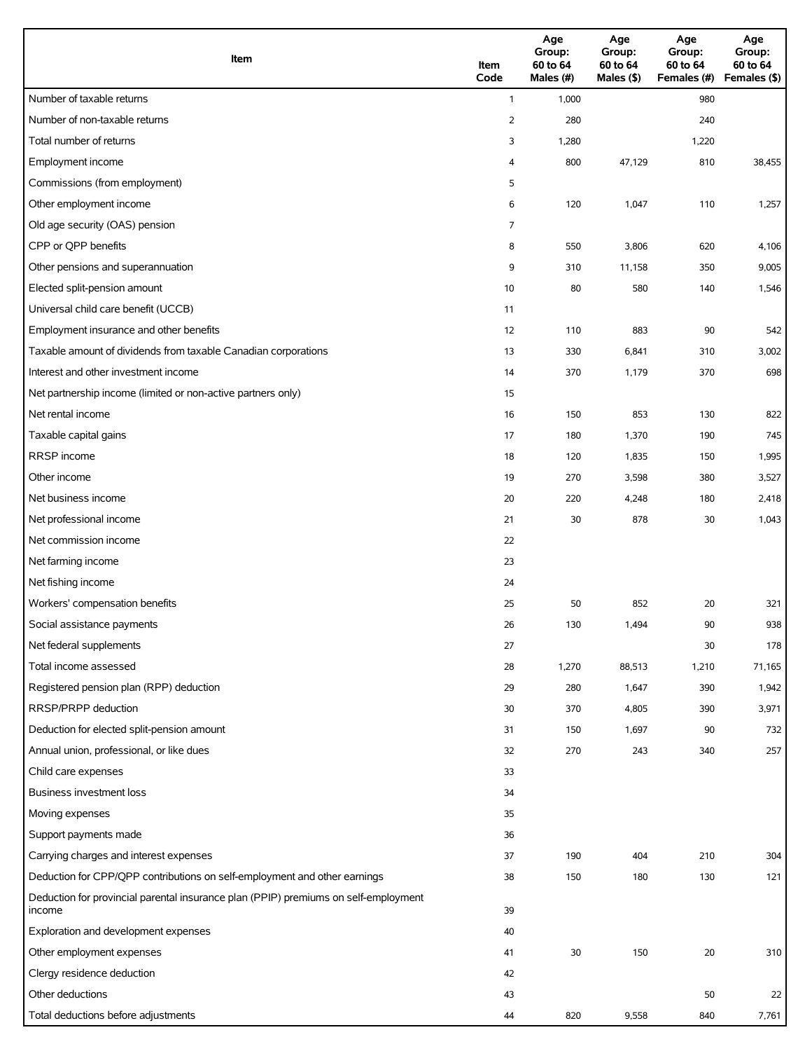| Item | Item Code | Age Group: 60 to 64 Males (#) | Age Group: 60 to 64 Males ($) | Age Group: 60 to 64 Females (#) | Age Group: 60 to 64 Females ($) |
|---|---|---|---|---|---|
| Number of taxable returns | 1 | 1,000 | | 980 | |
| Number of non-taxable returns | 2 | 280 | | 240 | |
| Total number of returns | 3 | 1,280 | | 1,220 | |
| Employment income | 4 | 800 | 47,129 | 810 | 38,455 |
| Commissions (from employment) | 5 | | | | |
| Other employment income | 6 | 120 | 1,047 | 110 | 1,257 |
| Old age security (OAS) pension | 7 | | | | |
| CPP or QPP benefits | 8 | 550 | 3,806 | 620 | 4,106 |
| Other pensions and superannuation | 9 | 310 | 11,158 | 350 | 9,005 |
| Elected split-pension amount | 10 | 80 | 580 | 140 | 1,546 |
| Universal child care benefit (UCCB) | 11 | | | | |
| Employment insurance and other benefits | 12 | 110 | 883 | 90 | 542 |
| Taxable amount of dividends from taxable Canadian corporations | 13 | 330 | 6,841 | 310 | 3,002 |
| Interest and other investment income | 14 | 370 | 1,179 | 370 | 698 |
| Net partnership income (limited or non-active partners only) | 15 | | | | |
| Net rental income | 16 | 150 | 853 | 130 | 822 |
| Taxable capital gains | 17 | 180 | 1,370 | 190 | 745 |
| RRSP income | 18 | 120 | 1,835 | 150 | 1,995 |
| Other income | 19 | 270 | 3,598 | 380 | 3,527 |
| Net business income | 20 | 220 | 4,248 | 180 | 2,418 |
| Net professional income | 21 | 30 | 878 | 30 | 1,043 |
| Net commission income | 22 | | | | |
| Net farming income | 23 | | | | |
| Net fishing income | 24 | | | | |
| Workers' compensation benefits | 25 | 50 | 852 | 20 | 321 |
| Social assistance payments | 26 | 130 | 1,494 | 90 | 938 |
| Net federal supplements | 27 | | | 30 | 178 |
| Total income assessed | 28 | 1,270 | 88,513 | 1,210 | 71,165 |
| Registered pension plan (RPP) deduction | 29 | 280 | 1,647 | 390 | 1,942 |
| RRSP/PRPP deduction | 30 | 370 | 4,805 | 390 | 3,971 |
| Deduction for elected split-pension amount | 31 | 150 | 1,697 | 90 | 732 |
| Annual union, professional, or like dues | 32 | 270 | 243 | 340 | 257 |
| Child care expenses | 33 | | | | |
| Business investment loss | 34 | | | | |
| Moving expenses | 35 | | | | |
| Support payments made | 36 | | | | |
| Carrying charges and interest expenses | 37 | 190 | 404 | 210 | 304 |
| Deduction for CPP/QPP contributions on self-employment and other earnings | 38 | 150 | 180 | 130 | 121 |
| Deduction for provincial parental insurance plan (PPIP) premiums on self-employment income | 39 | | | | |
| Exploration and development expenses | 40 | | | | |
| Other employment expenses | 41 | 30 | 150 | 20 | 310 |
| Clergy residence deduction | 42 | | | | |
| Other deductions | 43 | | | 50 | 22 |
| Total deductions before adjustments | 44 | 820 | 9,558 | 840 | 7,761 |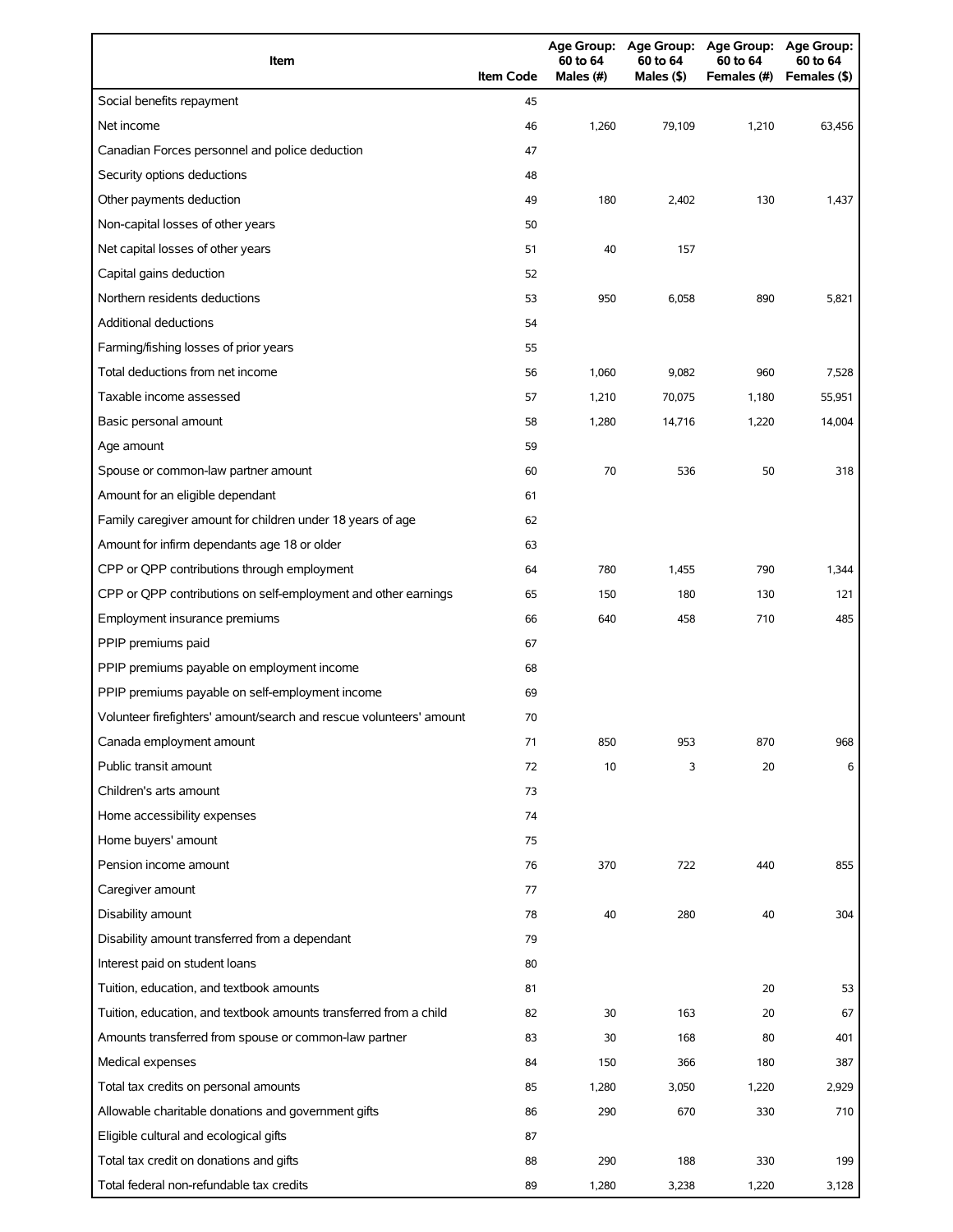| Item | Item Code | Age Group: 60 to 64 Males (#) | Age Group: 60 to 64 Males ($) | Age Group: 60 to 64 Females (#) | Age Group: 60 to 64 Females ($) |
| --- | --- | --- | --- | --- | --- |
| Social benefits repayment | 45 | | | | |
| Net income | 46 | 1,260 | 79,109 | 1,210 | 63,456 |
| Canadian Forces personnel and police deduction | 47 | | | | |
| Security options deductions | 48 | | | | |
| Other payments deduction | 49 | 180 | 2,402 | 130 | 1,437 |
| Non-capital losses of other years | 50 | | | | |
| Net capital losses of other years | 51 | 40 | 157 | | |
| Capital gains deduction | 52 | | | | |
| Northern residents deductions | 53 | 950 | 6,058 | 890 | 5,821 |
| Additional deductions | 54 | | | | |
| Farming/fishing losses of prior years | 55 | | | | |
| Total deductions from net income | 56 | 1,060 | 9,082 | 960 | 7,528 |
| Taxable income assessed | 57 | 1,210 | 70,075 | 1,180 | 55,951 |
| Basic personal amount | 58 | 1,280 | 14,716 | 1,220 | 14,004 |
| Age amount | 59 | | | | |
| Spouse or common-law partner amount | 60 | 70 | 536 | 50 | 318 |
| Amount for an eligible dependant | 61 | | | | |
| Family caregiver amount for children under 18 years of age | 62 | | | | |
| Amount for infirm dependants age 18 or older | 63 | | | | |
| CPP or QPP contributions through employment | 64 | 780 | 1,455 | 790 | 1,344 |
| CPP or QPP contributions on self-employment and other earnings | 65 | 150 | 180 | 130 | 121 |
| Employment insurance premiums | 66 | 640 | 458 | 710 | 485 |
| PPIP premiums paid | 67 | | | | |
| PPIP premiums payable on employment income | 68 | | | | |
| PPIP premiums payable on self-employment income | 69 | | | | |
| Volunteer firefighters' amount/search and rescue volunteers' amount | 70 | | | | |
| Canada employment amount | 71 | 850 | 953 | 870 | 968 |
| Public transit amount | 72 | 10 | 3 | 20 | 6 |
| Children's arts amount | 73 | | | | |
| Home accessibility expenses | 74 | | | | |
| Home buyers' amount | 75 | | | | |
| Pension income amount | 76 | 370 | 722 | 440 | 855 |
| Caregiver amount | 77 | | | | |
| Disability amount | 78 | 40 | 280 | 40 | 304 |
| Disability amount transferred from a dependant | 79 | | | | |
| Interest paid on student loans | 80 | | | | |
| Tuition, education, and textbook amounts | 81 | | | 20 | 53 |
| Tuition, education, and textbook amounts transferred from a child | 82 | 30 | 163 | 20 | 67 |
| Amounts transferred from spouse or common-law partner | 83 | 30 | 168 | 80 | 401 |
| Medical expenses | 84 | 150 | 366 | 180 | 387 |
| Total tax credits on personal amounts | 85 | 1,280 | 3,050 | 1,220 | 2,929 |
| Allowable charitable donations and government gifts | 86 | 290 | 670 | 330 | 710 |
| Eligible cultural and ecological gifts | 87 | | | | |
| Total tax credit on donations and gifts | 88 | 290 | 188 | 330 | 199 |
| Total federal non-refundable tax credits | 89 | 1,280 | 3,238 | 1,220 | 3,128 |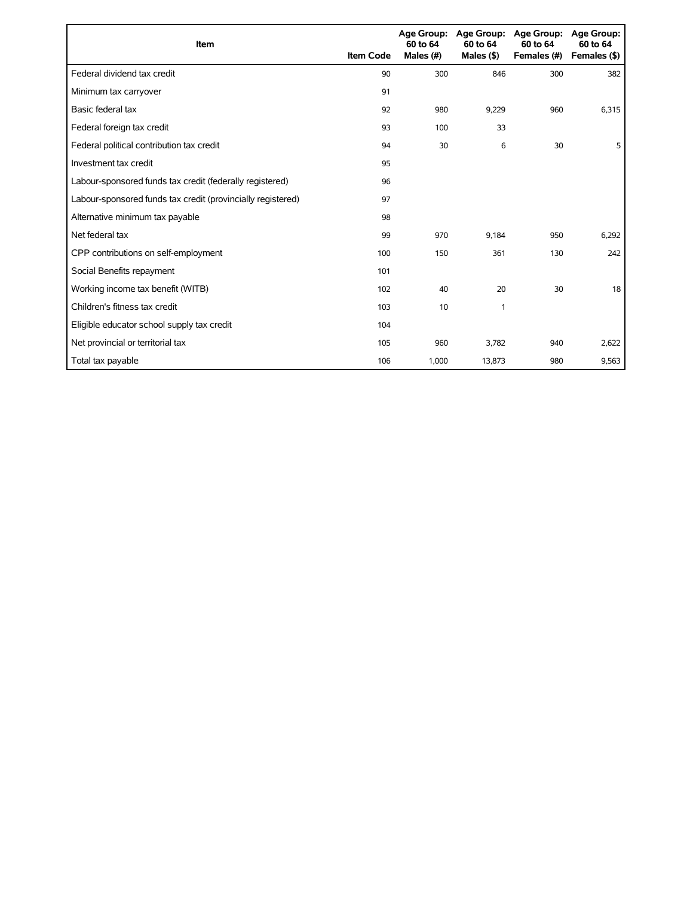| Item | Item Code | Age Group: 60 to 64 Males (#) | Age Group: 60 to 64 Males ($) | Age Group: 60 to 64 Females (#) | Age Group: 60 to 64 Females ($) |
|---|---|---|---|---|---|
| Federal dividend tax credit | 90 | 300 | 846 | 300 | 382 |
| Minimum tax carryover | 91 | | | | |
| Basic federal tax | 92 | 980 | 9,229 | 960 | 6,315 |
| Federal foreign tax credit | 93 | 100 | 33 | | |
| Federal political contribution tax credit | 94 | 30 | 6 | 30 | 5 |
| Investment tax credit | 95 | | | | |
| Labour-sponsored funds tax credit (federally registered) | 96 | | | | |
| Labour-sponsored funds tax credit (provincially registered) | 97 | | | | |
| Alternative minimum tax payable | 98 | | | | |
| Net federal tax | 99 | 970 | 9,184 | 950 | 6,292 |
| CPP contributions on self-employment | 100 | 150 | 361 | 130 | 242 |
| Social Benefits repayment | 101 | | | | |
| Working income tax benefit (WITB) | 102 | 40 | 20 | 30 | 18 |
| Children's fitness tax credit | 103 | 10 | 1 | | |
| Eligible educator school supply tax credit | 104 | | | | |
| Net provincial or territorial tax | 105 | 960 | 3,782 | 940 | 2,622 |
| Total tax payable | 106 | 1,000 | 13,873 | 980 | 9,563 |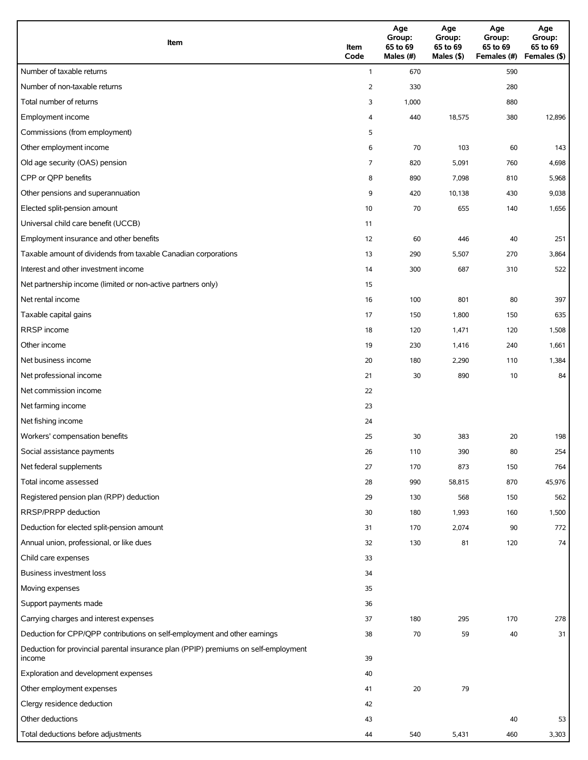| Item | Item Code | Age Group: 65 to 69 Males (#) | Age Group: 65 to 69 Males ($) | Age Group: 65 to 69 Females (#) | Age Group: 65 to 69 Females ($) |
|---|---|---|---|---|---|
| Number of taxable returns | 1 | 670 | | 590 | |
| Number of non-taxable returns | 2 | 330 | | 280 | |
| Total number of returns | 3 | 1,000 | | 880 | |
| Employment income | 4 | 440 | 18,575 | 380 | 12,896 |
| Commissions (from employment) | 5 | | | | |
| Other employment income | 6 | 70 | 103 | 60 | 143 |
| Old age security (OAS) pension | 7 | 820 | 5,091 | 760 | 4,698 |
| CPP or QPP benefits | 8 | 890 | 7,098 | 810 | 5,968 |
| Other pensions and superannuation | 9 | 420 | 10,138 | 430 | 9,038 |
| Elected split-pension amount | 10 | 70 | 655 | 140 | 1,656 |
| Universal child care benefit (UCCB) | 11 | | | | |
| Employment insurance and other benefits | 12 | 60 | 446 | 40 | 251 |
| Taxable amount of dividends from taxable Canadian corporations | 13 | 290 | 5,507 | 270 | 3,864 |
| Interest and other investment income | 14 | 300 | 687 | 310 | 522 |
| Net partnership income (limited or non-active partners only) | 15 | | | | |
| Net rental income | 16 | 100 | 801 | 80 | 397 |
| Taxable capital gains | 17 | 150 | 1,800 | 150 | 635 |
| RRSP income | 18 | 120 | 1,471 | 120 | 1,508 |
| Other income | 19 | 230 | 1,416 | 240 | 1,661 |
| Net business income | 20 | 180 | 2,290 | 110 | 1,384 |
| Net professional income | 21 | 30 | 890 | 10 | 84 |
| Net commission income | 22 | | | | |
| Net farming income | 23 | | | | |
| Net fishing income | 24 | | | | |
| Workers' compensation benefits | 25 | 30 | 383 | 20 | 198 |
| Social assistance payments | 26 | 110 | 390 | 80 | 254 |
| Net federal supplements | 27 | 170 | 873 | 150 | 764 |
| Total income assessed | 28 | 990 | 58,815 | 870 | 45,976 |
| Registered pension plan (RPP) deduction | 29 | 130 | 568 | 150 | 562 |
| RRSP/PRPP deduction | 30 | 180 | 1,993 | 160 | 1,500 |
| Deduction for elected split-pension amount | 31 | 170 | 2,074 | 90 | 772 |
| Annual union, professional, or like dues | 32 | 130 | 81 | 120 | 74 |
| Child care expenses | 33 | | | | |
| Business investment loss | 34 | | | | |
| Moving expenses | 35 | | | | |
| Support payments made | 36 | | | | |
| Carrying charges and interest expenses | 37 | 180 | 295 | 170 | 278 |
| Deduction for CPP/QPP contributions on self-employment and other earnings | 38 | 70 | 59 | 40 | 31 |
| Deduction for provincial parental insurance plan (PPIP) premiums on self-employment income | 39 | | | | |
| Exploration and development expenses | 40 | | | | |
| Other employment expenses | 41 | 20 | 79 | | |
| Clergy residence deduction | 42 | | | | |
| Other deductions | 43 | | | 40 | 53 |
| Total deductions before adjustments | 44 | 540 | 5,431 | 460 | 3,303 |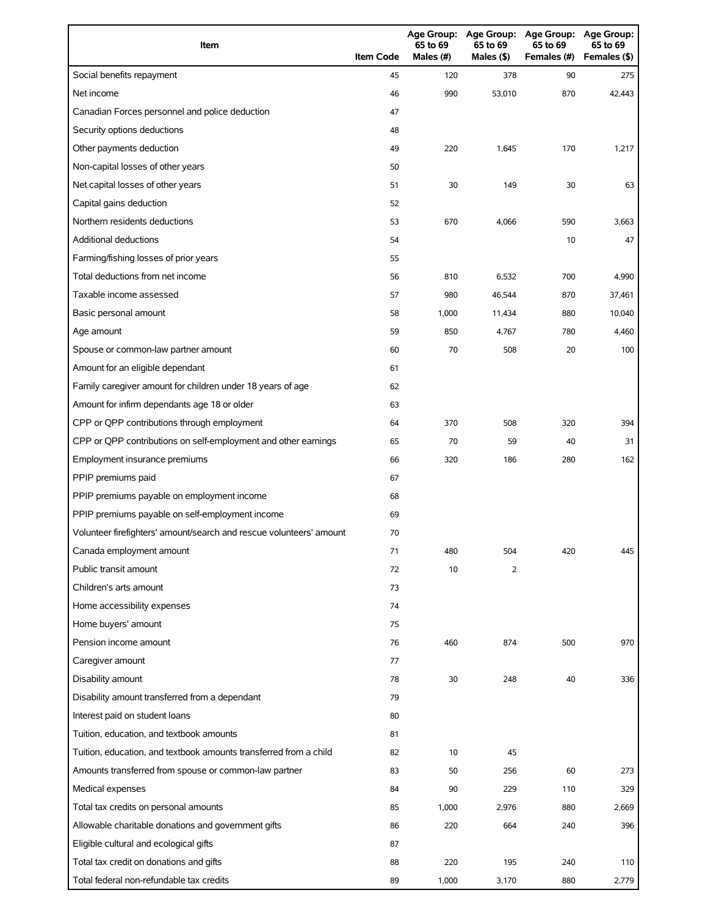| Item | Item Code | Age Group: 65 to 69 Males (#) | Age Group: 65 to 69 Males ($) | Age Group: 65 to 69 Females (#) | Age Group: 65 to 69 Females ($) |
|---|---|---|---|---|---|
| Social benefits repayment | 45 | 120 | 378 | 90 | 275 |
| Net income | 46 | 990 | 53,010 | 870 | 42,443 |
| Canadian Forces personnel and police deduction | 47 | | | | |
| Security options deductions | 48 | | | | |
| Other payments deduction | 49 | 220 | 1,645 | 170 | 1,217 |
| Non-capital losses of other years | 50 | | | | |
| Net capital losses of other years | 51 | 30 | 149 | 30 | 63 |
| Capital gains deduction | 52 | | | | |
| Northern residents deductions | 53 | 670 | 4,066 | 590 | 3,663 |
| Additional deductions | 54 | | | 10 | 47 |
| Farming/fishing losses of prior years | 55 | | | | |
| Total deductions from net income | 56 | 810 | 6,532 | 700 | 4,990 |
| Taxable income assessed | 57 | 980 | 46,544 | 870 | 37,461 |
| Basic personal amount | 58 | 1,000 | 11,434 | 880 | 10,040 |
| Age amount | 59 | 850 | 4,767 | 780 | 4,460 |
| Spouse or common-law partner amount | 60 | 70 | 508 | 20 | 100 |
| Amount for an eligible dependant | 61 | | | | |
| Family caregiver amount for children under 18 years of age | 62 | | | | |
| Amount for infirm dependants age 18 or older | 63 | | | | |
| CPP or QPP contributions through employment | 64 | 370 | 508 | 320 | 394 |
| CPP or QPP contributions on self-employment and other earnings | 65 | 70 | 59 | 40 | 31 |
| Employment insurance premiums | 66 | 320 | 186 | 280 | 162 |
| PPIP premiums paid | 67 | | | | |
| PPIP premiums payable on employment income | 68 | | | | |
| PPIP premiums payable on self-employment income | 69 | | | | |
| Volunteer firefighters' amount/search and rescue volunteers' amount | 70 | | | | |
| Canada employment amount | 71 | 480 | 504 | 420 | 445 |
| Public transit amount | 72 | 10 | 2 | | |
| Children's arts amount | 73 | | | | |
| Home accessibility expenses | 74 | | | | |
| Home buyers' amount | 75 | | | | |
| Pension income amount | 76 | 460 | 874 | 500 | 970 |
| Caregiver amount | 77 | | | | |
| Disability amount | 78 | 30 | 248 | 40 | 336 |
| Disability amount transferred from a dependant | 79 | | | | |
| Interest paid on student loans | 80 | | | | |
| Tuition, education, and textbook amounts | 81 | | | | |
| Tuition, education, and textbook amounts transferred from a child | 82 | 10 | 45 | | |
| Amounts transferred from spouse or common-law partner | 83 | 50 | 256 | 60 | 273 |
| Medical expenses | 84 | 90 | 229 | 110 | 329 |
| Total tax credits on personal amounts | 85 | 1,000 | 2,976 | 880 | 2,669 |
| Allowable charitable donations and government gifts | 86 | 220 | 664 | 240 | 396 |
| Eligible cultural and ecological gifts | 87 | | | | |
| Total tax credit on donations and gifts | 88 | 220 | 195 | 240 | 110 |
| Total federal non-refundable tax credits | 89 | 1,000 | 3,170 | 880 | 2,779 |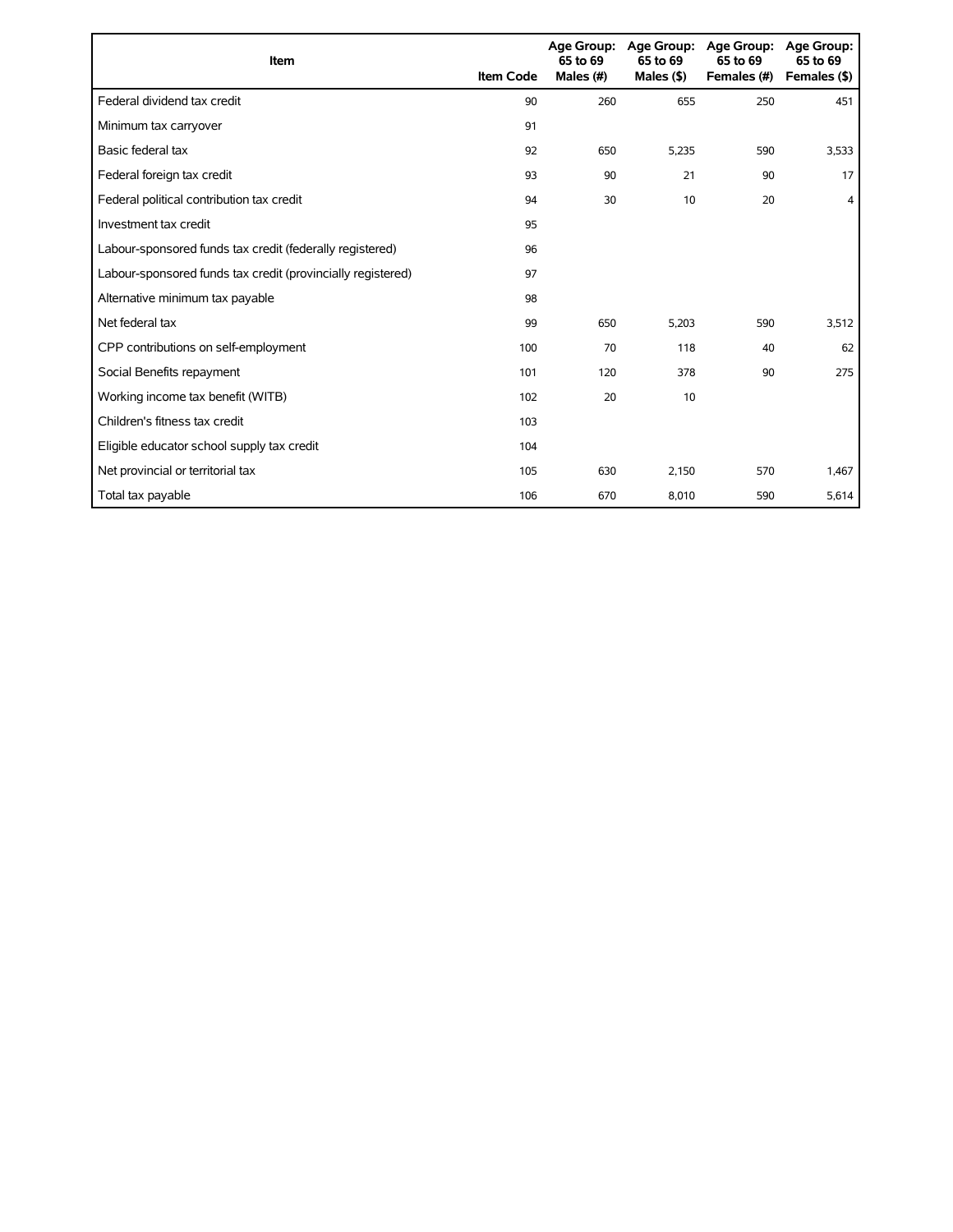| Item | Item Code | Age Group: 65 to 69 Males (#) | Age Group: 65 to 69 Males ($) | Age Group: 65 to 69 Females (#) | Age Group: 65 to 69 Females ($) |
|---|---|---|---|---|---|
| Federal dividend tax credit | 90 | 260 | 655 | 250 | 451 |
| Minimum tax carryover | 91 | | | | |
| Basic federal tax | 92 | 650 | 5,235 | 590 | 3,533 |
| Federal foreign tax credit | 93 | 90 | 21 | 90 | 17 |
| Federal political contribution tax credit | 94 | 30 | 10 | 20 | 4 |
| Investment tax credit | 95 | | | | |
| Labour-sponsored funds tax credit (federally registered) | 96 | | | | |
| Labour-sponsored funds tax credit (provincially registered) | 97 | | | | |
| Alternative minimum tax payable | 98 | | | | |
| Net federal tax | 99 | 650 | 5,203 | 590 | 3,512 |
| CPP contributions on self-employment | 100 | 70 | 118 | 40 | 62 |
| Social Benefits repayment | 101 | 120 | 378 | 90 | 275 |
| Working income tax benefit (WITB) | 102 | 20 | 10 | | |
| Children's fitness tax credit | 103 | | | | |
| Eligible educator school supply tax credit | 104 | | | | |
| Net provincial or territorial tax | 105 | 630 | 2,150 | 570 | 1,467 |
| Total tax payable | 106 | 670 | 8,010 | 590 | 5,614 |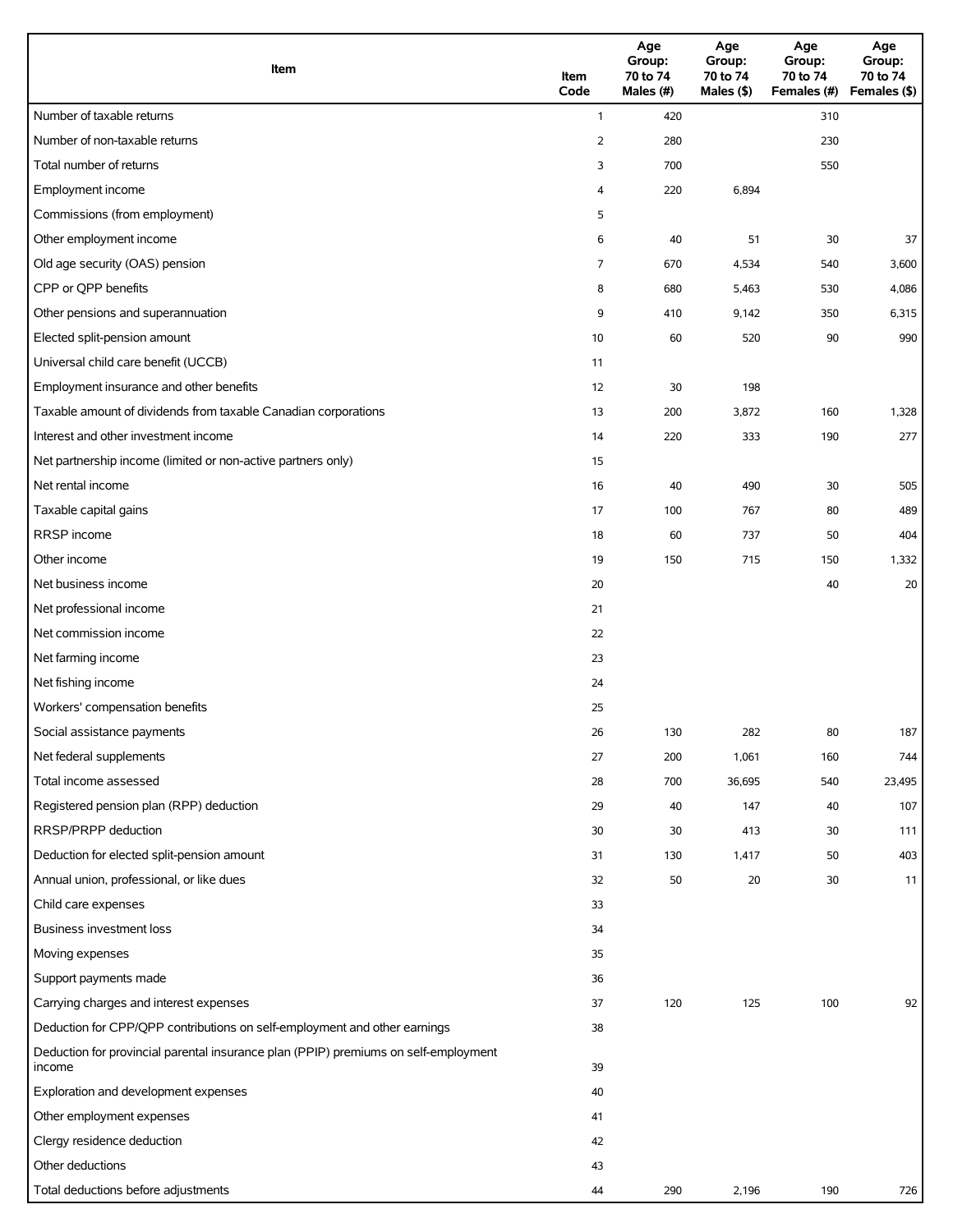| Item | Item Code | Age Group: 70 to 74 Males (#) | Age Group: 70 to 74 Males ($) | Age Group: 70 to 74 Females (#) | Age Group: 70 to 74 Females ($) |
|---|---|---|---|---|---|
| Number of taxable returns | 1 | 420 | | 310 | |
| Number of non-taxable returns | 2 | 280 | | 230 | |
| Total number of returns | 3 | 700 | | 550 | |
| Employment income | 4 | 220 | 6,894 | | |
| Commissions (from employment) | 5 | | | | |
| Other employment income | 6 | 40 | 51 | 30 | 37 |
| Old age security (OAS) pension | 7 | 670 | 4,534 | 540 | 3,600 |
| CPP or QPP benefits | 8 | 680 | 5,463 | 530 | 4,086 |
| Other pensions and superannuation | 9 | 410 | 9,142 | 350 | 6,315 |
| Elected split-pension amount | 10 | 60 | 520 | 90 | 990 |
| Universal child care benefit (UCCB) | 11 | | | | |
| Employment insurance and other benefits | 12 | 30 | 198 | | |
| Taxable amount of dividends from taxable Canadian corporations | 13 | 200 | 3,872 | 160 | 1,328 |
| Interest and other investment income | 14 | 220 | 333 | 190 | 277 |
| Net partnership income (limited or non-active partners only) | 15 | | | | |
| Net rental income | 16 | 40 | 490 | 30 | 505 |
| Taxable capital gains | 17 | 100 | 767 | 80 | 489 |
| RRSP income | 18 | 60 | 737 | 50 | 404 |
| Other income | 19 | 150 | 715 | 150 | 1,332 |
| Net business income | 20 | | | 40 | 20 |
| Net professional income | 21 | | | | |
| Net commission income | 22 | | | | |
| Net farming income | 23 | | | | |
| Net fishing income | 24 | | | | |
| Workers' compensation benefits | 25 | | | | |
| Social assistance payments | 26 | 130 | 282 | 80 | 187 |
| Net federal supplements | 27 | 200 | 1,061 | 160 | 744 |
| Total income assessed | 28 | 700 | 36,695 | 540 | 23,495 |
| Registered pension plan (RPP) deduction | 29 | 40 | 147 | 40 | 107 |
| RRSP/PRPP deduction | 30 | 30 | 413 | 30 | 111 |
| Deduction for elected split-pension amount | 31 | 130 | 1,417 | 50 | 403 |
| Annual union, professional, or like dues | 32 | 50 | 20 | 30 | 11 |
| Child care expenses | 33 | | | | |
| Business investment loss | 34 | | | | |
| Moving expenses | 35 | | | | |
| Support payments made | 36 | | | | |
| Carrying charges and interest expenses | 37 | 120 | 125 | 100 | 92 |
| Deduction for CPP/QPP contributions on self-employment and other earnings | 38 | | | | |
| Deduction for provincial parental insurance plan (PPIP) premiums on self-employment income | 39 | | | | |
| Exploration and development expenses | 40 | | | | |
| Other employment expenses | 41 | | | | |
| Clergy residence deduction | 42 | | | | |
| Other deductions | 43 | | | | |
| Total deductions before adjustments | 44 | 290 | 2,196 | 190 | 726 |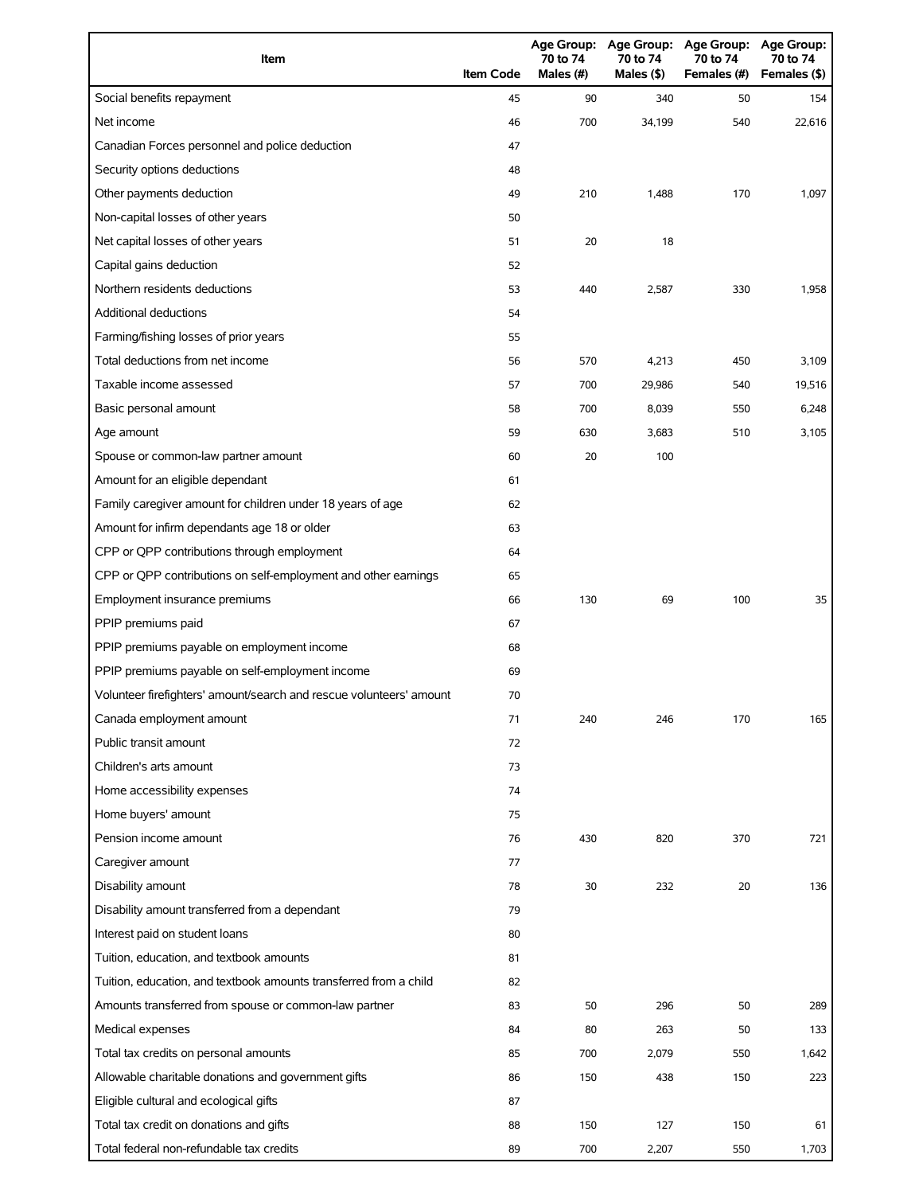| Item | Item Code | Age Group: 70 to 74 Males (#) | Age Group: 70 to 74 Males ($) | Age Group: 70 to 74 Females (#) | Age Group: 70 to 74 Females ($) |
|---|---|---|---|---|---|
| Social benefits repayment | 45 | 90 | 340 | 50 | 154 |
| Net income | 46 | 700 | 34,199 | 540 | 22,616 |
| Canadian Forces personnel and police deduction | 47 | | | | |
| Security options deductions | 48 | | | | |
| Other payments deduction | 49 | 210 | 1,488 | 170 | 1,097 |
| Non-capital losses of other years | 50 | | | | |
| Net capital losses of other years | 51 | 20 | 18 | | |
| Capital gains deduction | 52 | | | | |
| Northern residents deductions | 53 | 440 | 2,587 | 330 | 1,958 |
| Additional deductions | 54 | | | | |
| Farming/fishing losses of prior years | 55 | | | | |
| Total deductions from net income | 56 | 570 | 4,213 | 450 | 3,109 |
| Taxable income assessed | 57 | 700 | 29,986 | 540 | 19,516 |
| Basic personal amount | 58 | 700 | 8,039 | 550 | 6,248 |
| Age amount | 59 | 630 | 3,683 | 510 | 3,105 |
| Spouse or common-law partner amount | 60 | 20 | 100 | | |
| Amount for an eligible dependant | 61 | | | | |
| Family caregiver amount for children under 18 years of age | 62 | | | | |
| Amount for infirm dependants age 18 or older | 63 | | | | |
| CPP or QPP contributions through employment | 64 | | | | |
| CPP or QPP contributions on self-employment and other earnings | 65 | | | | |
| Employment insurance premiums | 66 | 130 | 69 | 100 | 35 |
| PPIP premiums paid | 67 | | | | |
| PPIP premiums payable on employment income | 68 | | | | |
| PPIP premiums payable on self-employment income | 69 | | | | |
| Volunteer firefighters' amount/search and rescue volunteers' amount | 70 | | | | |
| Canada employment amount | 71 | 240 | 246 | 170 | 165 |
| Public transit amount | 72 | | | | |
| Children's arts amount | 73 | | | | |
| Home accessibility expenses | 74 | | | | |
| Home buyers' amount | 75 | | | | |
| Pension income amount | 76 | 430 | 820 | 370 | 721 |
| Caregiver amount | 77 | | | | |
| Disability amount | 78 | 30 | 232 | 20 | 136 |
| Disability amount transferred from a dependant | 79 | | | | |
| Interest paid on student loans | 80 | | | | |
| Tuition, education, and textbook amounts | 81 | | | | |
| Tuition, education, and textbook amounts transferred from a child | 82 | | | | |
| Amounts transferred from spouse or common-law partner | 83 | 50 | 296 | 50 | 289 |
| Medical expenses | 84 | 80 | 263 | 50 | 133 |
| Total tax credits on personal amounts | 85 | 700 | 2,079 | 550 | 1,642 |
| Allowable charitable donations and government gifts | 86 | 150 | 438 | 150 | 223 |
| Eligible cultural and ecological gifts | 87 | | | | |
| Total tax credit on donations and gifts | 88 | 150 | 127 | 150 | 61 |
| Total federal non-refundable tax credits | 89 | 700 | 2,207 | 550 | 1,703 |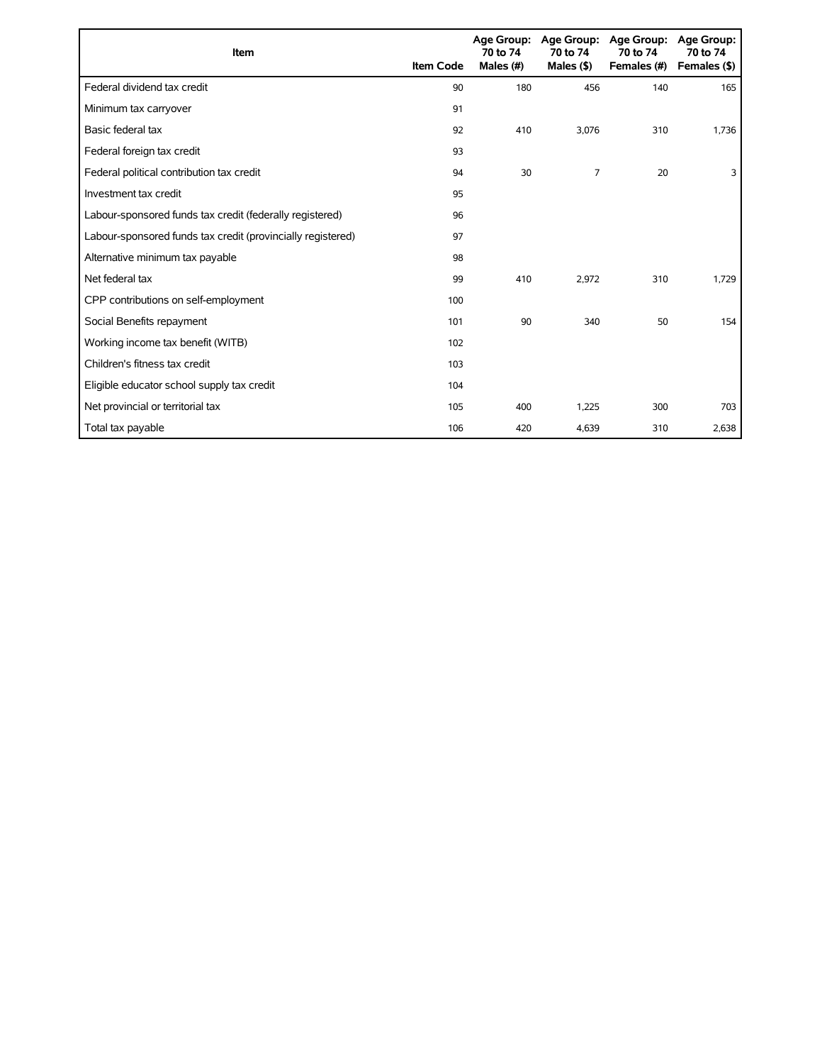| Item | Item Code | Age Group: 70 to 74 Males (#) | Age Group: 70 to 74 Males ($) | Age Group: 70 to 74 Females (#) | Age Group: 70 to 74 Females ($) |
|---|---|---|---|---|---|
| Federal dividend tax credit | 90 | 180 | 456 | 140 | 165 |
| Minimum tax carryover | 91 | | | | |
| Basic federal tax | 92 | 410 | 3,076 | 310 | 1,736 |
| Federal foreign tax credit | 93 | | | | |
| Federal political contribution tax credit | 94 | 30 | 7 | 20 | 3 |
| Investment tax credit | 95 | | | | |
| Labour-sponsored funds tax credit (federally registered) | 96 | | | | |
| Labour-sponsored funds tax credit (provincially registered) | 97 | | | | |
| Alternative minimum tax payable | 98 | | | | |
| Net federal tax | 99 | 410 | 2,972 | 310 | 1,729 |
| CPP contributions on self-employment | 100 | | | | |
| Social Benefits repayment | 101 | 90 | 340 | 50 | 154 |
| Working income tax benefit (WITB) | 102 | | | | |
| Children's fitness tax credit | 103 | | | | |
| Eligible educator school supply tax credit | 104 | | | | |
| Net provincial or territorial tax | 105 | 400 | 1,225 | 300 | 703 |
| Total tax payable | 106 | 420 | 4,639 | 310 | 2,638 |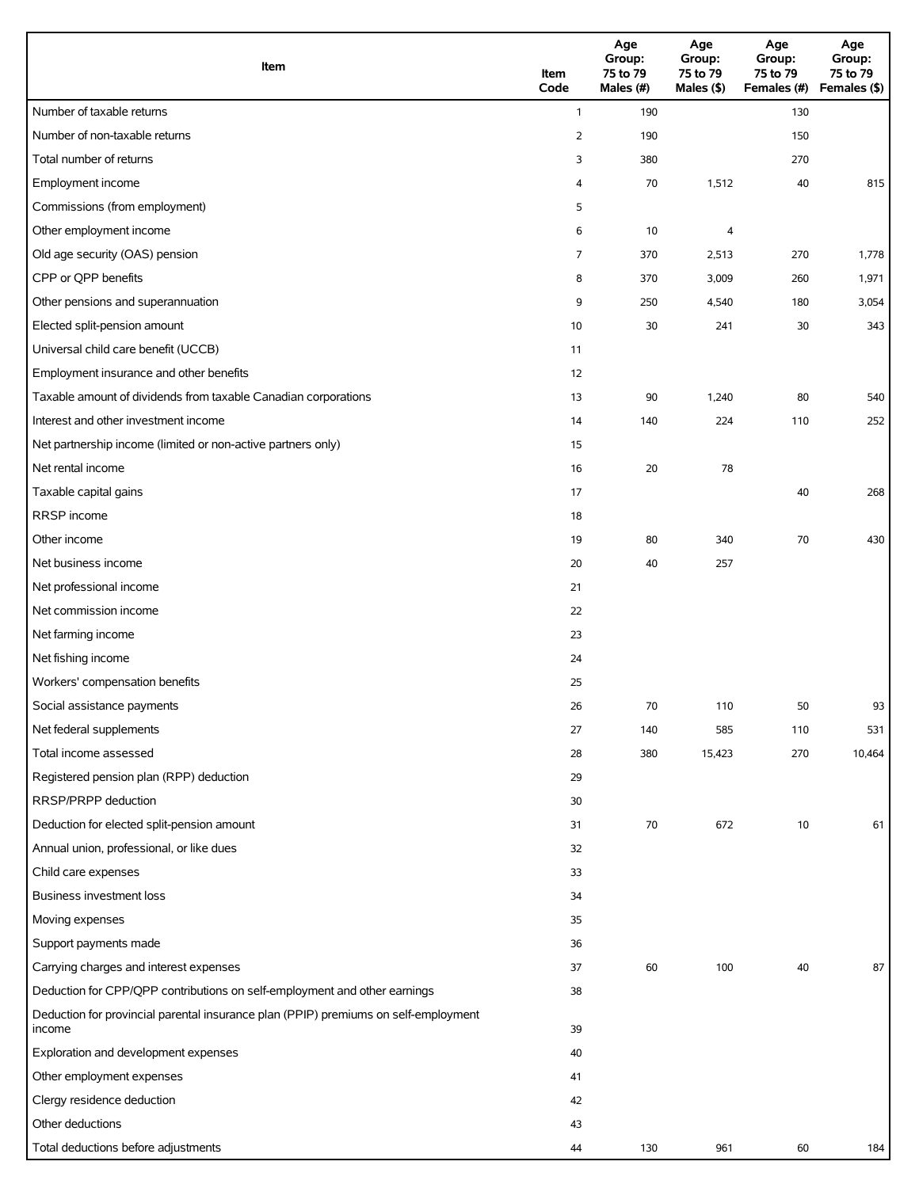| Item | Item Code | Age Group: 75 to 79 Males (#) | Age Group: 75 to 79 Males ($) | Age Group: 75 to 79 Females (#) | Age Group: 75 to 79 Females ($) |
|---|---|---|---|---|---|
| Number of taxable returns | 1 | 190 | | 130 | |
| Number of non-taxable returns | 2 | 190 | | 150 | |
| Total number of returns | 3 | 380 | | 270 | |
| Employment income | 4 | 70 | 1,512 | 40 | 815 |
| Commissions (from employment) | 5 | | | | |
| Other employment income | 6 | 10 | 4 | | |
| Old age security (OAS) pension | 7 | 370 | 2,513 | 270 | 1,778 |
| CPP or QPP benefits | 8 | 370 | 3,009 | 260 | 1,971 |
| Other pensions and superannuation | 9 | 250 | 4,540 | 180 | 3,054 |
| Elected split-pension amount | 10 | 30 | 241 | 30 | 343 |
| Universal child care benefit (UCCB) | 11 | | | | |
| Employment insurance and other benefits | 12 | | | | |
| Taxable amount of dividends from taxable Canadian corporations | 13 | 90 | 1,240 | 80 | 540 |
| Interest and other investment income | 14 | 140 | 224 | 110 | 252 |
| Net partnership income (limited or non-active partners only) | 15 | | | | |
| Net rental income | 16 | 20 | 78 | | |
| Taxable capital gains | 17 | | | 40 | 268 |
| RRSP income | 18 | | | | |
| Other income | 19 | 80 | 340 | 70 | 430 |
| Net business income | 20 | 40 | 257 | | |
| Net professional income | 21 | | | | |
| Net commission income | 22 | | | | |
| Net farming income | 23 | | | | |
| Net fishing income | 24 | | | | |
| Workers' compensation benefits | 25 | | | | |
| Social assistance payments | 26 | 70 | 110 | 50 | 93 |
| Net federal supplements | 27 | 140 | 585 | 110 | 531 |
| Total income assessed | 28 | 380 | 15,423 | 270 | 10,464 |
| Registered pension plan (RPP) deduction | 29 | | | | |
| RRSP/PRPP deduction | 30 | | | | |
| Deduction for elected split-pension amount | 31 | 70 | 672 | 10 | 61 |
| Annual union, professional, or like dues | 32 | | | | |
| Child care expenses | 33 | | | | |
| Business investment loss | 34 | | | | |
| Moving expenses | 35 | | | | |
| Support payments made | 36 | | | | |
| Carrying charges and interest expenses | 37 | 60 | 100 | 40 | 87 |
| Deduction for CPP/QPP contributions on self-employment and other earnings | 38 | | | | |
| Deduction for provincial parental insurance plan (PPIP) premiums on self-employment income | 39 | | | | |
| Exploration and development expenses | 40 | | | | |
| Other employment expenses | 41 | | | | |
| Clergy residence deduction | 42 | | | | |
| Other deductions | 43 | | | | |
| Total deductions before adjustments | 44 | 130 | 961 | 60 | 184 |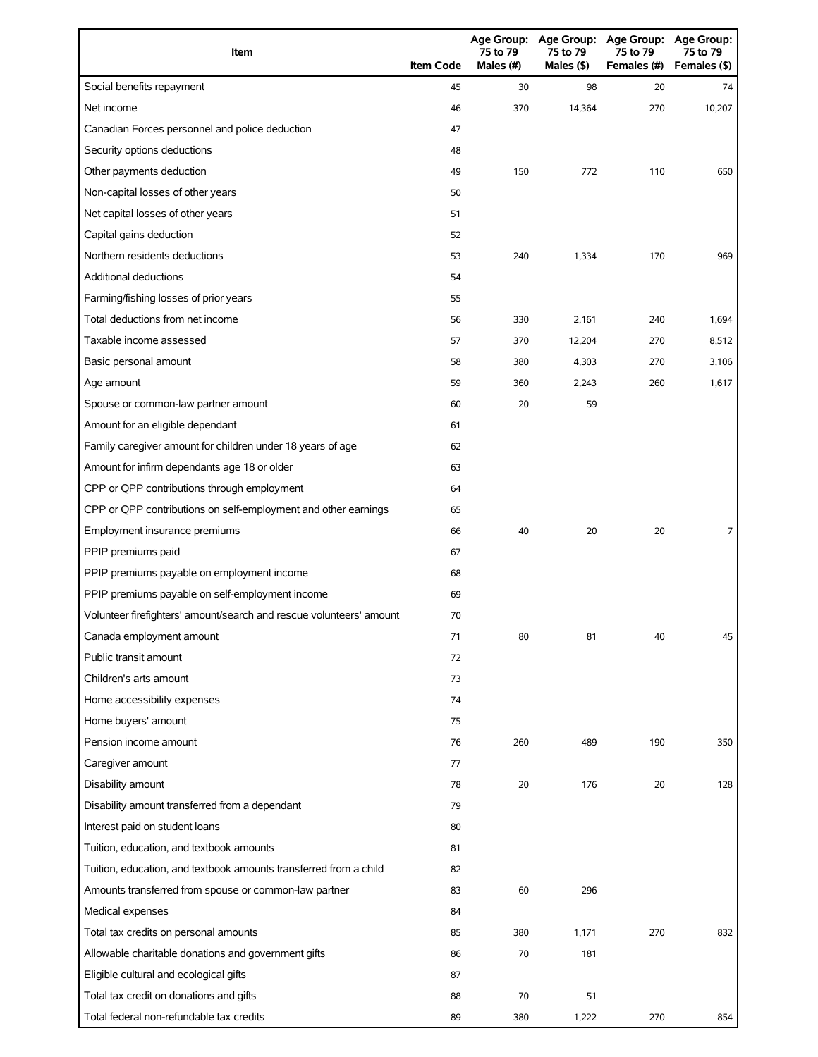| Item | Item Code | Age Group: 75 to 79 Males (#) | Age Group: 75 to 79 Males ($) | Age Group: 75 to 79 Females (#) | Age Group: 75 to 79 Females ($) |
|---|---|---|---|---|---|
| Social benefits repayment | 45 | 30 | 98 | 20 | 74 |
| Net income | 46 | 370 | 14,364 | 270 | 10,207 |
| Canadian Forces personnel and police deduction | 47 | | | | |
| Security options deductions | 48 | | | | |
| Other payments deduction | 49 | 150 | 772 | 110 | 650 |
| Non-capital losses of other years | 50 | | | | |
| Net capital losses of other years | 51 | | | | |
| Capital gains deduction | 52 | | | | |
| Northern residents deductions | 53 | 240 | 1,334 | 170 | 969 |
| Additional deductions | 54 | | | | |
| Farming/fishing losses of prior years | 55 | | | | |
| Total deductions from net income | 56 | 330 | 2,161 | 240 | 1,694 |
| Taxable income assessed | 57 | 370 | 12,204 | 270 | 8,512 |
| Basic personal amount | 58 | 380 | 4,303 | 270 | 3,106 |
| Age amount | 59 | 360 | 2,243 | 260 | 1,617 |
| Spouse or common-law partner amount | 60 | 20 | 59 | | |
| Amount for an eligible dependant | 61 | | | | |
| Family caregiver amount for children under 18 years of age | 62 | | | | |
| Amount for infirm dependants age 18 or older | 63 | | | | |
| CPP or QPP contributions through employment | 64 | | | | |
| CPP or QPP contributions on self-employment and other earnings | 65 | | | | |
| Employment insurance premiums | 66 | 40 | 20 | 20 | 7 |
| PPIP premiums paid | 67 | | | | |
| PPIP premiums payable on employment income | 68 | | | | |
| PPIP premiums payable on self-employment income | 69 | | | | |
| Volunteer firefighters' amount/search and rescue volunteers' amount | 70 | | | | |
| Canada employment amount | 71 | 80 | 81 | 40 | 45 |
| Public transit amount | 72 | | | | |
| Children's arts amount | 73 | | | | |
| Home accessibility expenses | 74 | | | | |
| Home buyers' amount | 75 | | | | |
| Pension income amount | 76 | 260 | 489 | 190 | 350 |
| Caregiver amount | 77 | | | | |
| Disability amount | 78 | 20 | 176 | 20 | 128 |
| Disability amount transferred from a dependant | 79 | | | | |
| Interest paid on student loans | 80 | | | | |
| Tuition, education, and textbook amounts | 81 | | | | |
| Tuition, education, and textbook amounts transferred from a child | 82 | | | | |
| Amounts transferred from spouse or common-law partner | 83 | 60 | 296 | | |
| Medical expenses | 84 | | | | |
| Total tax credits on personal amounts | 85 | 380 | 1,171 | 270 | 832 |
| Allowable charitable donations and government gifts | 86 | 70 | 181 | | |
| Eligible cultural and ecological gifts | 87 | | | | |
| Total tax credit on donations and gifts | 88 | 70 | 51 | | |
| Total federal non-refundable tax credits | 89 | 380 | 1,222 | 270 | 854 |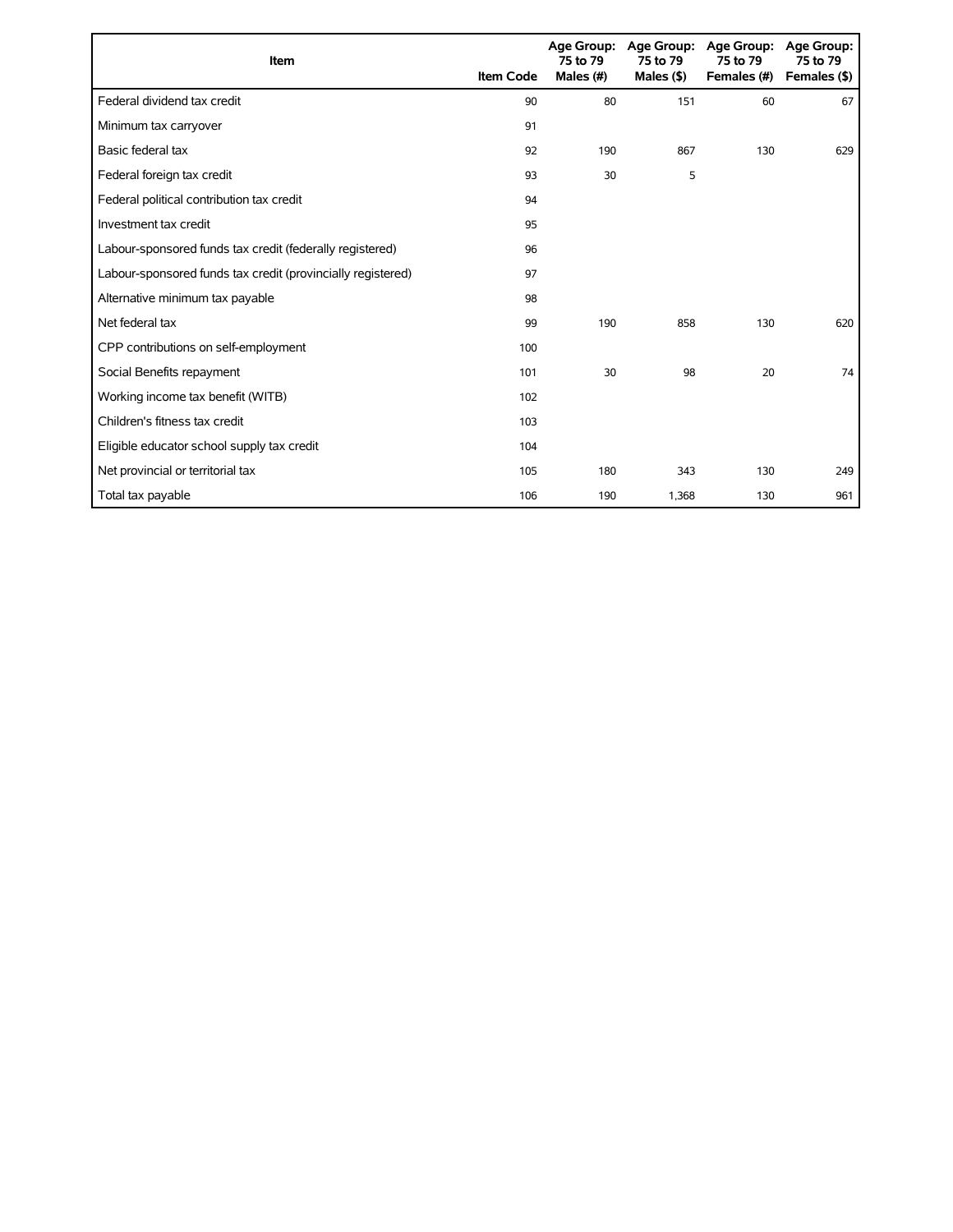| Item | Item Code | Age Group: 75 to 79 Males (#) | Age Group: 75 to 79 Males ($) | Age Group: 75 to 79 Females (#) | Age Group: 75 to 79 Females ($) |
|---|---|---|---|---|---|
| Federal dividend tax credit | 90 | 80 | 151 | 60 | 67 |
| Minimum tax carryover | 91 | | | | |
| Basic federal tax | 92 | 190 | 867 | 130 | 629 |
| Federal foreign tax credit | 93 | 30 | 5 | | |
| Federal political contribution tax credit | 94 | | | | |
| Investment tax credit | 95 | | | | |
| Labour-sponsored funds tax credit (federally registered) | 96 | | | | |
| Labour-sponsored funds tax credit (provincially registered) | 97 | | | | |
| Alternative minimum tax payable | 98 | | | | |
| Net federal tax | 99 | 190 | 858 | 130 | 620 |
| CPP contributions on self-employment | 100 | | | | |
| Social Benefits repayment | 101 | 30 | 98 | 20 | 74 |
| Working income tax benefit (WITB) | 102 | | | | |
| Children's fitness tax credit | 103 | | | | |
| Eligible educator school supply tax credit | 104 | | | | |
| Net provincial or territorial tax | 105 | 180 | 343 | 130 | 249 |
| Total tax payable | 106 | 190 | 1,368 | 130 | 961 |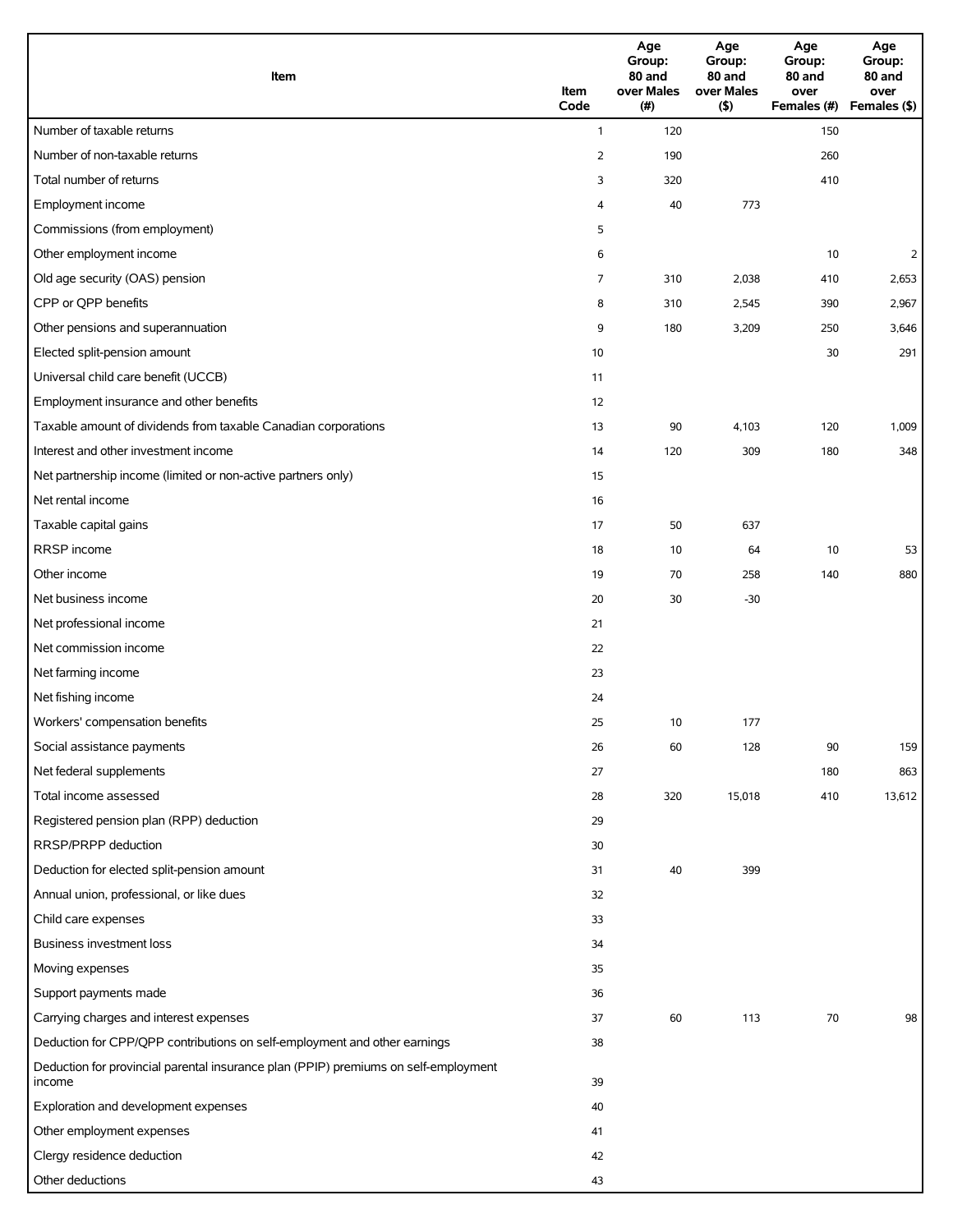| Item | Item Code | Age Group: 80 and over Males (#) | Age Group: 80 and over Males ($) | Age Group: 80 and over Females (#) | Age Group: 80 and over Females ($) |
|---|---|---|---|---|---|
| Number of taxable returns | 1 | 120 | | 150 | |
| Number of non-taxable returns | 2 | 190 | | 260 | |
| Total number of returns | 3 | 320 | | 410 | |
| Employment income | 4 | 40 | 773 | | |
| Commissions (from employment) | 5 | | | | |
| Other employment income | 6 | | | 10 | 2 |
| Old age security (OAS) pension | 7 | 310 | 2,038 | 410 | 2,653 |
| CPP or QPP benefits | 8 | 310 | 2,545 | 390 | 2,967 |
| Other pensions and superannuation | 9 | 180 | 3,209 | 250 | 3,646 |
| Elected split-pension amount | 10 | | | 30 | 291 |
| Universal child care benefit (UCCB) | 11 | | | | |
| Employment insurance and other benefits | 12 | | | | |
| Taxable amount of dividends from taxable Canadian corporations | 13 | 90 | 4,103 | 120 | 1,009 |
| Interest and other investment income | 14 | 120 | 309 | 180 | 348 |
| Net partnership income (limited or non-active partners only) | 15 | | | | |
| Net rental income | 16 | | | | |
| Taxable capital gains | 17 | 50 | 637 | | |
| RRSP income | 18 | 10 | 64 | 10 | 53 |
| Other income | 19 | 70 | 258 | 140 | 880 |
| Net business income | 20 | 30 | -30 | | |
| Net professional income | 21 | | | | |
| Net commission income | 22 | | | | |
| Net farming income | 23 | | | | |
| Net fishing income | 24 | | | | |
| Workers' compensation benefits | 25 | 10 | 177 | | |
| Social assistance payments | 26 | 60 | 128 | 90 | 159 |
| Net federal supplements | 27 | | | 180 | 863 |
| Total income assessed | 28 | 320 | 15,018 | 410 | 13,612 |
| Registered pension plan (RPP) deduction | 29 | | | | |
| RRSP/PRPP deduction | 30 | | | | |
| Deduction for elected split-pension amount | 31 | 40 | 399 | | |
| Annual union, professional, or like dues | 32 | | | | |
| Child care expenses | 33 | | | | |
| Business investment loss | 34 | | | | |
| Moving expenses | 35 | | | | |
| Support payments made | 36 | | | | |
| Carrying charges and interest expenses | 37 | 60 | 113 | 70 | 98 |
| Deduction for CPP/QPP contributions on self-employment and other earnings | 38 | | | | |
| Deduction for provincial parental insurance plan (PPIP) premiums on self-employment income | 39 | | | | |
| Exploration and development expenses | 40 | | | | |
| Other employment expenses | 41 | | | | |
| Clergy residence deduction | 42 | | | | |
| Other deductions | 43 | | | | |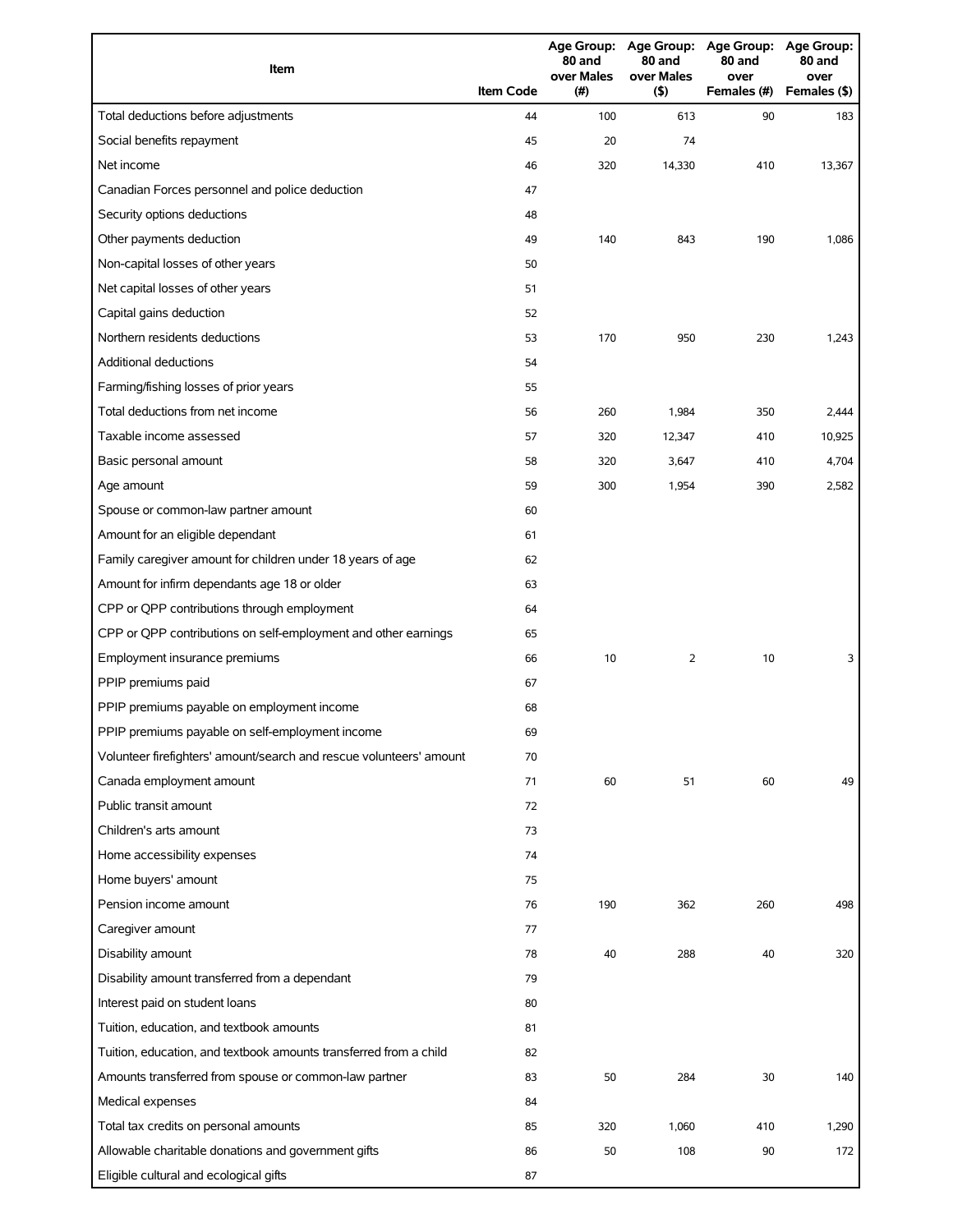| Item | Item Code | Age Group: 80 and over Males (#) | Age Group: 80 and over Males ($) | Age Group: 80 and over Females (#) | Age Group: 80 and over Females ($) |
|---|---|---|---|---|---|
| Total deductions before adjustments | 44 | 100 | 613 | 90 | 183 |
| Social benefits repayment | 45 | 20 | 74 | | |
| Net income | 46 | 320 | 14,330 | 410 | 13,367 |
| Canadian Forces personnel and police deduction | 47 | | | | |
| Security options deductions | 48 | | | | |
| Other payments deduction | 49 | 140 | 843 | 190 | 1,086 |
| Non-capital losses of other years | 50 | | | | |
| Net capital losses of other years | 51 | | | | |
| Capital gains deduction | 52 | | | | |
| Northern residents deductions | 53 | 170 | 950 | 230 | 1,243 |
| Additional deductions | 54 | | | | |
| Farming/fishing losses of prior years | 55 | | | | |
| Total deductions from net income | 56 | 260 | 1,984 | 350 | 2,444 |
| Taxable income assessed | 57 | 320 | 12,347 | 410 | 10,925 |
| Basic personal amount | 58 | 320 | 3,647 | 410 | 4,704 |
| Age amount | 59 | 300 | 1,954 | 390 | 2,582 |
| Spouse or common-law partner amount | 60 | | | | |
| Amount for an eligible dependant | 61 | | | | |
| Family caregiver amount for children under 18 years of age | 62 | | | | |
| Amount for infirm dependants age 18 or older | 63 | | | | |
| CPP or QPP contributions through employment | 64 | | | | |
| CPP or QPP contributions on self-employment and other earnings | 65 | | | | |
| Employment insurance premiums | 66 | 10 | 2 | 10 | 3 |
| PPIP premiums paid | 67 | | | | |
| PPIP premiums payable on employment income | 68 | | | | |
| PPIP premiums payable on self-employment income | 69 | | | | |
| Volunteer firefighters' amount/search and rescue volunteers' amount | 70 | | | | |
| Canada employment amount | 71 | 60 | 51 | 60 | 49 |
| Public transit amount | 72 | | | | |
| Children's arts amount | 73 | | | | |
| Home accessibility expenses | 74 | | | | |
| Home buyers' amount | 75 | | | | |
| Pension income amount | 76 | 190 | 362 | 260 | 498 |
| Caregiver amount | 77 | | | | |
| Disability amount | 78 | 40 | 288 | 40 | 320 |
| Disability amount transferred from a dependant | 79 | | | | |
| Interest paid on student loans | 80 | | | | |
| Tuition, education, and textbook amounts | 81 | | | | |
| Tuition, education, and textbook amounts transferred from a child | 82 | | | | |
| Amounts transferred from spouse or common-law partner | 83 | 50 | 284 | 30 | 140 |
| Medical expenses | 84 | | | | |
| Total tax credits on personal amounts | 85 | 320 | 1,060 | 410 | 1,290 |
| Allowable charitable donations and government gifts | 86 | 50 | 108 | 90 | 172 |
| Eligible cultural and ecological gifts | 87 | | | | |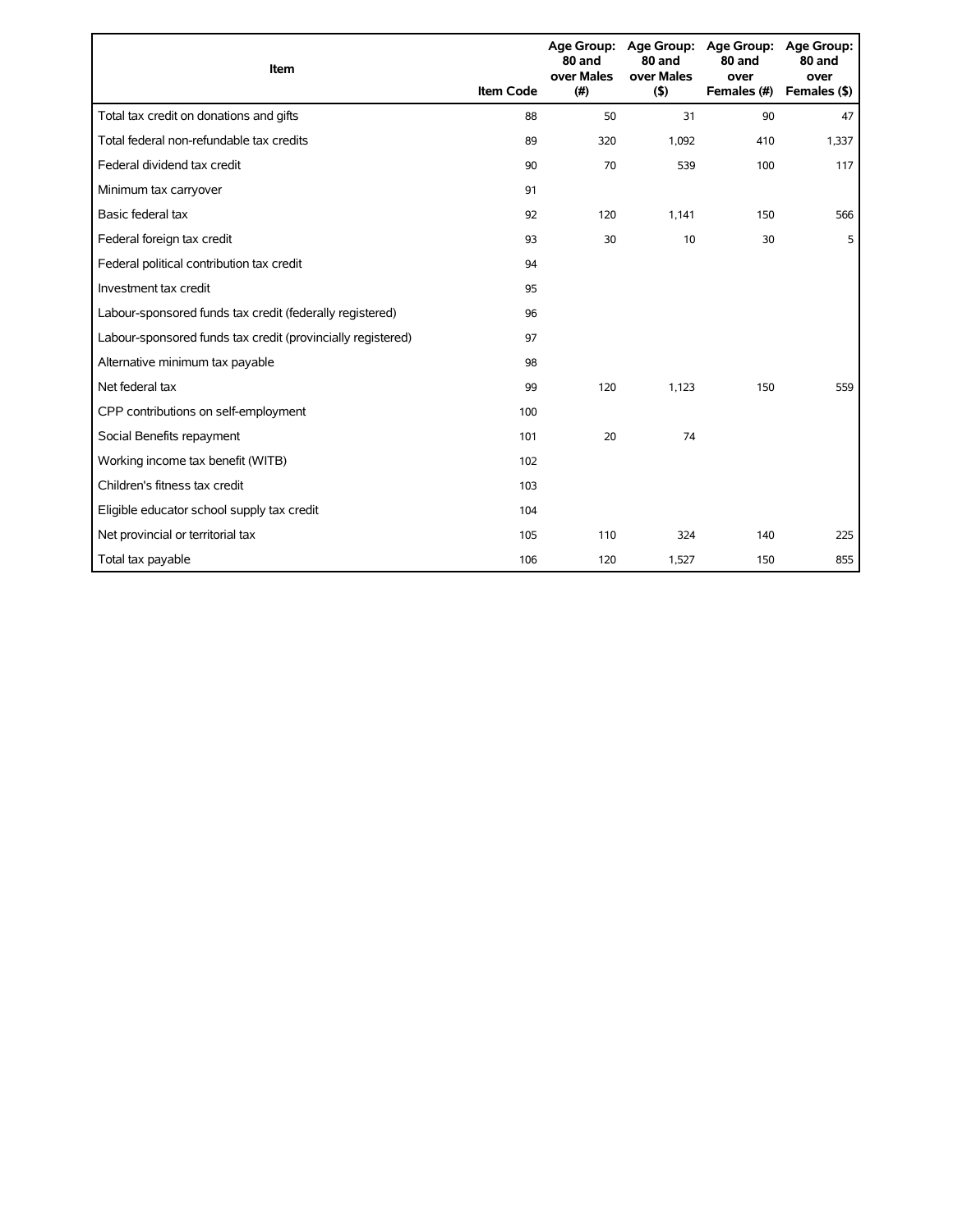| Item | Item Code | Age Group: 80 and over Males (#) | Age Group: 80 and over Males ($) | Age Group: 80 and over Females (#) | Age Group: 80 and over Females ($) |
|---|---|---|---|---|---|
| Total tax credit on donations and gifts | 88 | 50 | 31 | 90 | 47 |
| Total federal non-refundable tax credits | 89 | 320 | 1,092 | 410 | 1,337 |
| Federal dividend tax credit | 90 | 70 | 539 | 100 | 117 |
| Minimum tax carryover | 91 | | | | |
| Basic federal tax | 92 | 120 | 1,141 | 150 | 566 |
| Federal foreign tax credit | 93 | 30 | 10 | 30 | 5 |
| Federal political contribution tax credit | 94 | | | | |
| Investment tax credit | 95 | | | | |
| Labour-sponsored funds tax credit (federally registered) | 96 | | | | |
| Labour-sponsored funds tax credit (provincially registered) | 97 | | | | |
| Alternative minimum tax payable | 98 | | | | |
| Net federal tax | 99 | 120 | 1,123 | 150 | 559 |
| CPP contributions on self-employment | 100 | | | | |
| Social Benefits repayment | 101 | 20 | 74 | | |
| Working income tax benefit (WITB) | 102 | | | | |
| Children's fitness tax credit | 103 | | | | |
| Eligible educator school supply tax credit | 104 | | | | |
| Net provincial or territorial tax | 105 | 110 | 324 | 140 | 225 |
| Total tax payable | 106 | 120 | 1,527 | 150 | 855 |